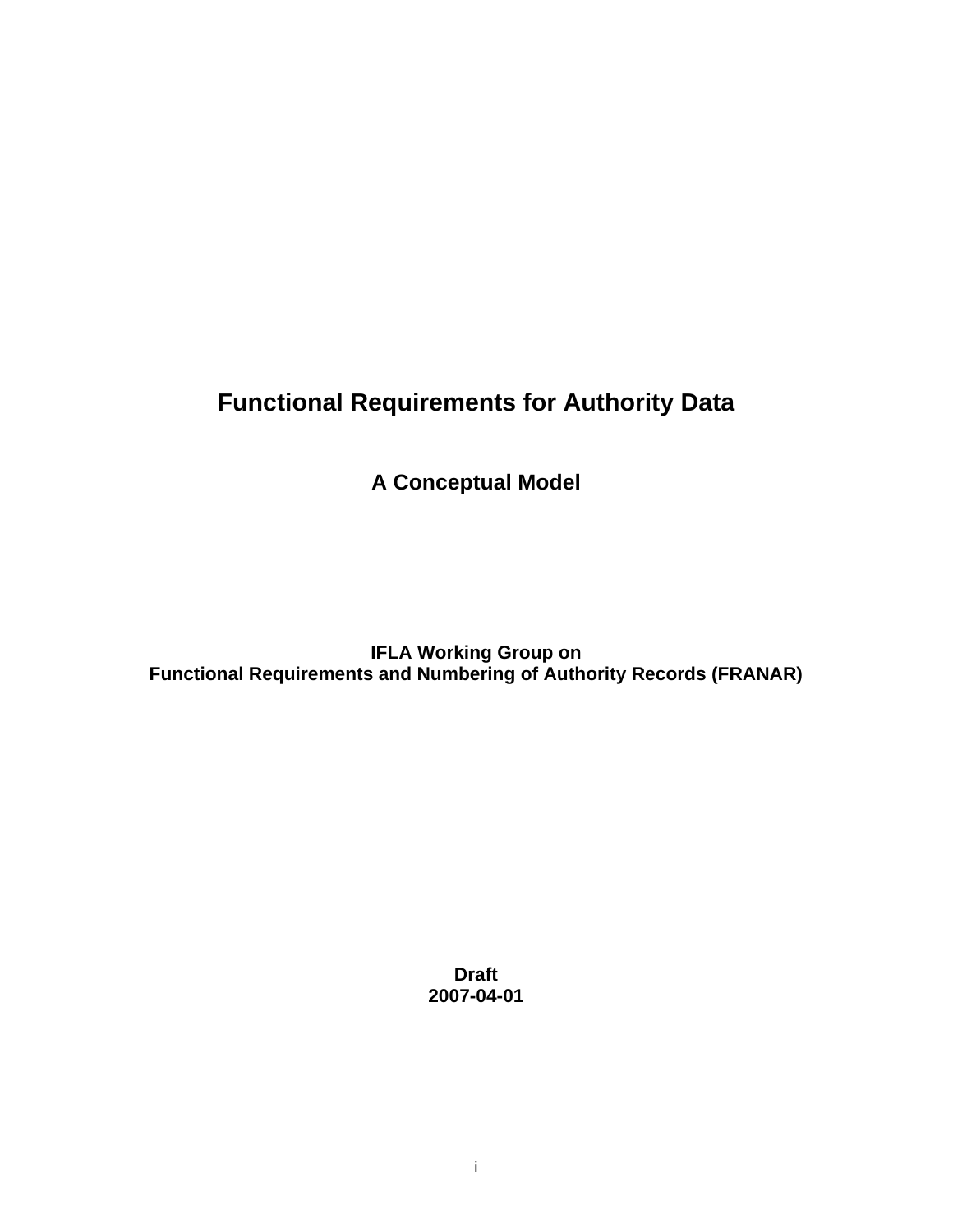# Functional Requirements for Authority Data

## A Conceptual Model

**IFLA Working Group on**
**Functional Requirements and Numbering of Authority Records (FRANAR)**

**Draft**
**2007-04-01**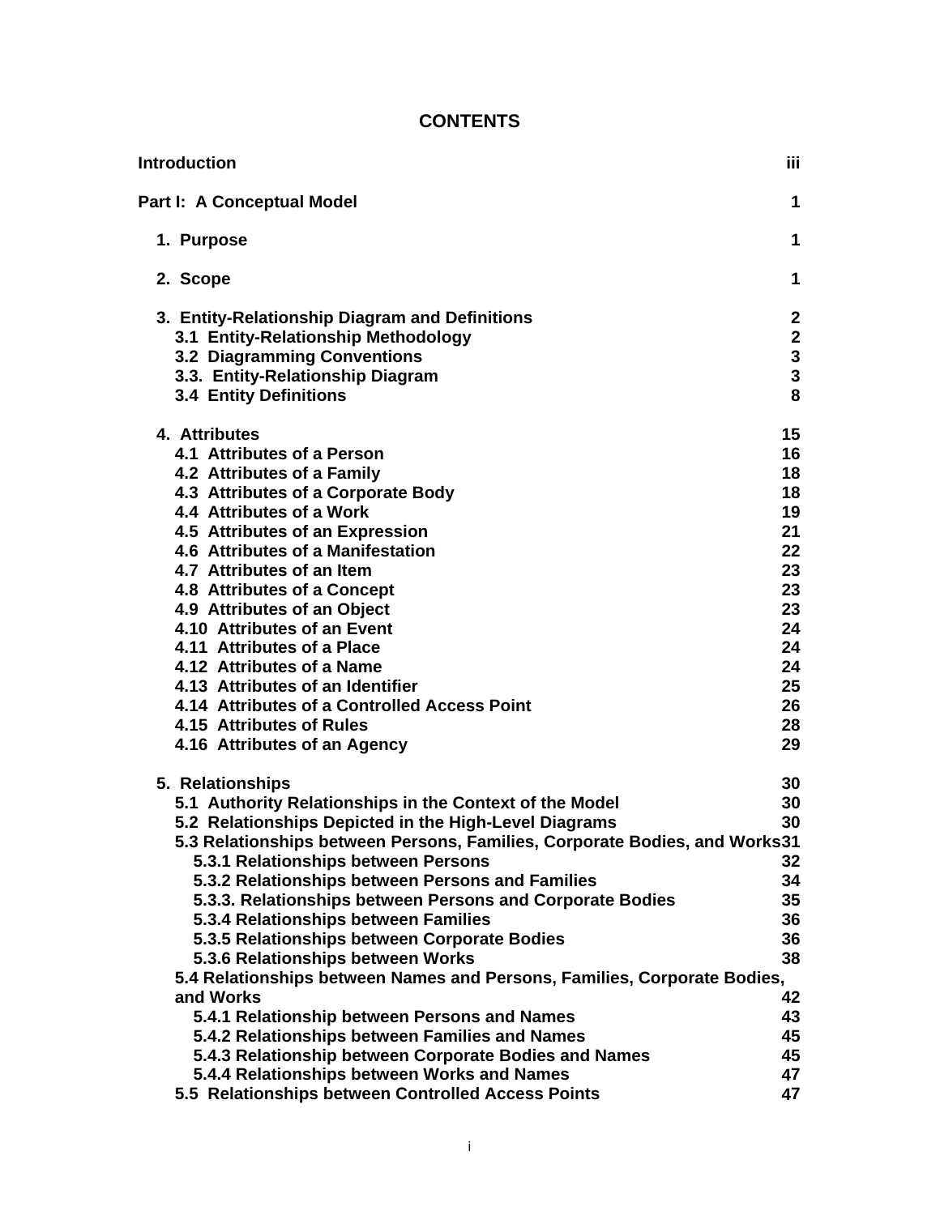# CONTENTS

| | |
|---|---|
| **Introduction** | **iii** |
| **Part I: A Conceptual Model** | **1** |
| **1. Purpose** | **1** |
| **2. Scope** | **1** |
| **3. Entity-Relationship Diagram and Definitions** | **2** |
| **3.1 Entity-Relationship Methodology** | **2** |
| **3.2 Diagramming Conventions** | **3** |
| **3.3. Entity-Relationship Diagram** | **3** |
| **3.4 Entity Definitions** | **8** |
| **4. Attributes** | **15** |
| **4.1 Attributes of a Person** | **16** |
| **4.2 Attributes of a Family** | **18** |
| **4.3 Attributes of a Corporate Body** | **18** |
| **4.4 Attributes of a Work** | **19** |
| **4.5 Attributes of an Expression** | **21** |
| **4.6 Attributes of a Manifestation** | **22** |
| **4.7 Attributes of an Item** | **23** |
| **4.8 Attributes of a Concept** | **23** |
| **4.9 Attributes of an Object** | **23** |
| **4.10 Attributes of an Event** | **24** |
| **4.11 Attributes of a Place** | **24** |
| **4.12 Attributes of a Name** | **24** |
| **4.13 Attributes of an Identifier** | **25** |
| **4.14 Attributes of a Controlled Access Point** | **26** |
| **4.15 Attributes of Rules** | **28** |
| **4.16 Attributes of an Agency** | **29** |
| **5. Relationships** | **30** |
| **5.1 Authority Relationships in the Context of the Model** | **30** |
| **5.2 Relationships Depicted in the High-Level Diagrams** | **30** |
| **5.3 Relationships between Persons, Families, Corporate Bodies, and Works** | **31** |
| **5.3.1 Relationships between Persons** | **32** |
| **5.3.2 Relationships between Persons and Families** | **34** |
| **5.3.3. Relationships between Persons and Corporate Bodies** | **35** |
| **5.3.4 Relationships between Families** | **36** |
| **5.3.5 Relationships between Corporate Bodies** | **36** |
| **5.3.6 Relationships between Works** | **38** |
| **5.4 Relationships between Names and Persons, Families, Corporate Bodies, and Works** | **42** |
| **5.4.1 Relationship between Persons and Names** | **43** |
| **5.4.2 Relationships between Families and Names** | **45** |
| **5.4.3 Relationship between Corporate Bodies and Names** | **45** |
| **5.4.4 Relationships between Works and Names** | **47** |
| **5.5 Relationships between Controlled Access Points** | **47** |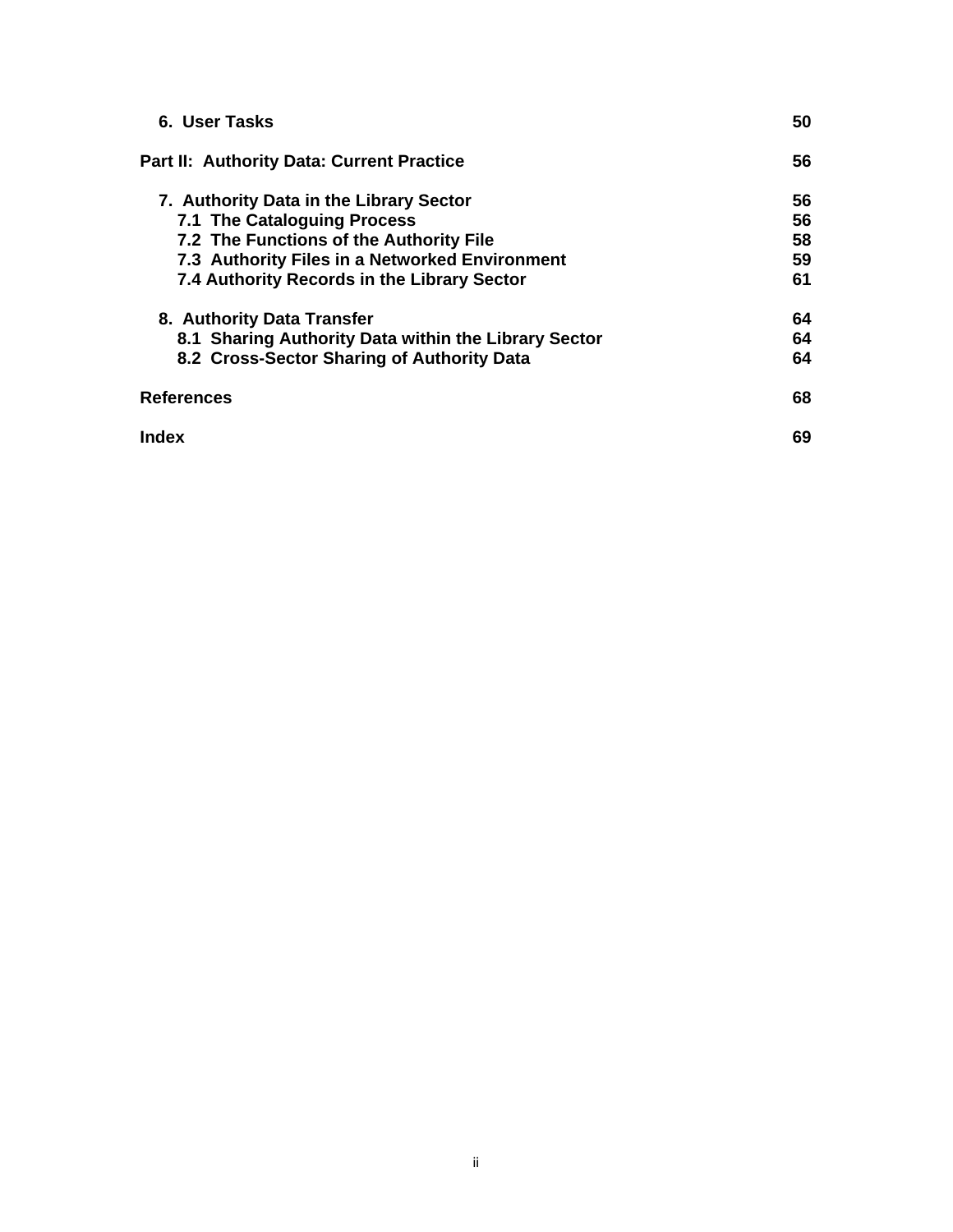| | |
|---|---|
| **6. User Tasks** | **50** |
| **Part II: Authority Data: Current Practice** | **56** |
| **7. Authority Data in the Library Sector** | **56** |
| **7.1 The Cataloguing Process** | **56** |
| **7.2 The Functions of the Authority File** | **58** |
| **7.3 Authority Files in a Networked Environment** | **59** |
| **7.4 Authority Records in the Library Sector** | **61** |
| **8. Authority Data Transfer** | **64** |
| **8.1 Sharing Authority Data within the Library Sector** | **64** |
| **8.2 Cross-Sector Sharing of Authority Data** | **64** |
| **References** | **68** |
| **Index** | **69** |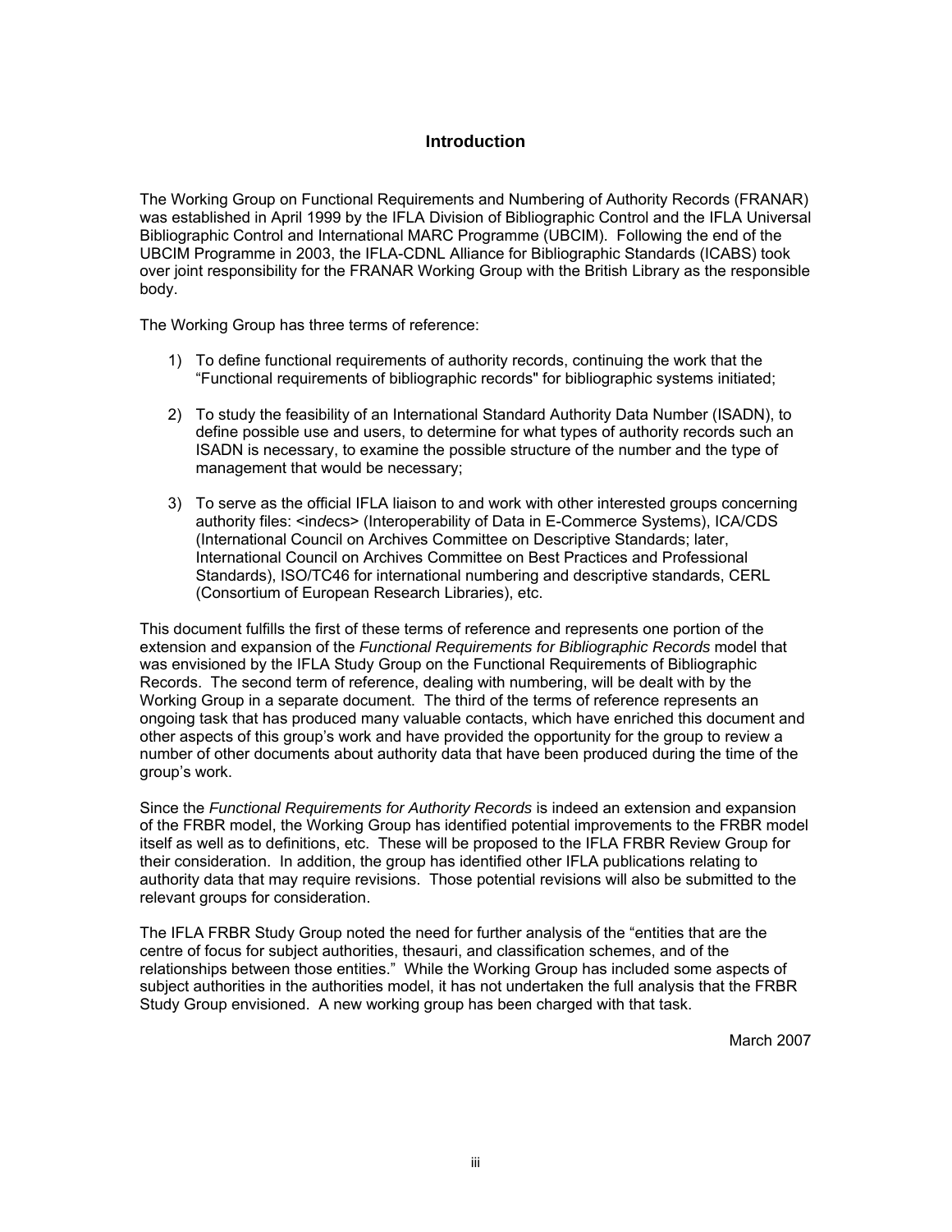# Introduction

The Working Group on Functional Requirements and Numbering of Authority Records (FRANAR) was established in April 1999 by the IFLA Division of Bibliographic Control and the IFLA Universal Bibliographic Control and International MARC Programme (UBCIM). Following the end of the UBCIM Programme in 2003, the IFLA-CDNL Alliance for Bibliographic Standards (ICABS) took over joint responsibility for the FRANAR Working Group with the British Library as the responsible body.

The Working Group has three terms of reference:

1) To define functional requirements of authority records, continuing the work that the "Functional requirements of bibliographic records" for bibliographic systems initiated;

2) To study the feasibility of an International Standard Authority Data Number (ISADN), to define possible use and users, to determine for what types of authority records such an ISADN is necessary, to examine the possible structure of the number and the type of management that would be necessary;

3) To serve as the official IFLA liaison to and work with other interested groups concerning authority files: <in*d*ecs> (Interoperability of Data in E-Commerce Systems), ICA/CDS (International Council on Archives Committee on Descriptive Standards; later, International Council on Archives Committee on Best Practices and Professional Standards), ISO/TC46 for international numbering and descriptive standards, CERL (Consortium of European Research Libraries), etc.

This document fulfills the first of these terms of reference and represents one portion of the extension and expansion of the *Functional Requirements for Bibliographic Records* model that was envisioned by the IFLA Study Group on the Functional Requirements of Bibliographic Records. The second term of reference, dealing with numbering, will be dealt with by the Working Group in a separate document. The third of the terms of reference represents an ongoing task that has produced many valuable contacts, which have enriched this document and other aspects of this group's work and have provided the opportunity for the group to review a number of other documents about authority data that have been produced during the time of the group's work.

Since the *Functional Requirements for Authority Records* is indeed an extension and expansion of the FRBR model, the Working Group has identified potential improvements to the FRBR model itself as well as to definitions, etc. These will be proposed to the IFLA FRBR Review Group for their consideration. In addition, the group has identified other IFLA publications relating to authority data that may require revisions. Those potential revisions will also be submitted to the relevant groups for consideration.

The IFLA FRBR Study Group noted the need for further analysis of the "entities that are the centre of focus for subject authorities, thesauri, and classification schemes, and of the relationships between those entities." While the Working Group has included some aspects of subject authorities in the authorities model, it has not undertaken the full analysis that the FRBR Study Group envisioned. A new working group has been charged with that task.

March 2007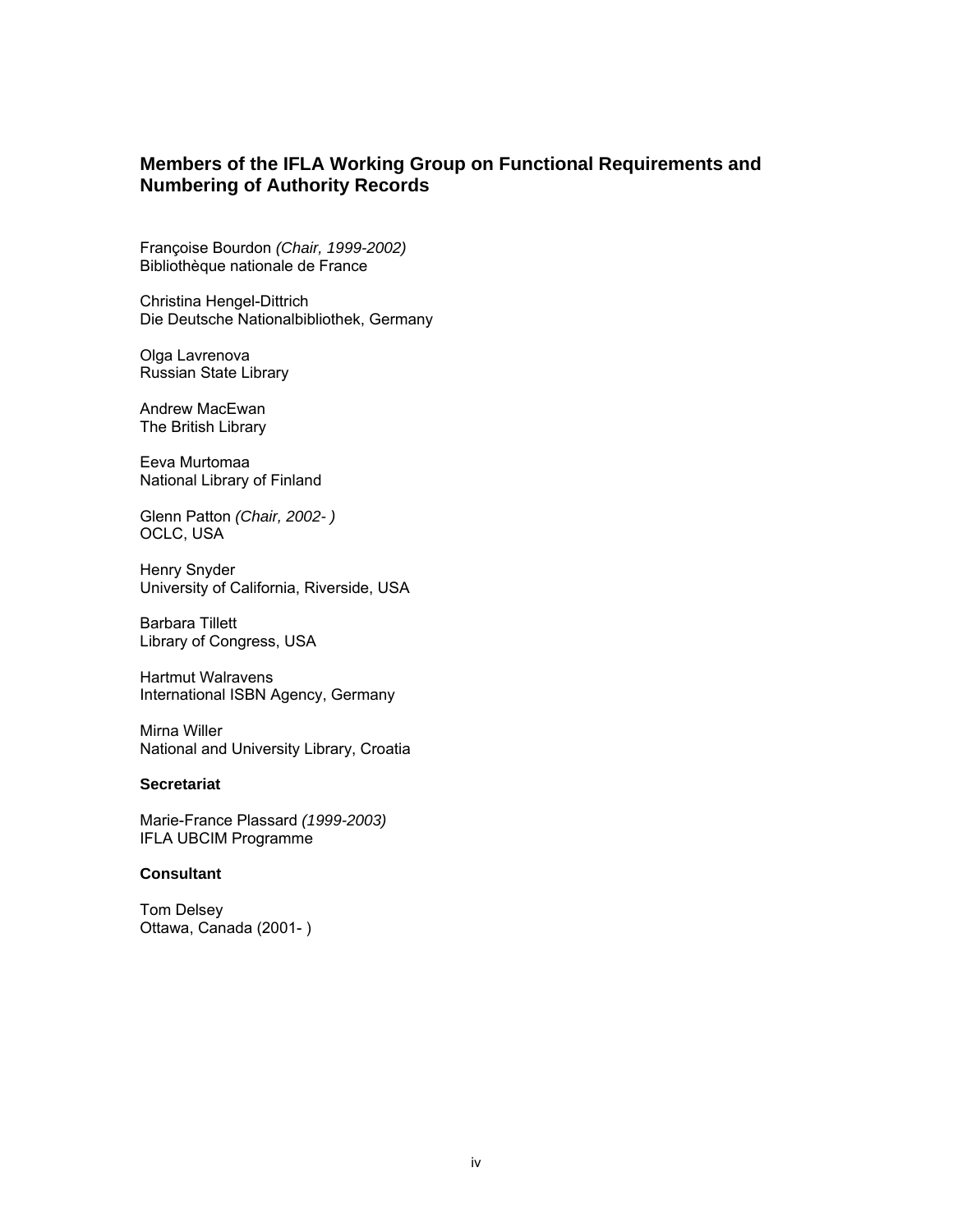## Members of the IFLA Working Group on Functional Requirements and Numbering of Authority Records

Françoise Bourdon *(Chair, 1999-2002)*
Bibliothèque nationale de France

Christina Hengel-Dittrich
Die Deutsche Nationalbibliothek, Germany

Olga Lavrenova
Russian State Library

Andrew MacEwan
The British Library

Eeva Murtomaa
National Library of Finland

Glenn Patton *(Chair, 2002- )*
OCLC, USA

Henry Snyder
University of California, Riverside, USA

Barbara Tillett
Library of Congress, USA

Hartmut Walravens
International ISBN Agency, Germany

Mirna Willer
National and University Library, Croatia

**Secretariat**

Marie-France Plassard *(1999-2003)*
IFLA UBCIM Programme

**Consultant**

Tom Delsey
Ottawa, Canada (2001- )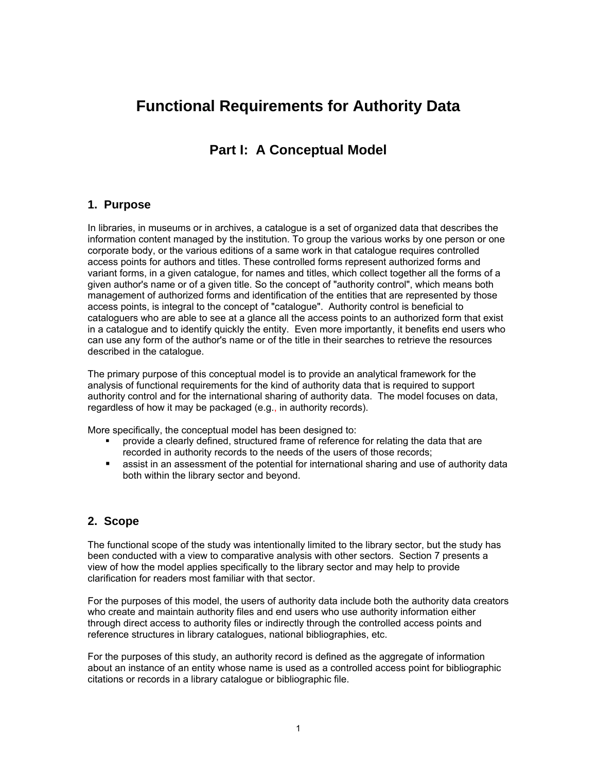# Functional Requirements for Authority Data

## Part I: A Conceptual Model

### 1. Purpose

In libraries, in museums or in archives, a catalogue is a set of organized data that describes the information content managed by the institution. To group the various works by one person or one corporate body, or the various editions of a same work in that catalogue requires controlled access points for authors and titles. These controlled forms represent authorized forms and variant forms, in a given catalogue, for names and titles, which collect together all the forms of a given author's name or of a given title. So the concept of "authority control", which means both management of authorized forms and identification of the entities that are represented by those access points, is integral to the concept of "catalogue". Authority control is beneficial to cataloguers who are able to see at a glance all the access points to an authorized form that exist in a catalogue and to identify quickly the entity. Even more importantly, it benefits end users who can use any form of the author's name or of the title in their searches to retrieve the resources described in the catalogue.

The primary purpose of this conceptual model is to provide an analytical framework for the analysis of functional requirements for the kind of authority data that is required to support authority control and for the international sharing of authority data. The model focuses on data, regardless of how it may be packaged (e.g., in authority records).

More specifically, the conceptual model has been designed to:

- provide a clearly defined, structured frame of reference for relating the data that are recorded in authority records to the needs of the users of those records;
- assist in an assessment of the potential for international sharing and use of authority data both within the library sector and beyond.

### 2. Scope

The functional scope of the study was intentionally limited to the library sector, but the study has been conducted with a view to comparative analysis with other sectors. Section 7 presents a view of how the model applies specifically to the library sector and may help to provide clarification for readers most familiar with that sector.

For the purposes of this model, the users of authority data include both the authority data creators who create and maintain authority files and end users who use authority information either through direct access to authority files or indirectly through the controlled access points and reference structures in library catalogues, national bibliographies, etc.

For the purposes of this study, an authority record is defined as the aggregate of information about an instance of an entity whose name is used as a controlled access point for bibliographic citations or records in a library catalogue or bibliographic file.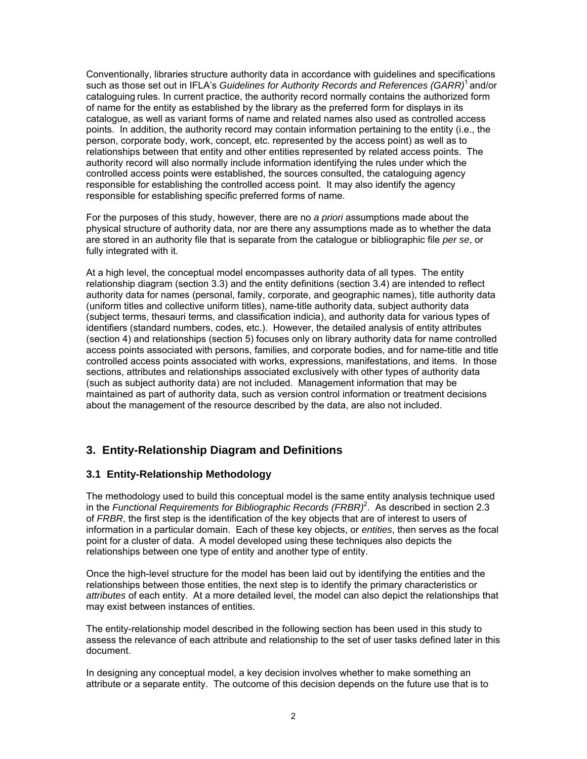Conventionally, libraries structure authority data in accordance with guidelines and specifications such as those set out in IFLA's *Guidelines for Authority Records and References (GARR)*[1] and/or cataloguing rules. In current practice, the authority record normally contains the authorized form of name for the entity as established by the library as the preferred form for displays in its catalogue, as well as variant forms of name and related names also used as controlled access points. In addition, the authority record may contain information pertaining to the entity (i.e., the person, corporate body, work, concept, etc. represented by the access point) as well as to relationships between that entity and other entities represented by related access points. The authority record will also normally include information identifying the rules under which the controlled access points were established, the sources consulted, the cataloguing agency responsible for establishing the controlled access point. It may also identify the agency responsible for establishing specific preferred forms of name.

For the purposes of this study, however, there are no *a priori* assumptions made about the physical structure of authority data, nor are there any assumptions made as to whether the data are stored in an authority file that is separate from the catalogue or bibliographic file *per se*, or fully integrated with it.

At a high level, the conceptual model encompasses authority data of all types. The entity relationship diagram (section 3.3) and the entity definitions (section 3.4) are intended to reflect authority data for names (personal, family, corporate, and geographic names), title authority data (uniform titles and collective uniform titles), name-title authority data, subject authority data (subject terms, thesauri terms, and classification indicia), and authority data for various types of identifiers (standard numbers, codes, etc.). However, the detailed analysis of entity attributes (section 4) and relationships (section 5) focuses only on library authority data for name controlled access points associated with persons, families, and corporate bodies, and for name-title and title controlled access points associated with works, expressions, manifestations, and items. In those sections, attributes and relationships associated exclusively with other types of authority data (such as subject authority data) are not included. Management information that may be maintained as part of authority data, such as version control information or treatment decisions about the management of the resource described by the data, are also not included.

## 3. Entity-Relationship Diagram and Definitions

### 3.1 Entity-Relationship Methodology

The methodology used to build this conceptual model is the same entity analysis technique used in the *Functional Requirements for Bibliographic Records (FRBR)*[2]. As described in section 2.3 of *FRBR*, the first step is the identification of the key objects that are of interest to users of information in a particular domain. Each of these key objects, or *entities*, then serves as the focal point for a cluster of data. A model developed using these techniques also depicts the relationships between one type of entity and another type of entity.

Once the high-level structure for the model has been laid out by identifying the entities and the relationships between those entities, the next step is to identify the primary characteristics or *attributes* of each entity. At a more detailed level, the model can also depict the relationships that may exist between instances of entities.

The entity-relationship model described in the following section has been used in this study to assess the relevance of each attribute and relationship to the set of user tasks defined later in this document.

In designing any conceptual model, a key decision involves whether to make something an attribute or a separate entity. The outcome of this decision depends on the future use that is to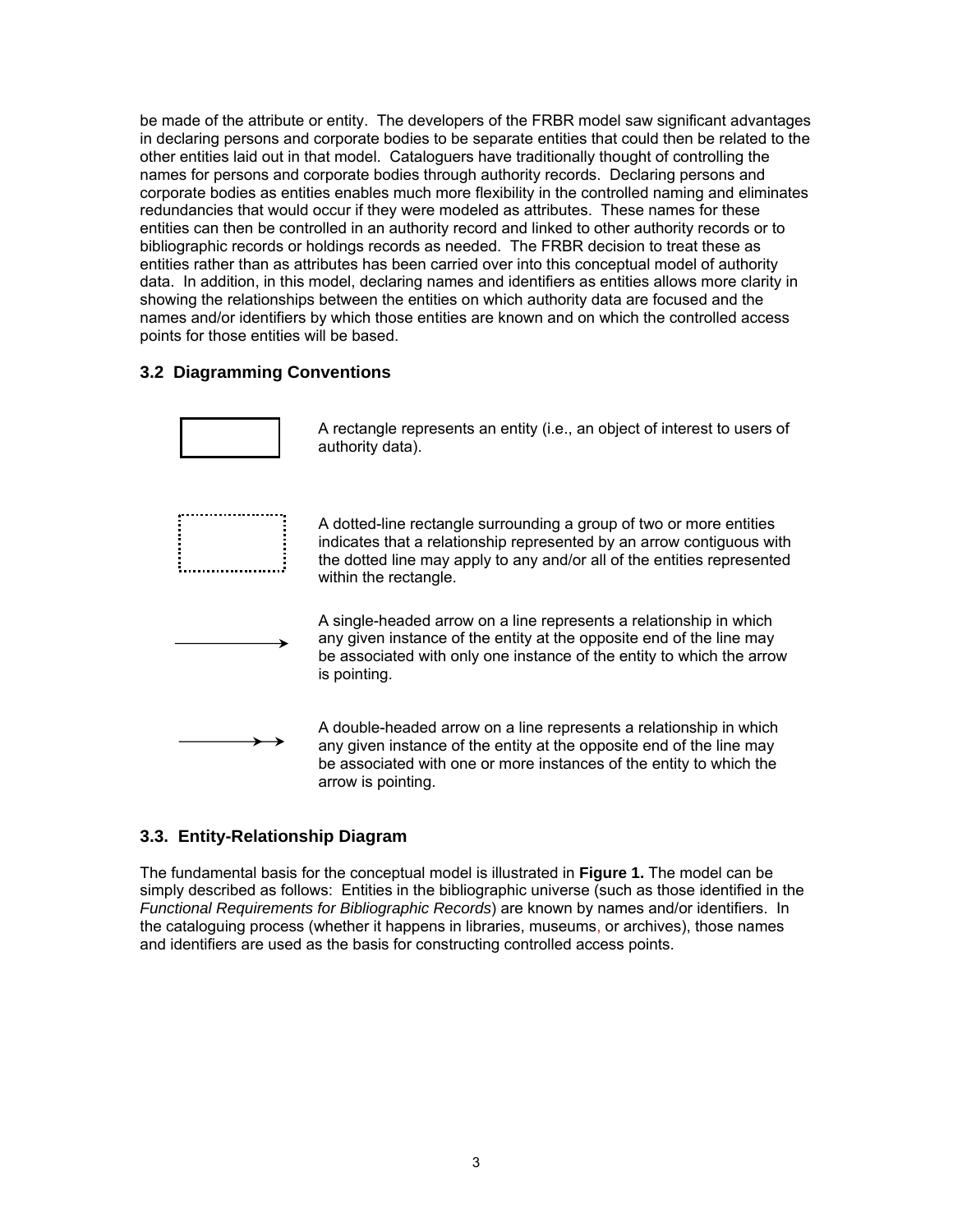be made of the attribute or entity. The developers of the FRBR model saw significant advantages in declaring persons and corporate bodies to be separate entities that could then be related to the other entities laid out in that model. Cataloguers have traditionally thought of controlling the names for persons and corporate bodies through authority records. Declaring persons and corporate bodies as entities enables much more flexibility in the controlled naming and eliminates redundancies that would occur if they were modeled as attributes. These names for these entities can then be controlled in an authority record and linked to other authority records or to bibliographic records or holdings records as needed. The FRBR decision to treat these as entities rather than as attributes has been carried over into this conceptual model of authority data. In addition, in this model, declaring names and identifiers as entities allows more clarity in showing the relationships between the entities on which authority data are focused and the names and/or identifiers by which those entities are known and on which the controlled access points for those entities will be based.

## 3.2 Diagramming Conventions

A rectangle represents an entity (i.e., an object of interest to users of authority data).

A dotted-line rectangle surrounding a group of two or more entities indicates that a relationship represented by an arrow contiguous with the dotted line may apply to any and/or all of the entities represented within the rectangle.

A single-headed arrow on a line represents a relationship in which any given instance of the entity at the opposite end of the line may be associated with only one instance of the entity to which the arrow is pointing.

A double-headed arrow on a line represents a relationship in which any given instance of the entity at the opposite end of the line may be associated with one or more instances of the entity to which the arrow is pointing.

## 3.3. Entity-Relationship Diagram

The fundamental basis for the conceptual model is illustrated in **Figure 1.** The model can be simply described as follows: Entities in the bibliographic universe (such as those identified in the *Functional Requirements for Bibliographic Records*) are known by names and/or identifiers. In the cataloguing process (whether it happens in libraries, museums, or archives), those names and identifiers are used as the basis for constructing controlled access points.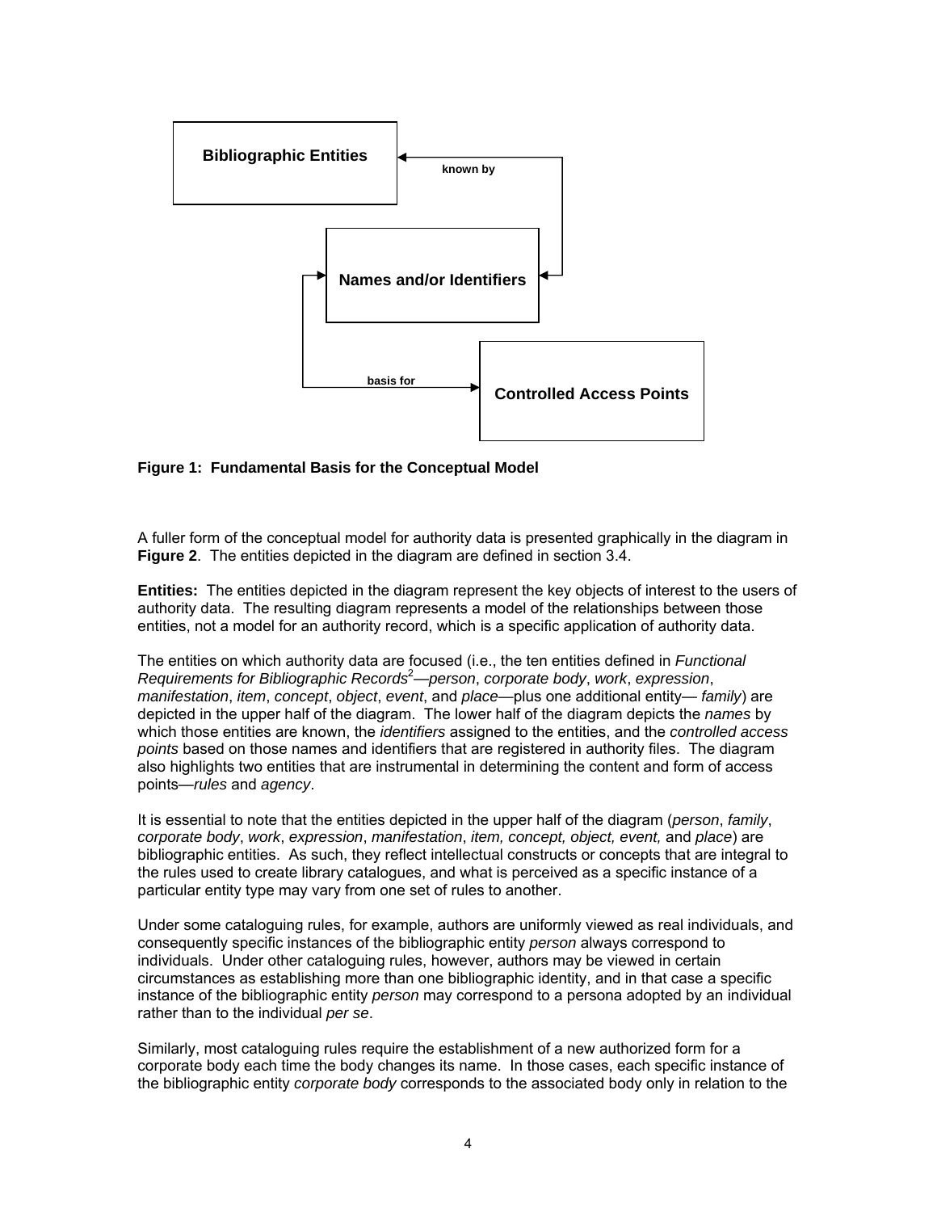Bibliographic Entities

known by

Names and/or Identifiers

basis for

Controlled Access Points

**Figure 1: Fundamental Basis for the Conceptual Model**

A fuller form of the conceptual model for authority data is presented graphically in the diagram in **Figure 2**. The entities depicted in the diagram are defined in section 3.4.

**Entities:** The entities depicted in the diagram represent the key objects of interest to the users of authority data. The resulting diagram represents a model of the relationships between those entities, not a model for an authority record, which is a specific application of authority data.

The entities on which authority data are focused (i.e., the ten entities defined in *Functional Requirements for Bibliographic Records*[2]—*person*, *corporate body*, *work*, *expression*, *manifestation*, *item*, *concept*, *object*, *event*, and *place*—plus one additional entity— *family*) are depicted in the upper half of the diagram. The lower half of the diagram depicts the *names* by which those entities are known, the *identifiers* assigned to the entities, and the *controlled access points* based on those names and identifiers that are registered in authority files. The diagram also highlights two entities that are instrumental in determining the content and form of access points—*rules* and *agency*.

It is essential to note that the entities depicted in the upper half of the diagram (*person*, *family*, *corporate body*, *work*, *expression*, *manifestation*, *item, concept, object, event,* and *place*) are bibliographic entities. As such, they reflect intellectual constructs or concepts that are integral to the rules used to create library catalogues, and what is perceived as a specific instance of a particular entity type may vary from one set of rules to another.

Under some cataloguing rules, for example, authors are uniformly viewed as real individuals, and consequently specific instances of the bibliographic entity *person* always correspond to individuals. Under other cataloguing rules, however, authors may be viewed in certain circumstances as establishing more than one bibliographic identity, and in that case a specific instance of the bibliographic entity *person* may correspond to a persona adopted by an individual rather than to the individual *per se*.

Similarly, most cataloguing rules require the establishment of a new authorized form for a corporate body each time the body changes its name. In those cases, each specific instance of the bibliographic entity *corporate body* corresponds to the associated body only in relation to the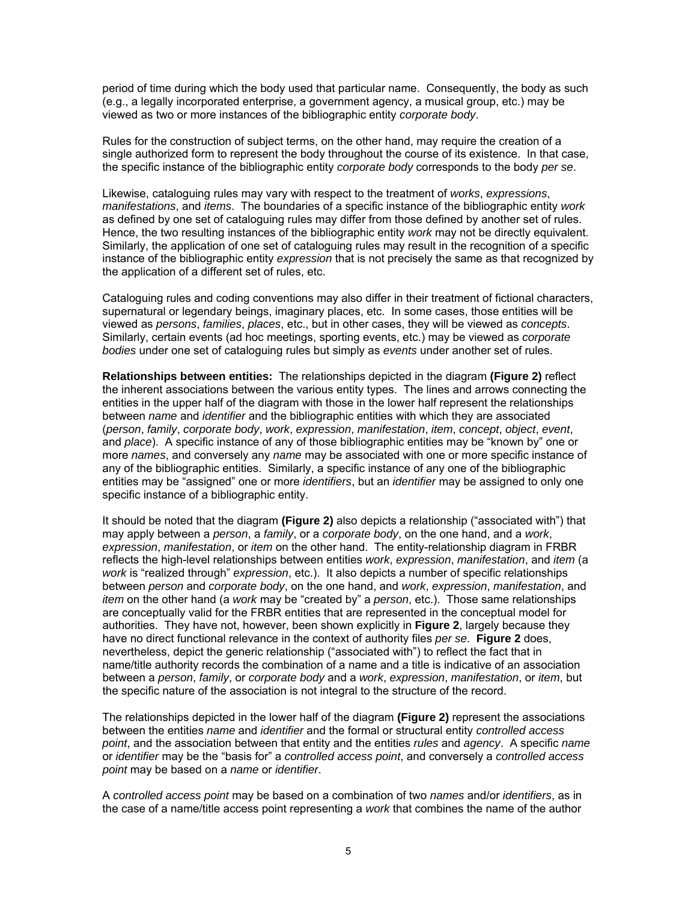period of time during which the body used that particular name. Consequently, the body as such (e.g., a legally incorporated enterprise, a government agency, a musical group, etc.) may be viewed as two or more instances of the bibliographic entity *corporate body*.

Rules for the construction of subject terms, on the other hand, may require the creation of a single authorized form to represent the body throughout the course of its existence. In that case, the specific instance of the bibliographic entity *corporate body* corresponds to the body *per se*.

Likewise, cataloguing rules may vary with respect to the treatment of *works*, *expressions*, *manifestations*, and *items*. The boundaries of a specific instance of the bibliographic entity *work* as defined by one set of cataloguing rules may differ from those defined by another set of rules. Hence, the two resulting instances of the bibliographic entity *work* may not be directly equivalent. Similarly, the application of one set of cataloguing rules may result in the recognition of a specific instance of the bibliographic entity *expression* that is not precisely the same as that recognized by the application of a different set of rules, etc.

Cataloguing rules and coding conventions may also differ in their treatment of fictional characters, supernatural or legendary beings, imaginary places, etc. In some cases, those entities will be viewed as *persons*, *families*, *places*, etc., but in other cases, they will be viewed as *concepts*. Similarly, certain events (ad hoc meetings, sporting events, etc.) may be viewed as *corporate bodies* under one set of cataloguing rules but simply as *events* under another set of rules.

**Relationships between entities:** The relationships depicted in the diagram **(Figure 2)** reflect the inherent associations between the various entity types. The lines and arrows connecting the entities in the upper half of the diagram with those in the lower half represent the relationships between *name* and *identifier* and the bibliographic entities with which they are associated (*person*, *family*, *corporate body*, *work*, *expression*, *manifestation*, *item*, *concept*, *object*, *event*, and *place*). A specific instance of any of those bibliographic entities may be "known by" one or more *names*, and conversely any *name* may be associated with one or more specific instance of any of the bibliographic entities. Similarly, a specific instance of any one of the bibliographic entities may be "assigned" one or more *identifiers*, but an *identifier* may be assigned to only one specific instance of a bibliographic entity.

It should be noted that the diagram **(Figure 2)** also depicts a relationship ("associated with") that may apply between a *person*, a *family*, or a *corporate body*, on the one hand, and a *work*, *expression*, *manifestation*, or *item* on the other hand. The entity-relationship diagram in FRBR reflects the high-level relationships between entities *work*, *expression*, *manifestation*, and *item* (a *work* is "realized through" *expression*, etc.). It also depicts a number of specific relationships between *person* and *corporate body*, on the one hand, and *work*, *expression*, *manifestation*, and *item* on the other hand (a *work* may be "created by" a *person*, etc.). Those same relationships are conceptually valid for the FRBR entities that are represented in the conceptual model for authorities. They have not, however, been shown explicitly in **Figure 2**, largely because they have no direct functional relevance in the context of authority files *per se*. **Figure 2** does, nevertheless, depict the generic relationship ("associated with") to reflect the fact that in name/title authority records the combination of a name and a title is indicative of an association between a *person*, *family*, or *corporate body* and a *work*, *expression*, *manifestation*, or *item*, but the specific nature of the association is not integral to the structure of the record.

The relationships depicted in the lower half of the diagram **(Figure 2)** represent the associations between the entities *name* and *identifier* and the formal or structural entity *controlled access point*, and the association between that entity and the entities *rules* and *agency*. A specific *name* or *identifier* may be the "basis for" a *controlled access point*, and conversely a *controlled access point* may be based on a *name* or *identifier*.

A *controlled access point* may be based on a combination of two *names* and/or *identifiers*, as in the case of a name/title access point representing a *work* that combines the name of the author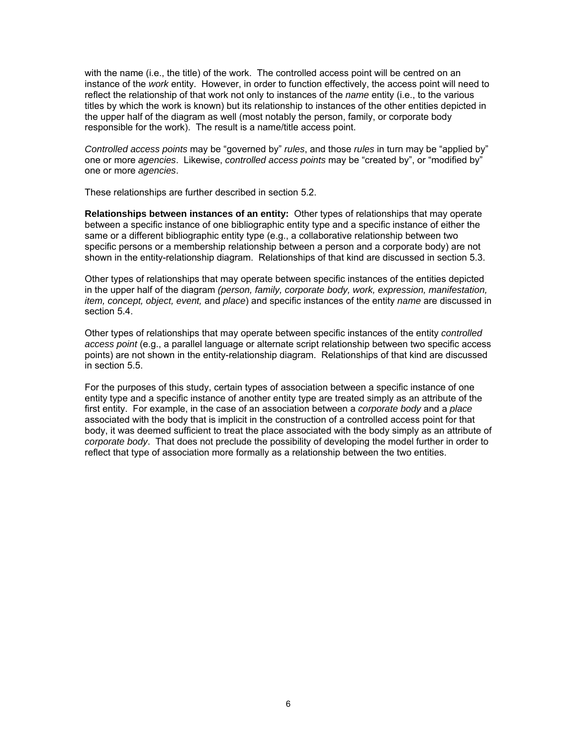with the name (i.e., the title) of the work. The controlled access point will be centred on an instance of the *work* entity. However, in order to function effectively, the access point will need to reflect the relationship of that work not only to instances of the *name* entity (i.e., to the various titles by which the work is known) but its relationship to instances of the other entities depicted in the upper half of the diagram as well (most notably the person, family, or corporate body responsible for the work). The result is a name/title access point.

*Controlled access points* may be "governed by" *rules*, and those *rules* in turn may be "applied by" one or more *agencies*. Likewise, *controlled access points* may be "created by", or "modified by" one or more *agencies*.

These relationships are further described in section 5.2.

**Relationships between instances of an entity:** Other types of relationships that may operate between a specific instance of one bibliographic entity type and a specific instance of either the same or a different bibliographic entity type (e.g., a collaborative relationship between two specific persons or a membership relationship between a person and a corporate body) are not shown in the entity-relationship diagram. Relationships of that kind are discussed in section 5.3.

Other types of relationships that may operate between specific instances of the entities depicted in the upper half of the diagram *(person, family, corporate body, work, expression, manifestation, item, concept, object, event,* and *place*) and specific instances of the entity *name* are discussed in section 5.4.

Other types of relationships that may operate between specific instances of the entity *controlled access point* (e.g., a parallel language or alternate script relationship between two specific access points) are not shown in the entity-relationship diagram. Relationships of that kind are discussed in section 5.5.

For the purposes of this study, certain types of association between a specific instance of one entity type and a specific instance of another entity type are treated simply as an attribute of the first entity. For example, in the case of an association between a *corporate body* and a *place* associated with the body that is implicit in the construction of a controlled access point for that body, it was deemed sufficient to treat the place associated with the body simply as an attribute of *corporate body*. That does not preclude the possibility of developing the model further in order to reflect that type of association more formally as a relationship between the two entities.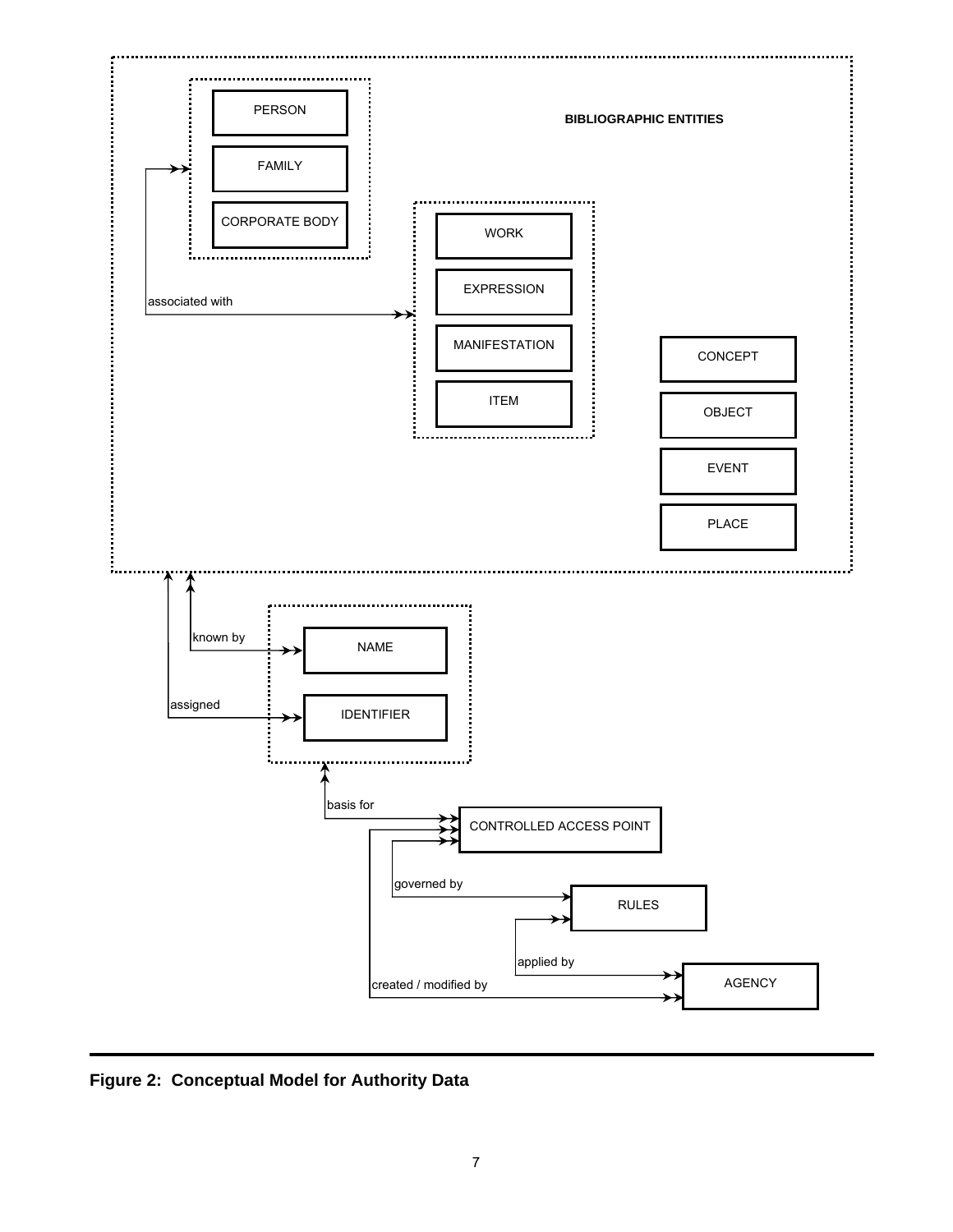BIBLIOGRAPHIC ENTITIES

PERSON

FAMILY

CORPORATE BODY

associated with

WORK

EXPRESSION

MANIFESTATION

ITEM

CONCEPT

OBJECT

EVENT

PLACE

known by

NAME

assigned

IDENTIFIER

basis for

CONTROLLED ACCESS POINT

governed by

RULES

applied by

created / modified by

AGENCY

**Figure 2: Conceptual Model for Authority Data**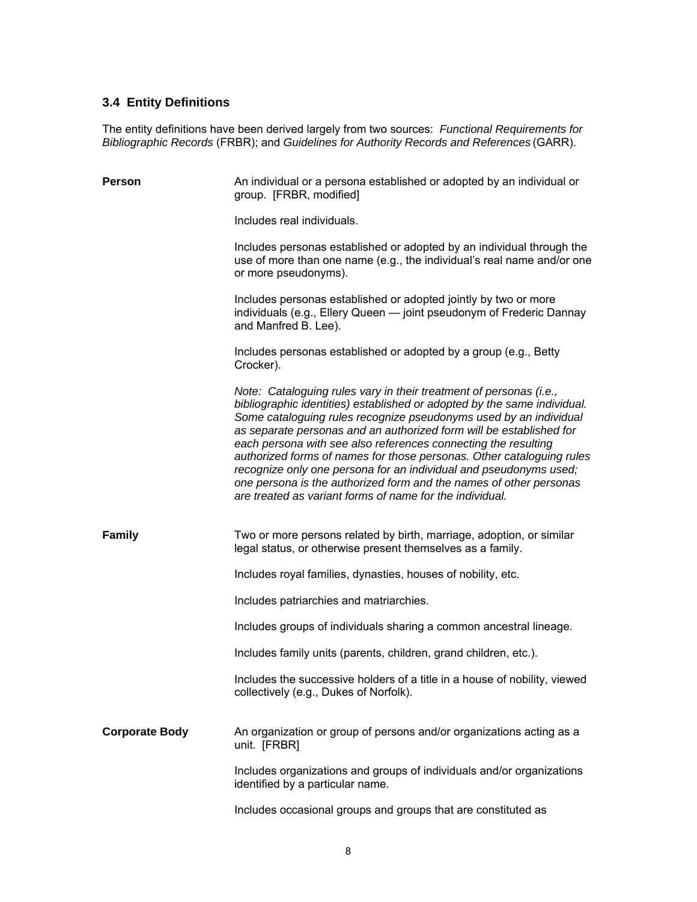### 3.4 Entity Definitions

The entity definitions have been derived largely from two sources: *Functional Requirements for Bibliographic Records* (FRBR); and *Guidelines for Authority Records and References* (GARR).

**Person**

An individual or a persona established or adopted by an individual or group. [FRBR, modified]

Includes real individuals.

Includes personas established or adopted by an individual through the use of more than one name (e.g., the individual's real name and/or one or more pseudonyms).

Includes personas established or adopted jointly by two or more individuals (e.g., Ellery Queen — joint pseudonym of Frederic Dannay and Manfred B. Lee).

Includes personas established or adopted by a group (e.g., Betty Crocker).

*Note: Cataloguing rules vary in their treatment of personas (i.e., bibliographic identities) established or adopted by the same individual. Some cataloguing rules recognize pseudonyms used by an individual as separate personas and an authorized form will be established for each persona with see also references connecting the resulting authorized forms of names for those personas. Other cataloguing rules recognize only one persona for an individual and pseudonyms used; one persona is the authorized form and the names of other personas are treated as variant forms of name for the individual.*

**Family**

Two or more persons related by birth, marriage, adoption, or similar legal status, or otherwise present themselves as a family.

Includes royal families, dynasties, houses of nobility, etc.

Includes patriarchies and matriarchies.

Includes groups of individuals sharing a common ancestral lineage.

Includes family units (parents, children, grand children, etc.).

Includes the successive holders of a title in a house of nobility, viewed collectively (e.g., Dukes of Norfolk).

**Corporate Body**

An organization or group of persons and/or organizations acting as a unit. [FRBR]

Includes organizations and groups of individuals and/or organizations identified by a particular name.

Includes occasional groups and groups that are constituted as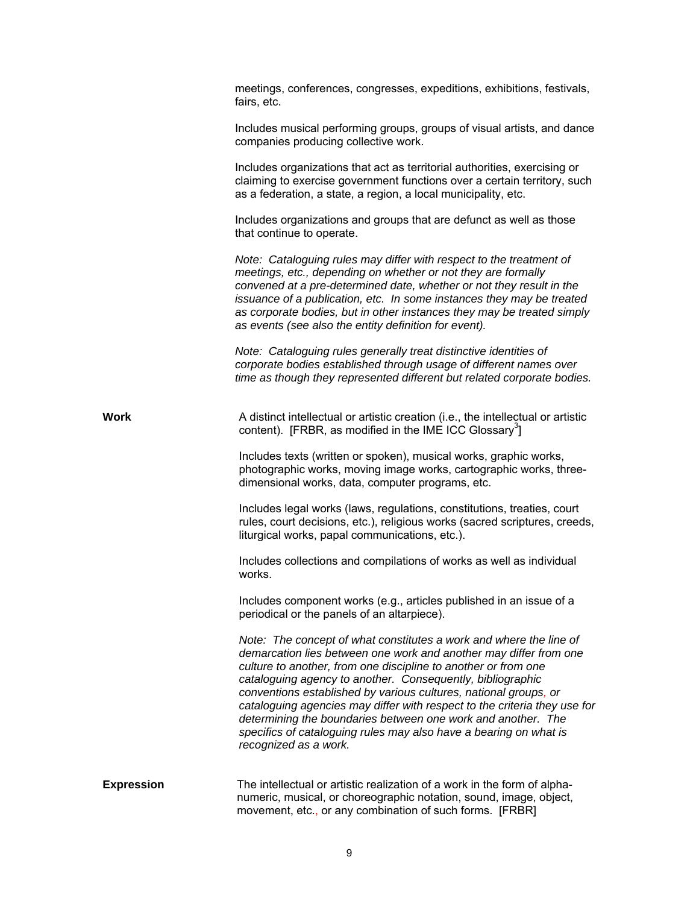meetings, conferences, congresses, expeditions, exhibitions, festivals, fairs, etc.

Includes musical performing groups, groups of visual artists, and dance companies producing collective work.

Includes organizations that act as territorial authorities, exercising or claiming to exercise government functions over a certain territory, such as a federation, a state, a region, a local municipality, etc.

Includes organizations and groups that are defunct as well as those that continue to operate.

*Note: Cataloguing rules may differ with respect to the treatment of meetings, etc., depending on whether or not they are formally convened at a pre-determined date, whether or not they result in the issuance of a publication, etc. In some instances they may be treated as corporate bodies, but in other instances they may be treated simply as events (see also the entity definition for event).*

*Note: Cataloguing rules generally treat distinctive identities of corporate bodies established through usage of different names over time as though they represented different but related corporate bodies.*

**Work**

A distinct intellectual or artistic creation (i.e., the intellectual or artistic content). [FRBR, as modified in the IME ICC Glossary[3]]

Includes texts (written or spoken), musical works, graphic works, photographic works, moving image works, cartographic works, three-dimensional works, data, computer programs, etc.

Includes legal works (laws, regulations, constitutions, treaties, court rules, court decisions, etc.), religious works (sacred scriptures, creeds, liturgical works, papal communications, etc.).

Includes collections and compilations of works as well as individual works.

Includes component works (e.g., articles published in an issue of a periodical or the panels of an altarpiece).

*Note: The concept of what constitutes a work and where the line of demarcation lies between one work and another may differ from one culture to another, from one discipline to another or from one cataloguing agency to another. Consequently, bibliographic conventions established by various cultures, national groups, or cataloguing agencies may differ with respect to the criteria they use for determining the boundaries between one work and another. The specifics of cataloguing rules may also have a bearing on what is recognized as a work.*

**Expression**

The intellectual or artistic realization of a work in the form of alpha-numeric, musical, or choreographic notation, sound, image, object, movement, etc., or any combination of such forms. [FRBR]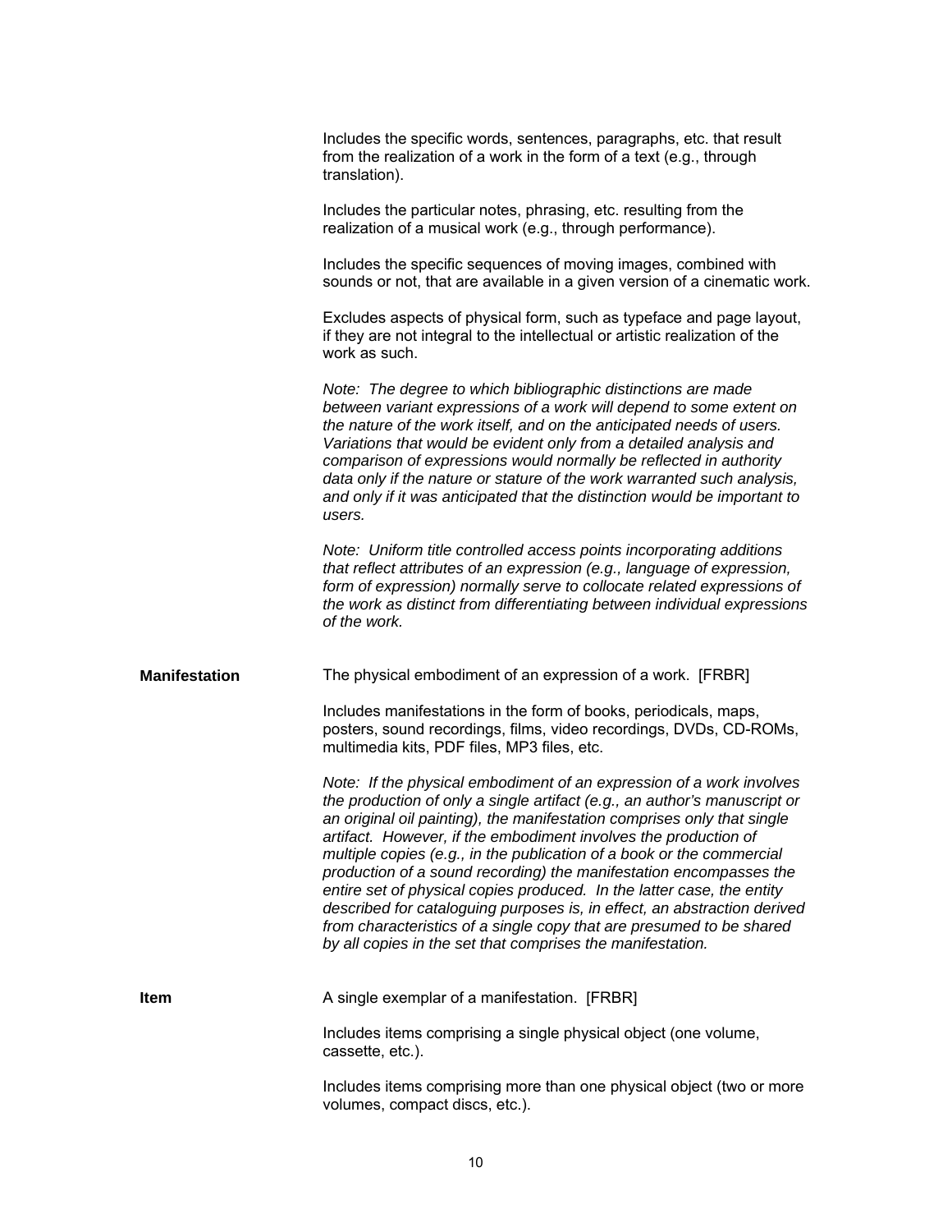Includes the specific words, sentences, paragraphs, etc. that result from the realization of a work in the form of a text (e.g., through translation).

Includes the particular notes, phrasing, etc. resulting from the realization of a musical work (e.g., through performance).

Includes the specific sequences of moving images, combined with sounds or not, that are available in a given version of a cinematic work.

Excludes aspects of physical form, such as typeface and page layout, if they are not integral to the intellectual or artistic realization of the work as such.

*Note: The degree to which bibliographic distinctions are made between variant expressions of a work will depend to some extent on the nature of the work itself, and on the anticipated needs of users. Variations that would be evident only from a detailed analysis and comparison of expressions would normally be reflected in authority data only if the nature or stature of the work warranted such analysis, and only if it was anticipated that the distinction would be important to users.*

*Note: Uniform title controlled access points incorporating additions that reflect attributes of an expression (e.g., language of expression, form of expression) normally serve to collocate related expressions of the work as distinct from differentiating between individual expressions of the work.*

**Manifestation**

The physical embodiment of an expression of a work. [FRBR]

Includes manifestations in the form of books, periodicals, maps, posters, sound recordings, films, video recordings, DVDs, CD-ROMs, multimedia kits, PDF files, MP3 files, etc.

*Note: If the physical embodiment of an expression of a work involves the production of only a single artifact (e.g., an author's manuscript or an original oil painting), the manifestation comprises only that single artifact. However, if the embodiment involves the production of multiple copies (e.g., in the publication of a book or the commercial production of a sound recording) the manifestation encompasses the entire set of physical copies produced. In the latter case, the entity described for cataloguing purposes is, in effect, an abstraction derived from characteristics of a single copy that are presumed to be shared by all copies in the set that comprises the manifestation.*

**Item**

A single exemplar of a manifestation. [FRBR]

Includes items comprising a single physical object (one volume, cassette, etc.).

Includes items comprising more than one physical object (two or more volumes, compact discs, etc.).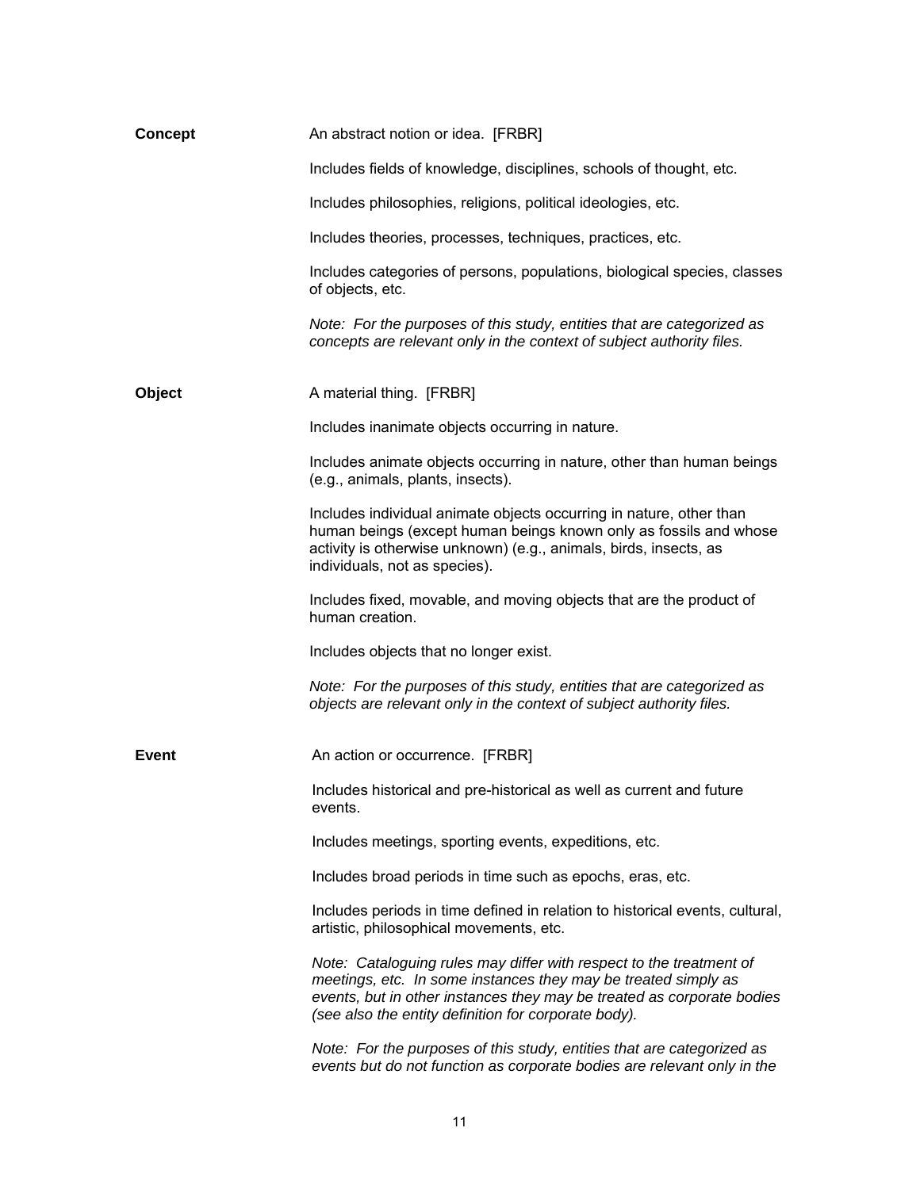**Concept**

An abstract notion or idea. [FRBR]

Includes fields of knowledge, disciplines, schools of thought, etc.

Includes philosophies, religions, political ideologies, etc.

Includes theories, processes, techniques, practices, etc.

Includes categories of persons, populations, biological species, classes of objects, etc.

*Note: For the purposes of this study, entities that are categorized as concepts are relevant only in the context of subject authority files.*

**Object**

A material thing. [FRBR]

Includes inanimate objects occurring in nature.

Includes animate objects occurring in nature, other than human beings (e.g., animals, plants, insects).

Includes individual animate objects occurring in nature, other than human beings (except human beings known only as fossils and whose activity is otherwise unknown) (e.g., animals, birds, insects, as individuals, not as species).

Includes fixed, movable, and moving objects that are the product of human creation.

Includes objects that no longer exist.

*Note: For the purposes of this study, entities that are categorized as objects are relevant only in the context of subject authority files.*

**Event**

An action or occurrence. [FRBR]

Includes historical and pre-historical as well as current and future events.

Includes meetings, sporting events, expeditions, etc.

Includes broad periods in time such as epochs, eras, etc.

Includes periods in time defined in relation to historical events, cultural, artistic, philosophical movements, etc.

*Note: Cataloguing rules may differ with respect to the treatment of meetings, etc. In some instances they may be treated simply as events, but in other instances they may be treated as corporate bodies (see also the entity definition for corporate body).*

*Note: For the purposes of this study, entities that are categorized as events but do not function as corporate bodies are relevant only in the*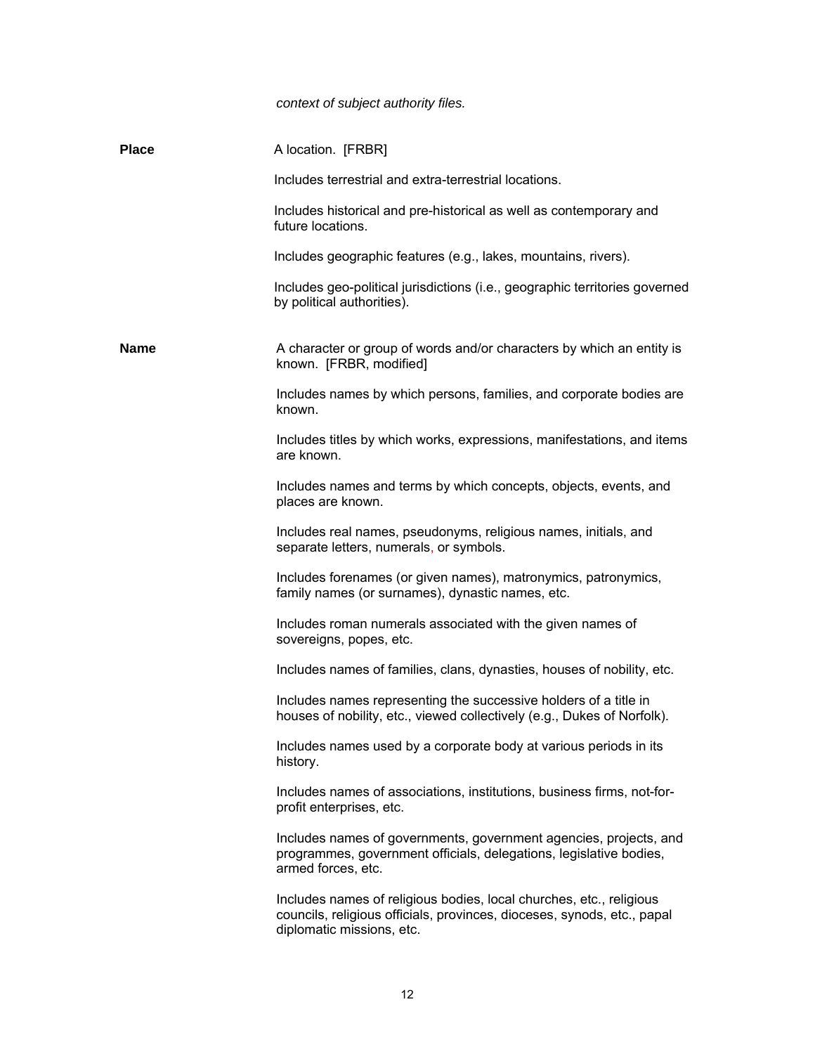*context of subject authority files.*

**Place**

A location. [FRBR]

Includes terrestrial and extra-terrestrial locations.

Includes historical and pre-historical as well as contemporary and future locations.

Includes geographic features (e.g., lakes, mountains, rivers).

Includes geo-political jurisdictions (i.e., geographic territories governed by political authorities).

**Name**

A character or group of words and/or characters by which an entity is known. [FRBR, modified]

Includes names by which persons, families, and corporate bodies are known.

Includes titles by which works, expressions, manifestations, and items are known.

Includes names and terms by which concepts, objects, events, and places are known.

Includes real names, pseudonyms, religious names, initials, and separate letters, numerals, or symbols.

Includes forenames (or given names), matronymics, patronymics, family names (or surnames), dynastic names, etc.

Includes roman numerals associated with the given names of sovereigns, popes, etc.

Includes names of families, clans, dynasties, houses of nobility, etc.

Includes names representing the successive holders of a title in houses of nobility, etc., viewed collectively (e.g., Dukes of Norfolk).

Includes names used by a corporate body at various periods in its history.

Includes names of associations, institutions, business firms, not-for-profit enterprises, etc.

Includes names of governments, government agencies, projects, and programmes, government officials, delegations, legislative bodies, armed forces, etc.

Includes names of religious bodies, local churches, etc., religious councils, religious officials, provinces, dioceses, synods, etc., papal diplomatic missions, etc.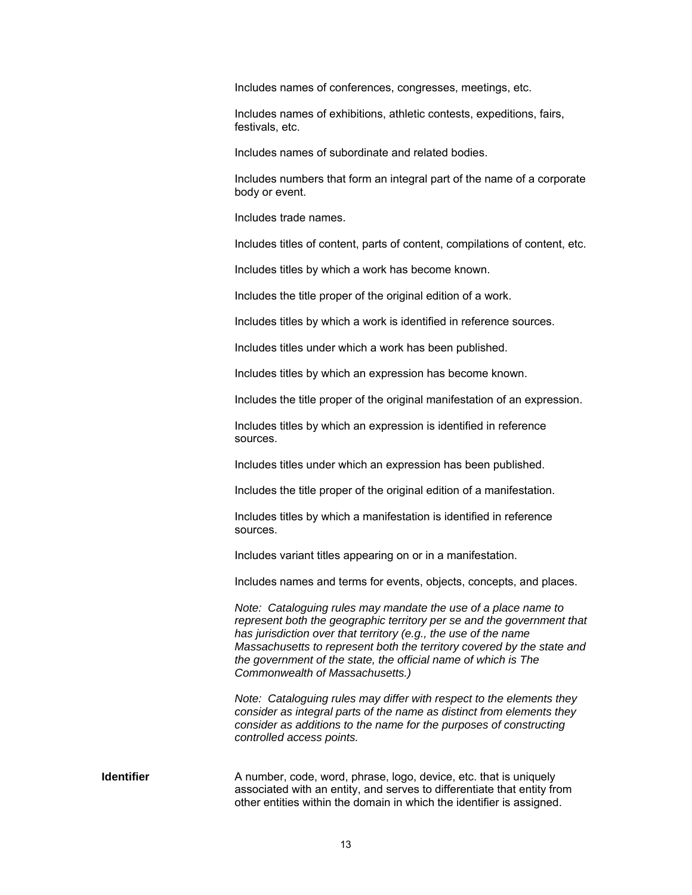Includes names of conferences, congresses, meetings, etc.

Includes names of exhibitions, athletic contests, expeditions, fairs, festivals, etc.

Includes names of subordinate and related bodies.

Includes numbers that form an integral part of the name of a corporate body or event.

Includes trade names.

Includes titles of content, parts of content, compilations of content, etc.

Includes titles by which a work has become known.

Includes the title proper of the original edition of a work.

Includes titles by which a work is identified in reference sources.

Includes titles under which a work has been published.

Includes titles by which an expression has become known.

Includes the title proper of the original manifestation of an expression.

Includes titles by which an expression is identified in reference sources.

Includes titles under which an expression has been published.

Includes the title proper of the original edition of a manifestation.

Includes titles by which a manifestation is identified in reference sources.

Includes variant titles appearing on or in a manifestation.

Includes names and terms for events, objects, concepts, and places.

*Note: Cataloguing rules may mandate the use of a place name to represent both the geographic territory per se and the government that has jurisdiction over that territory (e.g., the use of the name Massachusetts to represent both the territory covered by the state and the government of the state, the official name of which is The Commonwealth of Massachusetts.)*

*Note: Cataloguing rules may differ with respect to the elements they consider as integral parts of the name as distinct from elements they consider as additions to the name for the purposes of constructing controlled access points.*

**Identifier** A number, code, word, phrase, logo, device, etc. that is uniquely associated with an entity, and serves to differentiate that entity from other entities within the domain in which the identifier is assigned.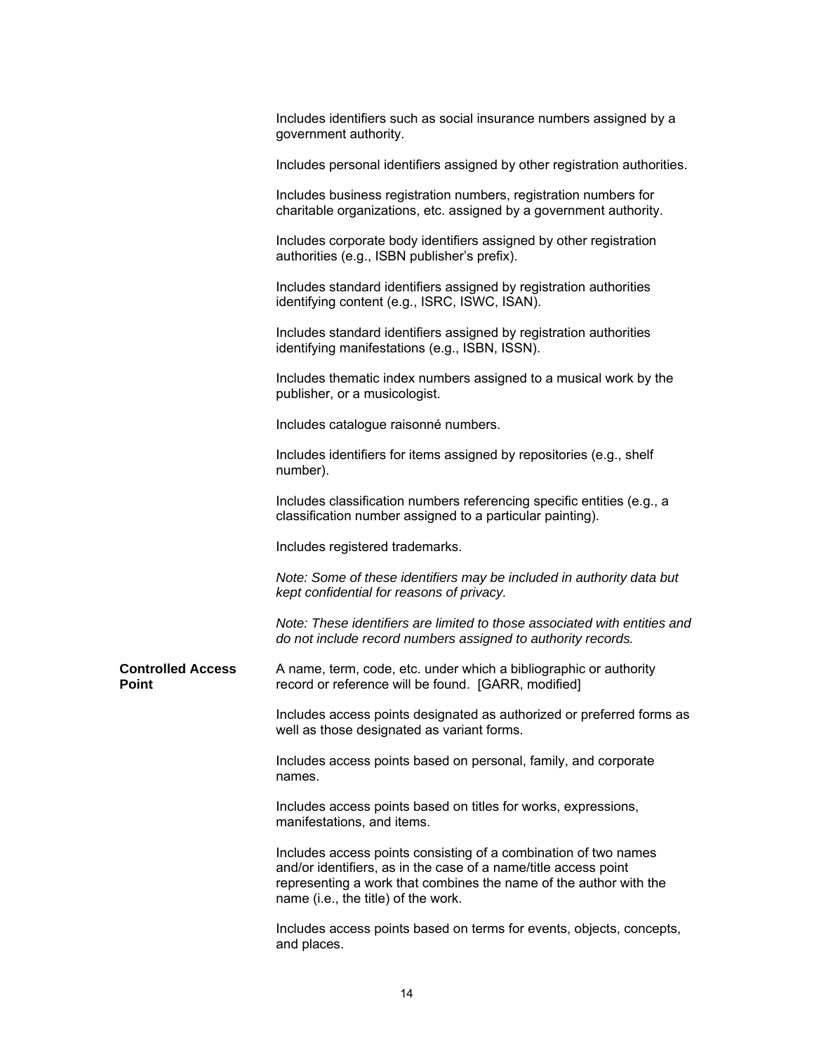Includes identifiers such as social insurance numbers assigned by a government authority.

Includes personal identifiers assigned by other registration authorities.

Includes business registration numbers, registration numbers for charitable organizations, etc. assigned by a government authority.

Includes corporate body identifiers assigned by other registration authorities (e.g., ISBN publisher's prefix).

Includes standard identifiers assigned by registration authorities identifying content (e.g., ISRC, ISWC, ISAN).

Includes standard identifiers assigned by registration authorities identifying manifestations (e.g., ISBN, ISSN).

Includes thematic index numbers assigned to a musical work by the publisher, or a musicologist.

Includes catalogue raisonné numbers.

Includes identifiers for items assigned by repositories (e.g., shelf number).

Includes classification numbers referencing specific entities (e.g., a classification number assigned to a particular painting).

Includes registered trademarks.

*Note: Some of these identifiers may be included in authority data but kept confidential for reasons of privacy.*

*Note: These identifiers are limited to those associated with entities and do not include record numbers assigned to authority records.*

**Controlled Access Point**

A name, term, code, etc. under which a bibliographic or authority record or reference will be found. [GARR, modified]

Includes access points designated as authorized or preferred forms as well as those designated as variant forms.

Includes access points based on personal, family, and corporate names.

Includes access points based on titles for works, expressions, manifestations, and items.

Includes access points consisting of a combination of two names and/or identifiers, as in the case of a name/title access point representing a work that combines the name of the author with the name (i.e., the title) of the work.

Includes access points based on terms for events, objects, concepts, and places.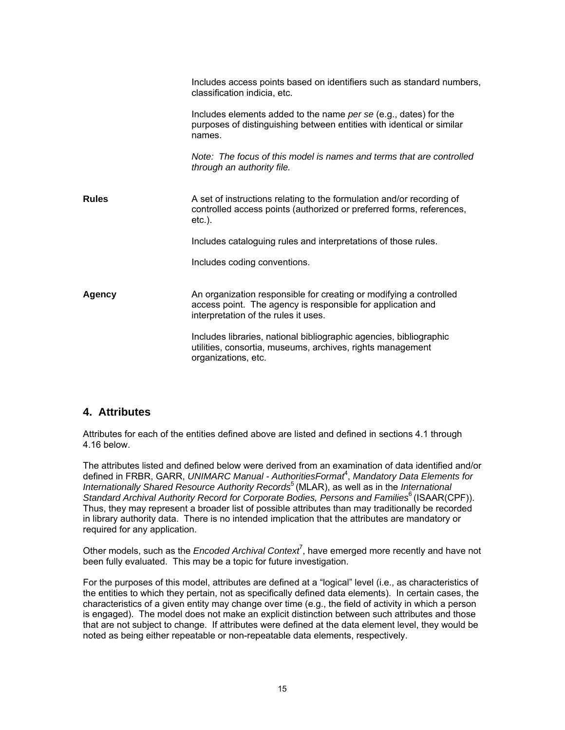| | |
|---|---|
| | Includes access points based on identifiers such as standard numbers, classification indicia, etc. |
| | Includes elements added to the name *per se* (e.g., dates) for the purposes of distinguishing between entities with identical or similar names. |
| | *Note: The focus of this model is names and terms that are controlled through an authority file.* |
| **Rules** | A set of instructions relating to the formulation and/or recording of controlled access points (authorized or preferred forms, references, etc.). |
| | Includes cataloguing rules and interpretations of those rules. |
| | Includes coding conventions. |
| **Agency** | An organization responsible for creating or modifying a controlled access point. The agency is responsible for application and interpretation of the rules it uses. |
| | Includes libraries, national bibliographic agencies, bibliographic utilities, consortia, museums, archives, rights management organizations, etc. |

## 4. Attributes

Attributes for each of the entities defined above are listed and defined in sections 4.1 through 4.16 below.

The attributes listed and defined below were derived from an examination of data identified and/or defined in FRBR, GARR, *UNIMARC Manual - AuthoritiesFormat*[4], *Mandatory Data Elements for Internationally Shared Resource Authority Records*[5] (MLAR), as well as in the *International Standard Archival Authority Record for Corporate Bodies, Persons and Families*[6] (ISAAR(CPF)). Thus, they may represent a broader list of possible attributes than may traditionally be recorded in library authority data. There is no intended implication that the attributes are mandatory or required for any application.

Other models, such as the *Encoded Archival Context*[7], have emerged more recently and have not been fully evaluated. This may be a topic for future investigation.

For the purposes of this model, attributes are defined at a "logical" level (i.e., as characteristics of the entities to which they pertain, not as specifically defined data elements). In certain cases, the characteristics of a given entity may change over time (e.g., the field of activity in which a person is engaged). The model does not make an explicit distinction between such attributes and those that are not subject to change. If attributes were defined at the data element level, they would be noted as being either repeatable or non-repeatable data elements, respectively.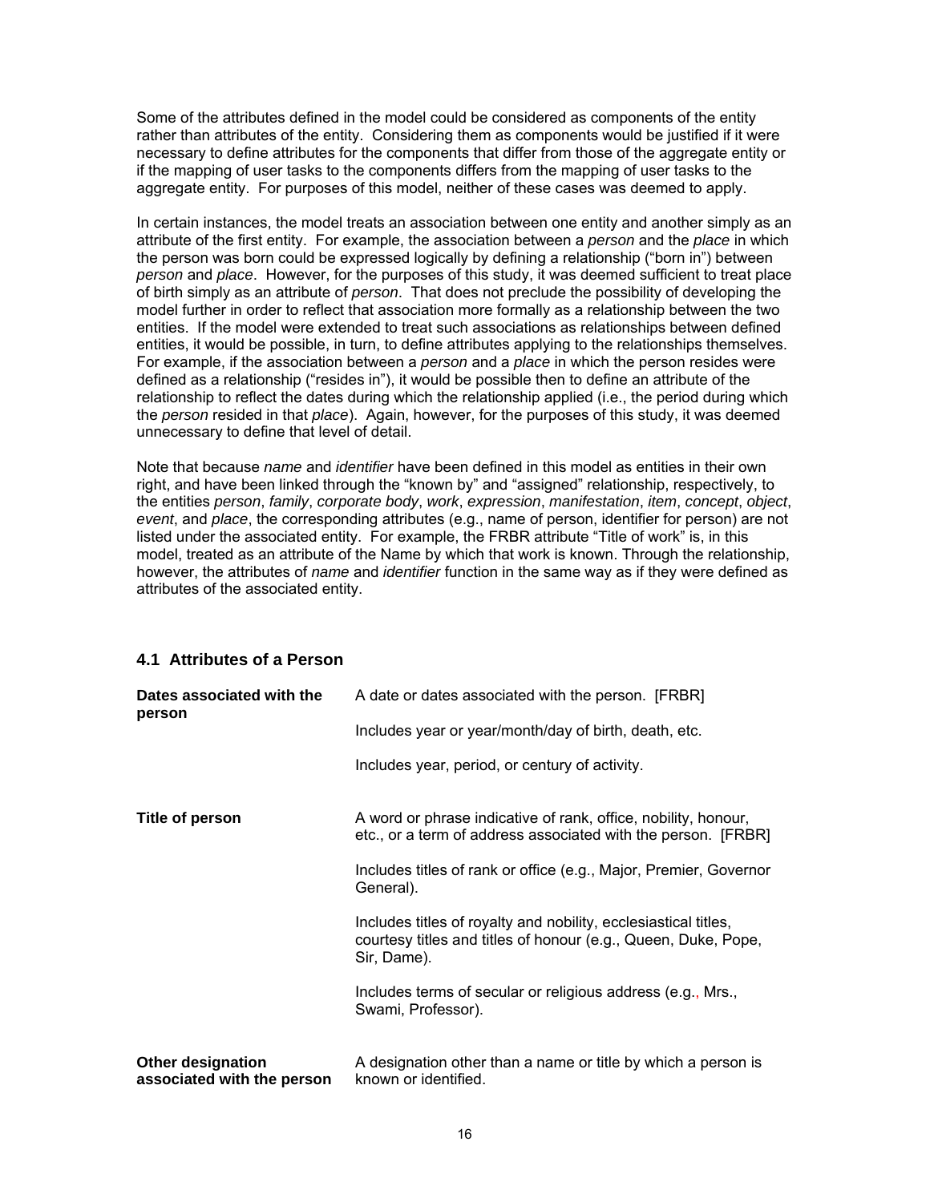Some of the attributes defined in the model could be considered as components of the entity rather than attributes of the entity. Considering them as components would be justified if it were necessary to define attributes for the components that differ from those of the aggregate entity or if the mapping of user tasks to the components differs from the mapping of user tasks to the aggregate entity. For purposes of this model, neither of these cases was deemed to apply.

In certain instances, the model treats an association between one entity and another simply as an attribute of the first entity. For example, the association between a *person* and the *place* in which the person was born could be expressed logically by defining a relationship ("born in") between *person* and *place*. However, for the purposes of this study, it was deemed sufficient to treat place of birth simply as an attribute of *person*. That does not preclude the possibility of developing the model further in order to reflect that association more formally as a relationship between the two entities. If the model were extended to treat such associations as relationships between defined entities, it would be possible, in turn, to define attributes applying to the relationships themselves. For example, if the association between a *person* and a *place* in which the person resides were defined as a relationship ("resides in"), it would be possible then to define an attribute of the relationship to reflect the dates during which the relationship applied (i.e., the period during which the *person* resided in that *place*). Again, however, for the purposes of this study, it was deemed unnecessary to define that level of detail.

Note that because *name* and *identifier* have been defined in this model as entities in their own right, and have been linked through the "known by" and "assigned" relationship, respectively, to the entities *person*, *family*, *corporate body*, *work*, *expression*, *manifestation*, *item*, *concept*, *object*, *event*, and *place*, the corresponding attributes (e.g., name of person, identifier for person) are not listed under the associated entity. For example, the FRBR attribute "Title of work" is, in this model, treated as an attribute of the Name by which that work is known. Through the relationship, however, the attributes of *name* and *identifier* function in the same way as if they were defined as attributes of the associated entity.

## 4.1 Attributes of a Person

| | |
|---|---|
| **Dates associated with the person** | A date or dates associated with the person. [FRBR]<br><br>Includes year or year/month/day of birth, death, etc.<br><br>Includes year, period, or century of activity. |
| **Title of person** | A word or phrase indicative of rank, office, nobility, honour, etc., or a term of address associated with the person. [FRBR]<br><br>Includes titles of rank or office (e.g., Major, Premier, Governor General).<br><br>Includes titles of royalty and nobility, ecclesiastical titles, courtesy titles and titles of honour (e.g., Queen, Duke, Pope, Sir, Dame).<br><br>Includes terms of secular or religious address (e.g., Mrs., Swami, Professor). |
| **Other designation associated with the person** | A designation other than a name or title by which a person is known or identified. |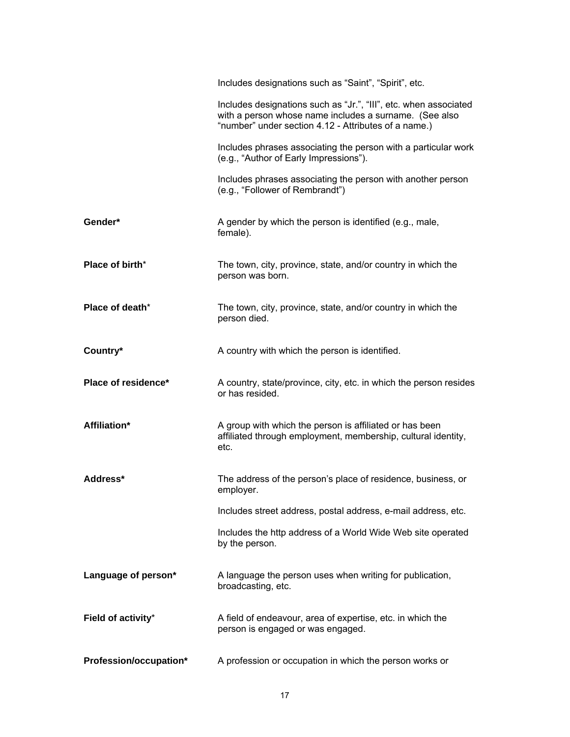| | |
|---|---|
| | Includes designations such as “Saint”, “Spirit”, etc.<br><br>Includes designations such as “Jr.”, “III”, etc. when associated with a person whose name includes a surname. (See also “number” under section 4.12 - Attributes of a name.)<br><br>Includes phrases associating the person with a particular work (e.g., “Author of Early Impressions”).<br><br>Includes phrases associating the person with another person (e.g., “Follower of Rembrandt”) |
| **Gender*** | A gender by which the person is identified (e.g., male, female). |
| **Place of birth*** | The town, city, province, state, and/or country in which the person was born. |
| **Place of death*** | The town, city, province, state, and/or country in which the person died. |
| **Country*** | A country with which the person is identified. |
| **Place of residence*** | A country, state/province, city, etc. in which the person resides or has resided. |
| **Affiliation*** | A group with which the person is affiliated or has been affiliated through employment, membership, cultural identity, etc. |
| **Address*** | The address of the person’s place of residence, business, or employer.<br><br>Includes street address, postal address, e-mail address, etc.<br><br>Includes the http address of a World Wide Web site operated by the person. |
| **Language of person*** | A language the person uses when writing for publication, broadcasting, etc. |
| **Field of activity*** | A field of endeavour, area of expertise, etc. in which the person is engaged or was engaged. |
| **Profession/occupation*** | A profession or occupation in which the person works or |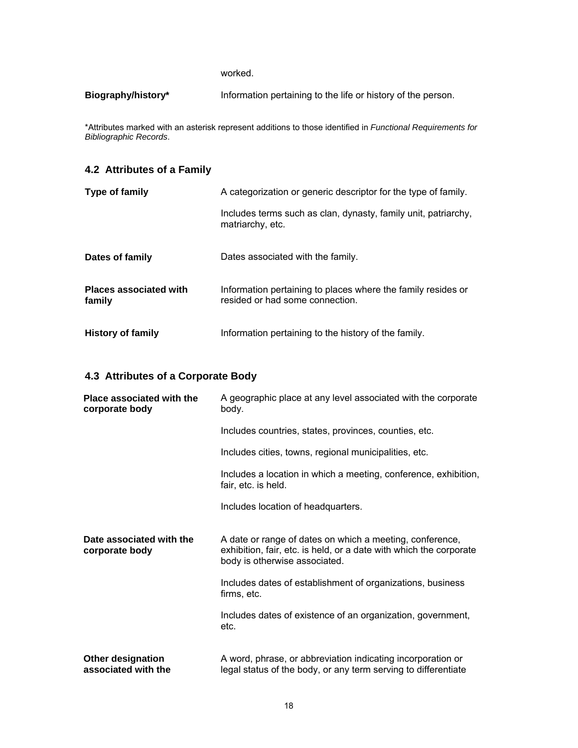worked.

**Biography/history*** Information pertaining to the life or history of the person.

*Attributes marked with an asterisk represent additions to those identified in *Functional Requirements for Bibliographic Records*.

## 4.2 Attributes of a Family

**Type of family** A categorization or generic descriptor for the type of family.

Includes terms such as clan, dynasty, family unit, patriarchy, matriarchy, etc.

**Dates of family** Dates associated with the family.

**Places associated with family** Information pertaining to places where the family resides or resided or had some connection.

**History of family** Information pertaining to the history of the family.

## 4.3 Attributes of a Corporate Body

**Place associated with the corporate body** A geographic place at any level associated with the corporate body.

Includes countries, states, provinces, counties, etc.

Includes cities, towns, regional municipalities, etc.

Includes a location in which a meeting, conference, exhibition, fair, etc. is held.

Includes location of headquarters.

**Date associated with the corporate body** A date or range of dates on which a meeting, conference, exhibition, fair, etc. is held, or a date with which the corporate body is otherwise associated.

Includes dates of establishment of organizations, business firms, etc.

Includes dates of existence of an organization, government, etc.

**Other designation associated with the** A word, phrase, or abbreviation indicating incorporation or legal status of the body, or any term serving to differentiate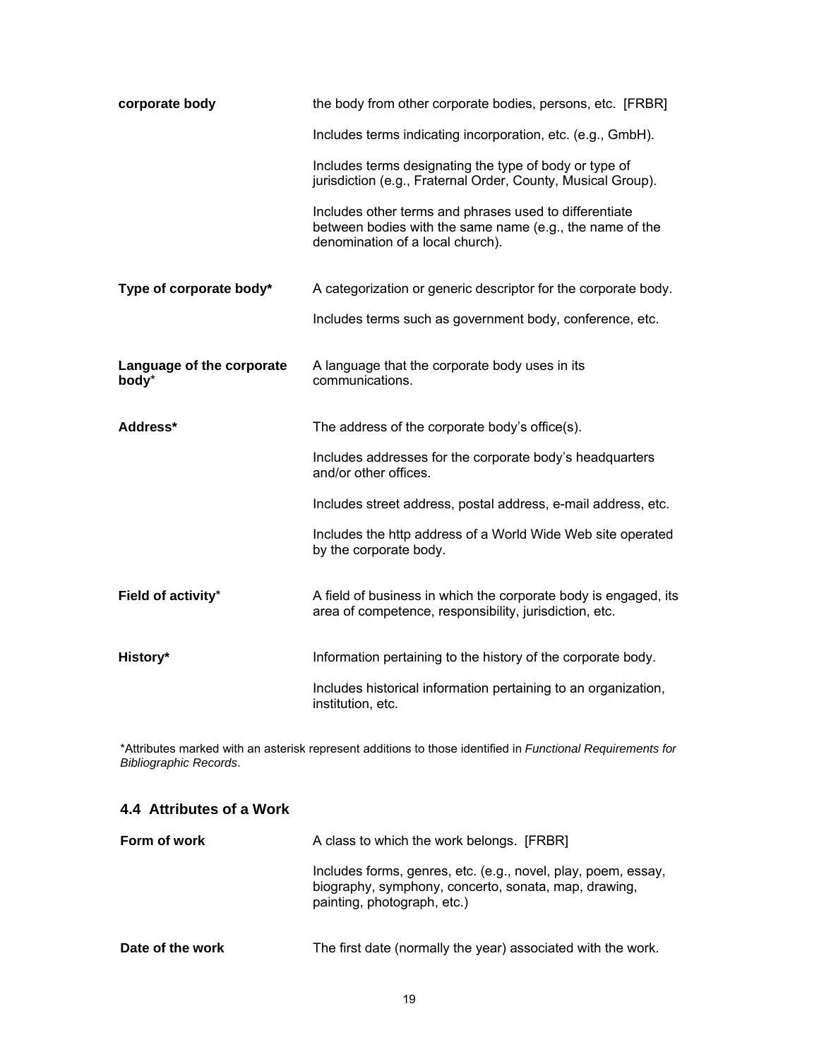| | |
|---|---|
| **corporate body** | the body from other corporate bodies, persons, etc. [FRBR]<br><br>Includes terms indicating incorporation, etc. (e.g., GmbH).<br><br>Includes terms designating the type of body or type of jurisdiction (e.g., Fraternal Order, County, Musical Group).<br><br>Includes other terms and phrases used to differentiate between bodies with the same name (e.g., the name of the denomination of a local church). |
| **Type of corporate body*** | A categorization or generic descriptor for the corporate body.<br><br>Includes terms such as government body, conference, etc. |
| **Language of the corporate body*** | A language that the corporate body uses in its communications. |
| **Address*** | The address of the corporate body's office(s).<br><br>Includes addresses for the corporate body's headquarters and/or other offices.<br><br>Includes street address, postal address, e-mail address, etc.<br><br>Includes the http address of a World Wide Web site operated by the corporate body. |
| **Field of activity*** | A field of business in which the corporate body is engaged, its area of competence, responsibility, jurisdiction, etc. |
| **History*** | Information pertaining to the history of the corporate body.<br><br>Includes historical information pertaining to an organization, institution, etc. |

*Attributes marked with an asterisk represent additions to those identified in *Functional Requirements for Bibliographic Records*.

## 4.4 Attributes of a Work

| | |
|---|---|
| **Form of work** | A class to which the work belongs. [FRBR]<br><br>Includes forms, genres, etc. (e.g., novel, play, poem, essay, biography, symphony, concerto, sonata, map, drawing, painting, photograph, etc.) |
| **Date of the work** | The first date (normally the year) associated with the work. |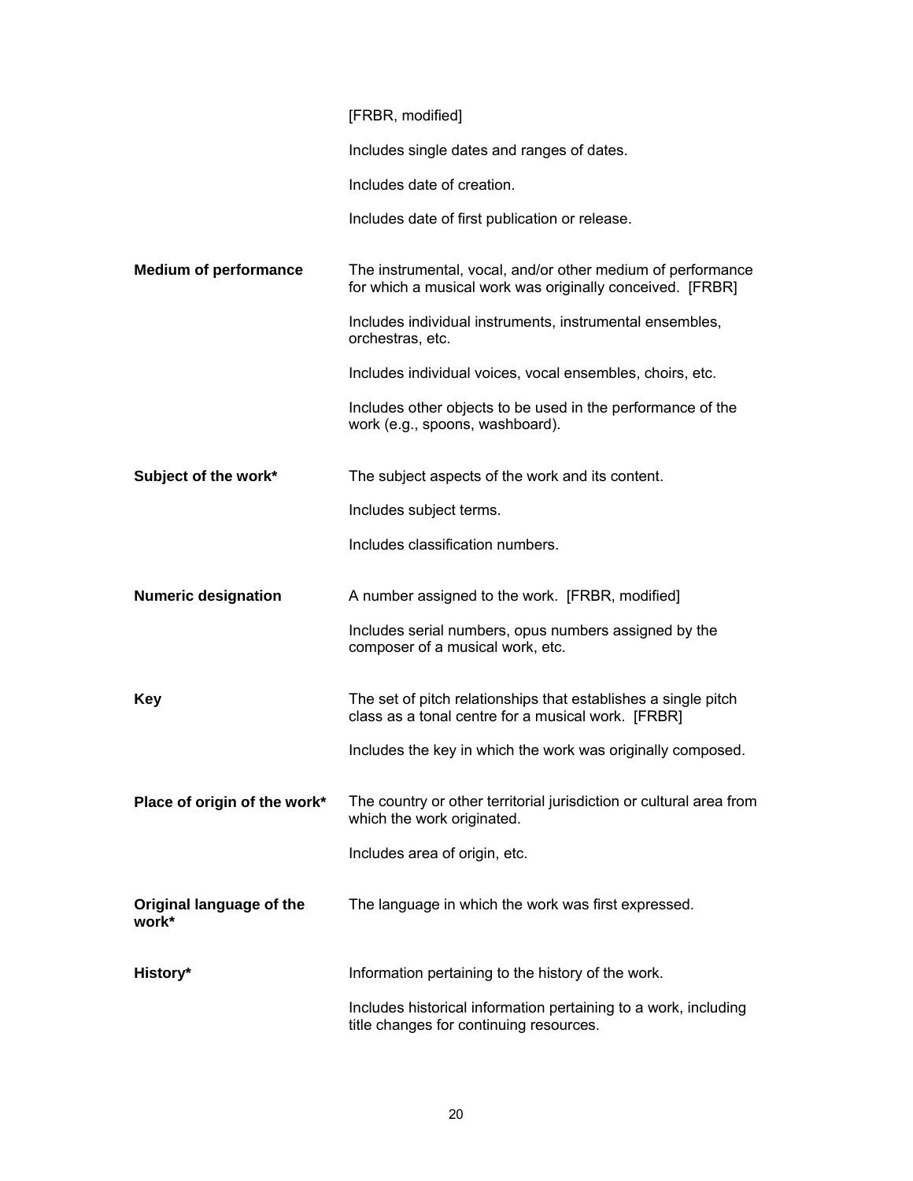| | |
|---|---|
| | [FRBR, modified]<br><br>Includes single dates and ranges of dates.<br><br>Includes date of creation.<br><br>Includes date of first publication or release. |
| **Medium of performance** | The instrumental, vocal, and/or other medium of performance for which a musical work was originally conceived. [FRBR]<br><br>Includes individual instruments, instrumental ensembles, orchestras, etc.<br><br>Includes individual voices, vocal ensembles, choirs, etc.<br><br>Includes other objects to be used in the performance of the work (e.g., spoons, washboard). |
| **Subject of the work*** | The subject aspects of the work and its content.<br><br>Includes subject terms.<br><br>Includes classification numbers. |
| **Numeric designation** | A number assigned to the work. [FRBR, modified]<br><br>Includes serial numbers, opus numbers assigned by the composer of a musical work, etc. |
| **Key** | The set of pitch relationships that establishes a single pitch class as a tonal centre for a musical work. [FRBR]<br><br>Includes the key in which the work was originally composed. |
| **Place of origin of the work*** | The country or other territorial jurisdiction or cultural area from which the work originated.<br><br>Includes area of origin, etc. |
| **Original language of the work*** | The language in which the work was first expressed. |
| **History*** | Information pertaining to the history of the work.<br><br>Includes historical information pertaining to a work, including title changes for continuing resources. |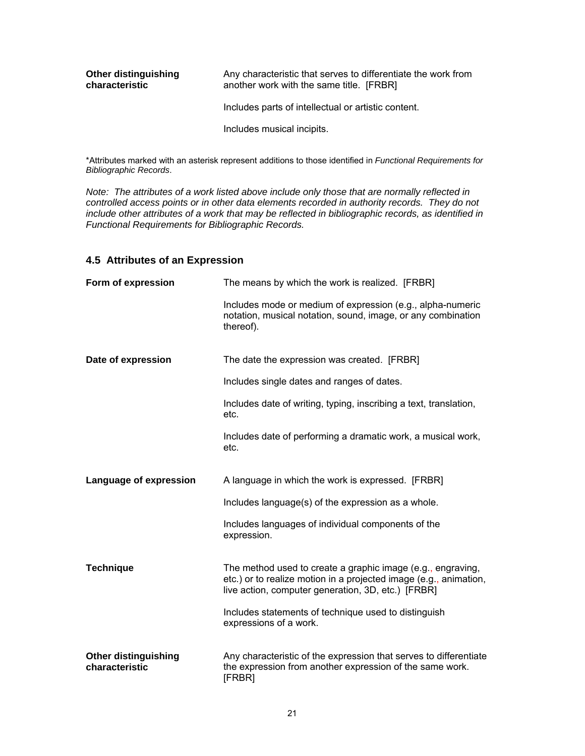| | |
|---|---|
| **Other distinguishing characteristic** | Any characteristic that serves to differentiate the work from another work with the same title. [FRBR]<br><br>Includes parts of intellectual or artistic content.<br><br>Includes musical incipits. |

*Attributes marked with an asterisk represent additions to those identified in *Functional Requirements for Bibliographic Records*.

*Note: The attributes of a work listed above include only those that are normally reflected in controlled access points or in other data elements recorded in authority records. They do not include other attributes of a work that may be reflected in bibliographic records, as identified in Functional Requirements for Bibliographic Records.*

### 4.5 Attributes of an Expression

| | |
|---|---|
| **Form of expression** | The means by which the work is realized. [FRBR]<br><br>Includes mode or medium of expression (e.g., alpha-numeric notation, musical notation, sound, image, or any combination thereof). |
| **Date of expression** | The date the expression was created. [FRBR]<br><br>Includes single dates and ranges of dates.<br><br>Includes date of writing, typing, inscribing a text, translation, etc.<br><br>Includes date of performing a dramatic work, a musical work, etc. |
| **Language of expression** | A language in which the work is expressed. [FRBR]<br><br>Includes language(s) of the expression as a whole.<br><br>Includes languages of individual components of the expression. |
| **Technique** | The method used to create a graphic image (e.g., engraving, etc.) or to realize motion in a projected image (e.g., animation, live action, computer generation, 3D, etc.) [FRBR]<br><br>Includes statements of technique used to distinguish expressions of a work. |
| **Other distinguishing characteristic** | Any characteristic of the expression that serves to differentiate the expression from another expression of the same work. [FRBR] |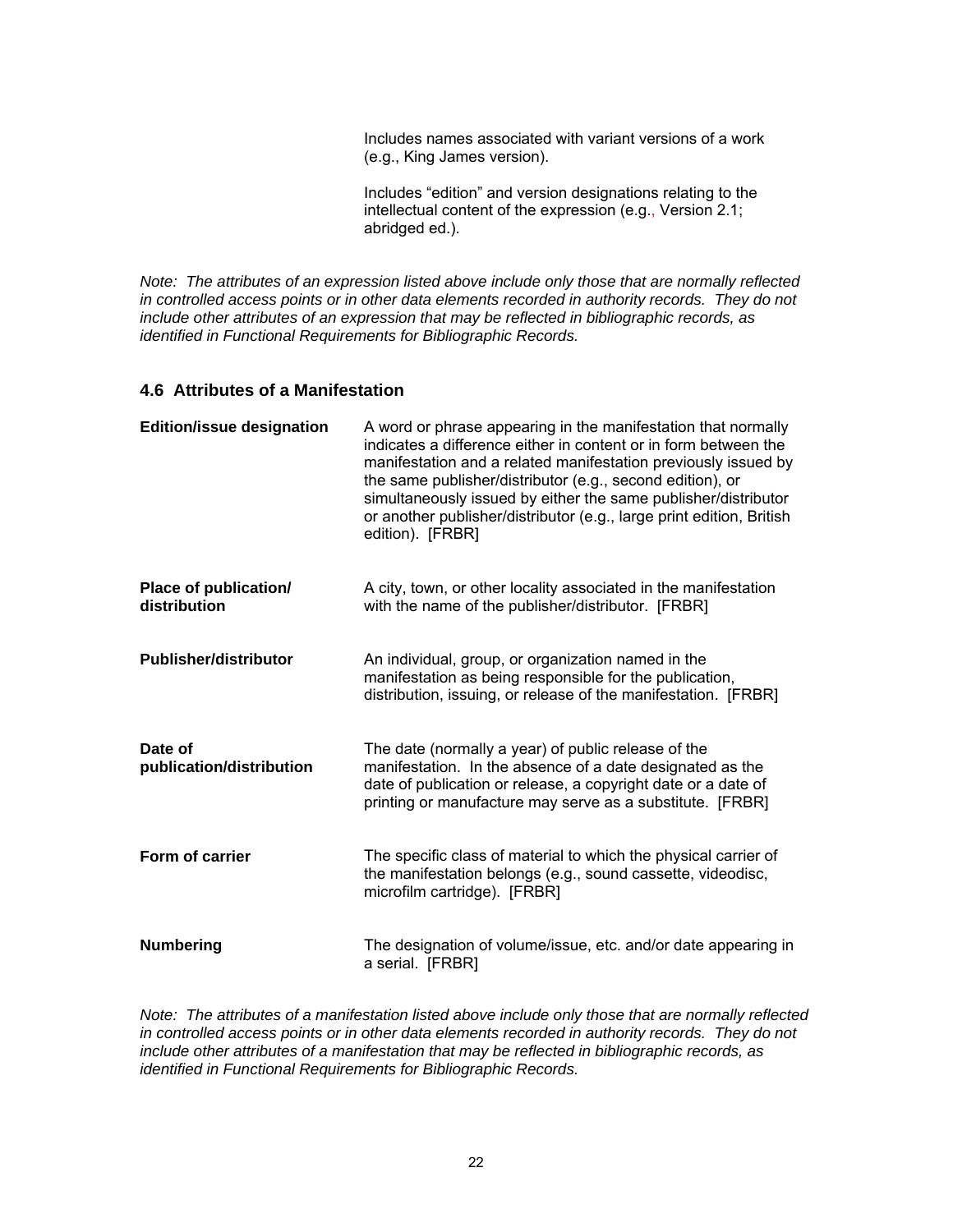Includes names associated with variant versions of a work (e.g., King James version).

Includes "edition" and version designations relating to the intellectual content of the expression (e.g., Version 2.1; abridged ed.).

*Note: The attributes of an expression listed above include only those that are normally reflected in controlled access points or in other data elements recorded in authority records. They do not include other attributes of an expression that may be reflected in bibliographic records, as identified in Functional Requirements for Bibliographic Records.*

### 4.6 Attributes of a Manifestation

| | |
|---|---|
| **Edition/issue designation** | A word or phrase appearing in the manifestation that normally indicates a difference either in content or in form between the manifestation and a related manifestation previously issued by the same publisher/distributor (e.g., second edition), or simultaneously issued by either the same publisher/distributor or another publisher/distributor (e.g., large print edition, British edition). [FRBR] |
| **Place of publication/ distribution** | A city, town, or other locality associated in the manifestation with the name of the publisher/distributor. [FRBR] |
| **Publisher/distributor** | An individual, group, or organization named in the manifestation as being responsible for the publication, distribution, issuing, or release of the manifestation. [FRBR] |
| **Date of publication/distribution** | The date (normally a year) of public release of the manifestation. In the absence of a date designated as the date of publication or release, a copyright date or a date of printing or manufacture may serve as a substitute. [FRBR] |
| **Form of carrier** | The specific class of material to which the physical carrier of the manifestation belongs (e.g., sound cassette, videodisc, microfilm cartridge). [FRBR] |
| **Numbering** | The designation of volume/issue, etc. and/or date appearing in a serial. [FRBR] |

*Note: The attributes of a manifestation listed above include only those that are normally reflected in controlled access points or in other data elements recorded in authority records. They do not include other attributes of a manifestation that may be reflected in bibliographic records, as identified in Functional Requirements for Bibliographic Records.*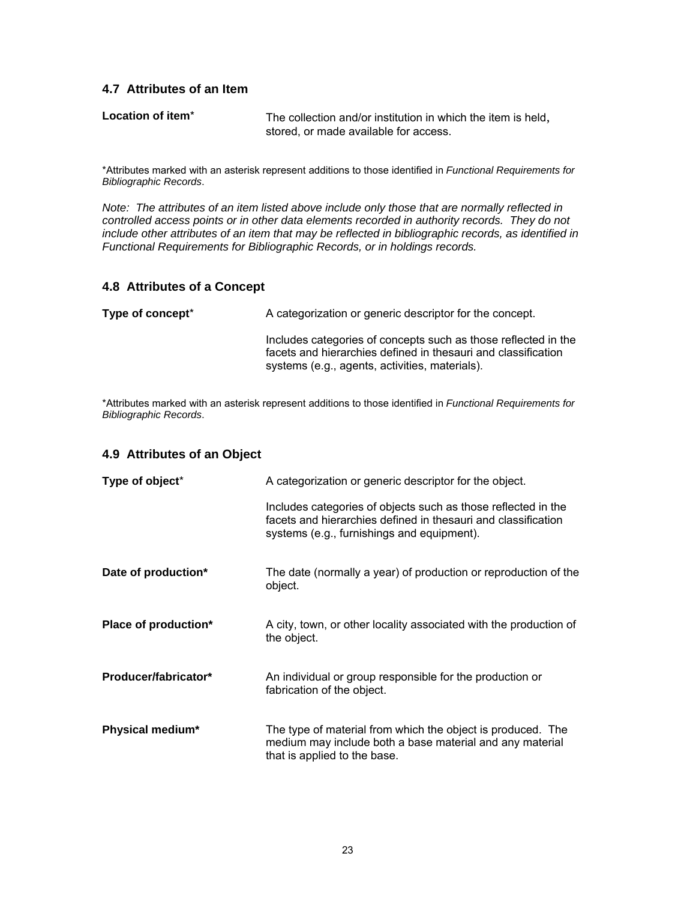## 4.7 Attributes of an Item

| | |
|---|---|
| **Location of item*** | The collection and/or institution in which the item is held, stored, or made available for access. |

*Attributes marked with an asterisk represent additions to those identified in *Functional Requirements for Bibliographic Records*.

*Note: The attributes of an item listed above include only those that are normally reflected in controlled access points or in other data elements recorded in authority records. They do not include other attributes of an item that may be reflected in bibliographic records, as identified in Functional Requirements for Bibliographic Records, or in holdings records.*

## 4.8 Attributes of a Concept

| | |
|---|---|
| **Type of concept*** | A categorization or generic descriptor for the concept.<br><br>Includes categories of concepts such as those reflected in the facets and hierarchies defined in thesauri and classification systems (e.g., agents, activities, materials). |

*Attributes marked with an asterisk represent additions to those identified in *Functional Requirements for Bibliographic Records*.

## 4.9 Attributes of an Object

| | |
|---|---|
| **Type of object*** | A categorization or generic descriptor for the object.<br><br>Includes categories of objects such as those reflected in the facets and hierarchies defined in thesauri and classification systems (e.g., furnishings and equipment). |
| **Date of production*** | The date (normally a year) of production or reproduction of the object. |
| **Place of production*** | A city, town, or other locality associated with the production of the object. |
| **Producer/fabricator*** | An individual or group responsible for the production or fabrication of the object. |
| **Physical medium*** | The type of material from which the object is produced. The medium may include both a base material and any material that is applied to the base. |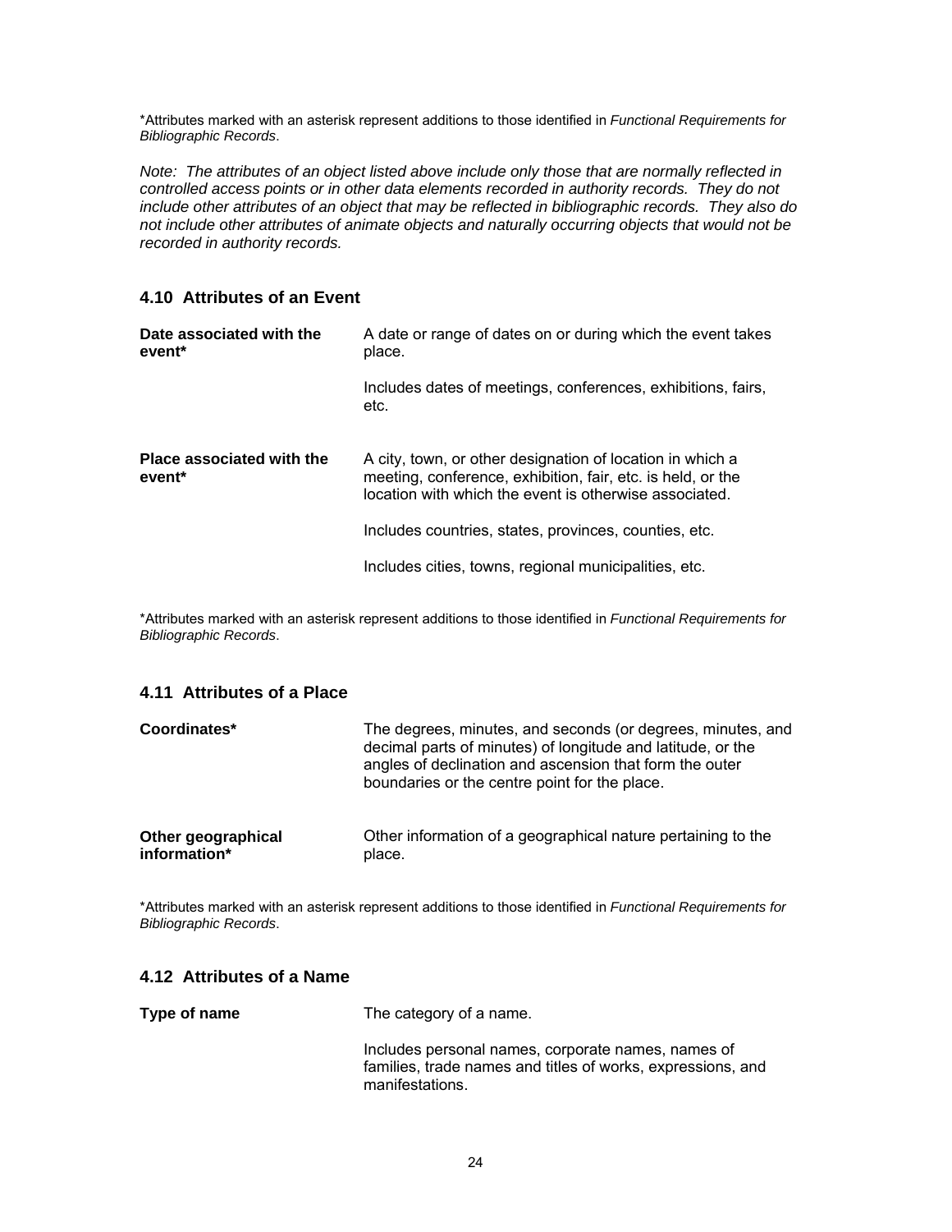*Attributes marked with an asterisk represent additions to those identified in *Functional Requirements for Bibliographic Records*.

*Note: The attributes of an object listed above include only those that are normally reflected in controlled access points or in other data elements recorded in authority records. They do not include other attributes of an object that may be reflected in bibliographic records. They also do not include other attributes of animate objects and naturally occurring objects that would not be recorded in authority records.*

### 4.10 Attributes of an Event

| | |
|---|---|
| **Date associated with the event*** | A date or range of dates on or during which the event takes place.<br><br>Includes dates of meetings, conferences, exhibitions, fairs, etc. |
| **Place associated with the event*** | A city, town, or other designation of location in which a meeting, conference, exhibition, fair, etc. is held, or the location with which the event is otherwise associated.<br><br>Includes countries, states, provinces, counties, etc.<br><br>Includes cities, towns, regional municipalities, etc. |

*Attributes marked with an asterisk represent additions to those identified in *Functional Requirements for Bibliographic Records*.

### 4.11 Attributes of a Place

| | |
|---|---|
| **Coordinates*** | The degrees, minutes, and seconds (or degrees, minutes, and decimal parts of minutes) of longitude and latitude, or the angles of declination and ascension that form the outer boundaries or the centre point for the place. |
| **Other geographical information*** | Other information of a geographical nature pertaining to the place. |

*Attributes marked with an asterisk represent additions to those identified in *Functional Requirements for Bibliographic Records*.

### 4.12 Attributes of a Name

| | |
|---|---|
| **Type of name** | The category of a name.<br><br>Includes personal names, corporate names, names of families, trade names and titles of works, expressions, and manifestations. |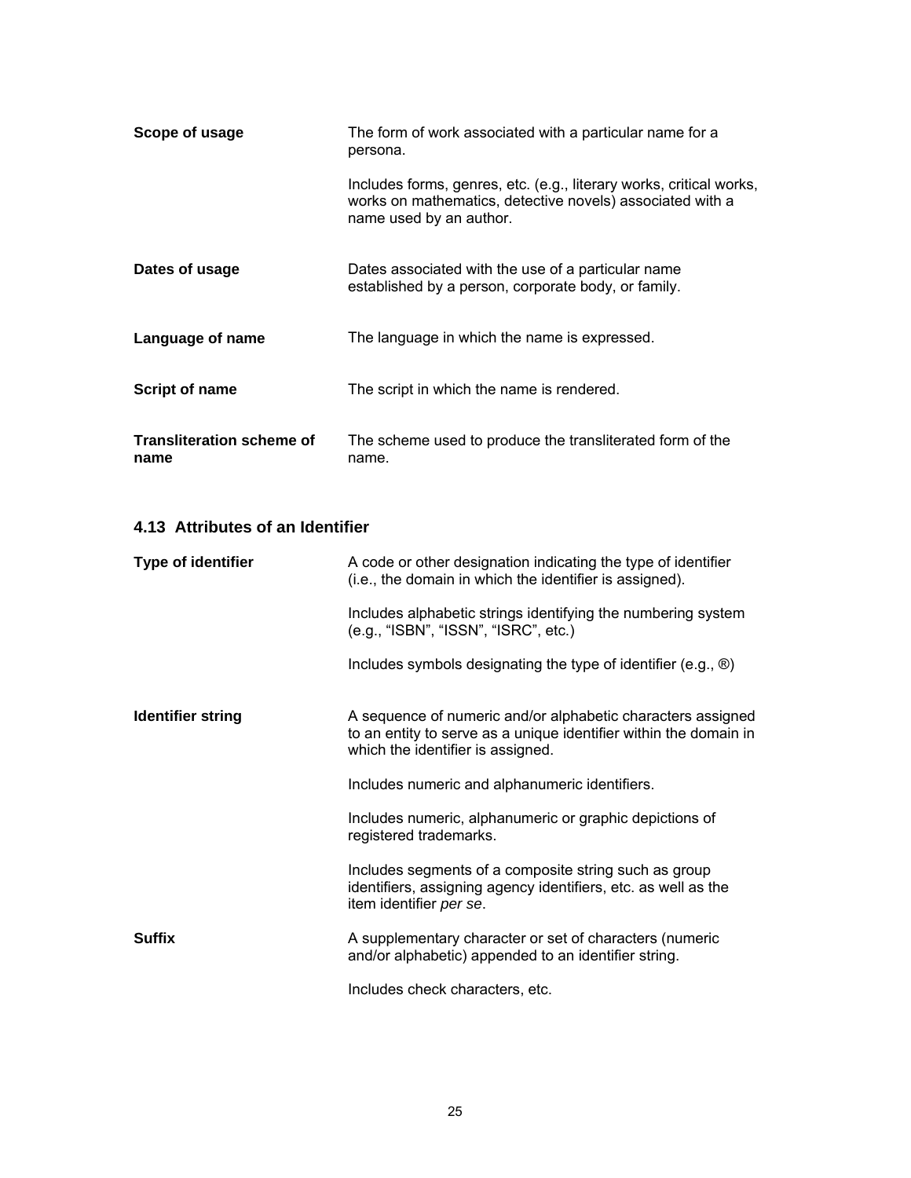**Scope of usage**

The form of work associated with a particular name for a persona.

Includes forms, genres, etc. (e.g., literary works, critical works, works on mathematics, detective novels) associated with a name used by an author.

**Dates of usage**

Dates associated with the use of a particular name established by a person, corporate body, or family.

**Language of name**

The language in which the name is expressed.

**Script of name**

The script in which the name is rendered.

**Transliteration scheme of name**

The scheme used to produce the transliterated form of the name.

### 4.13 Attributes of an Identifier

**Type of identifier**

A code or other designation indicating the type of identifier (i.e., the domain in which the identifier is assigned).

Includes alphabetic strings identifying the numbering system (e.g., “ISBN”, “ISSN”, “ISRC”, etc.)

Includes symbols designating the type of identifier (e.g., ®)

**Identifier string**

A sequence of numeric and/or alphabetic characters assigned to an entity to serve as a unique identifier within the domain in which the identifier is assigned.

Includes numeric and alphanumeric identifiers.

Includes numeric, alphanumeric or graphic depictions of registered trademarks.

Includes segments of a composite string such as group identifiers, assigning agency identifiers, etc. as well as the item identifier *per se*.

**Suffix**

A supplementary character or set of characters (numeric and/or alphabetic) appended to an identifier string.

Includes check characters, etc.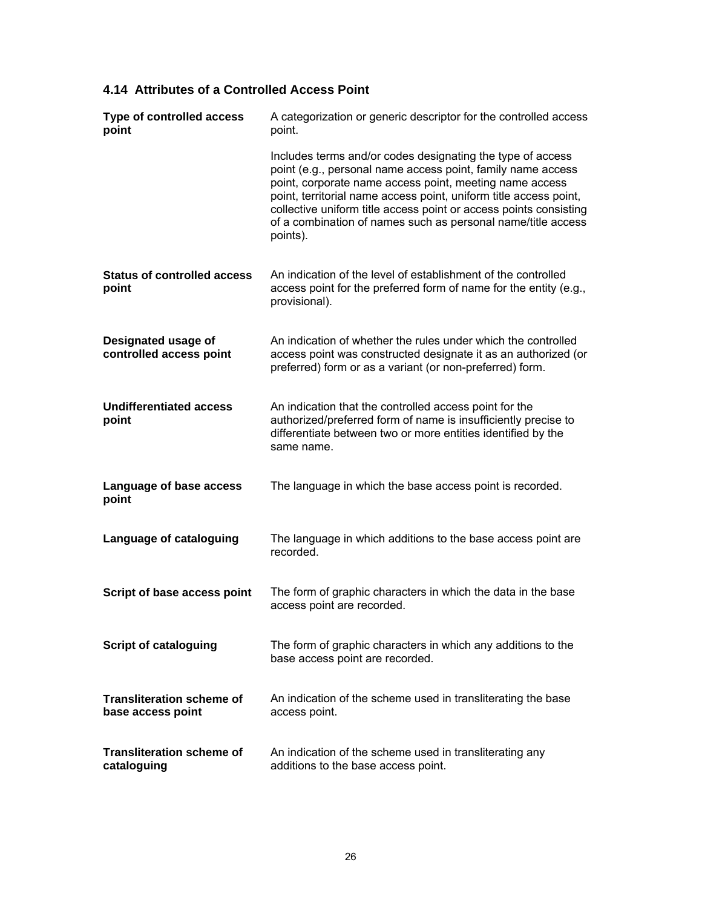## 4.14 Attributes of a Controlled Access Point

**Type of controlled access point**
A categorization or generic descriptor for the controlled access point.

Includes terms and/or codes designating the type of access point (e.g., personal name access point, family name access point, corporate name access point, meeting name access point, territorial name access point, uniform title access point, collective uniform title access point or access points consisting of a combination of names such as personal name/title access points).

**Status of controlled access point**
An indication of the level of establishment of the controlled access point for the preferred form of name for the entity (e.g., provisional).

**Designated usage of controlled access point**
An indication of whether the rules under which the controlled access point was constructed designate it as an authorized (or preferred) form or as a variant (or non-preferred) form.

**Undifferentiated access point**
An indication that the controlled access point for the authorized/preferred form of name is insufficiently precise to differentiate between two or more entities identified by the same name.

**Language of base access point**
The language in which the base access point is recorded.

**Language of cataloguing**
The language in which additions to the base access point are recorded.

**Script of base access point**
The form of graphic characters in which the data in the base access point are recorded.

**Script of cataloguing**
The form of graphic characters in which any additions to the base access point are recorded.

**Transliteration scheme of base access point**
An indication of the scheme used in transliterating the base access point.

**Transliteration scheme of cataloguing**
An indication of the scheme used in transliterating any additions to the base access point.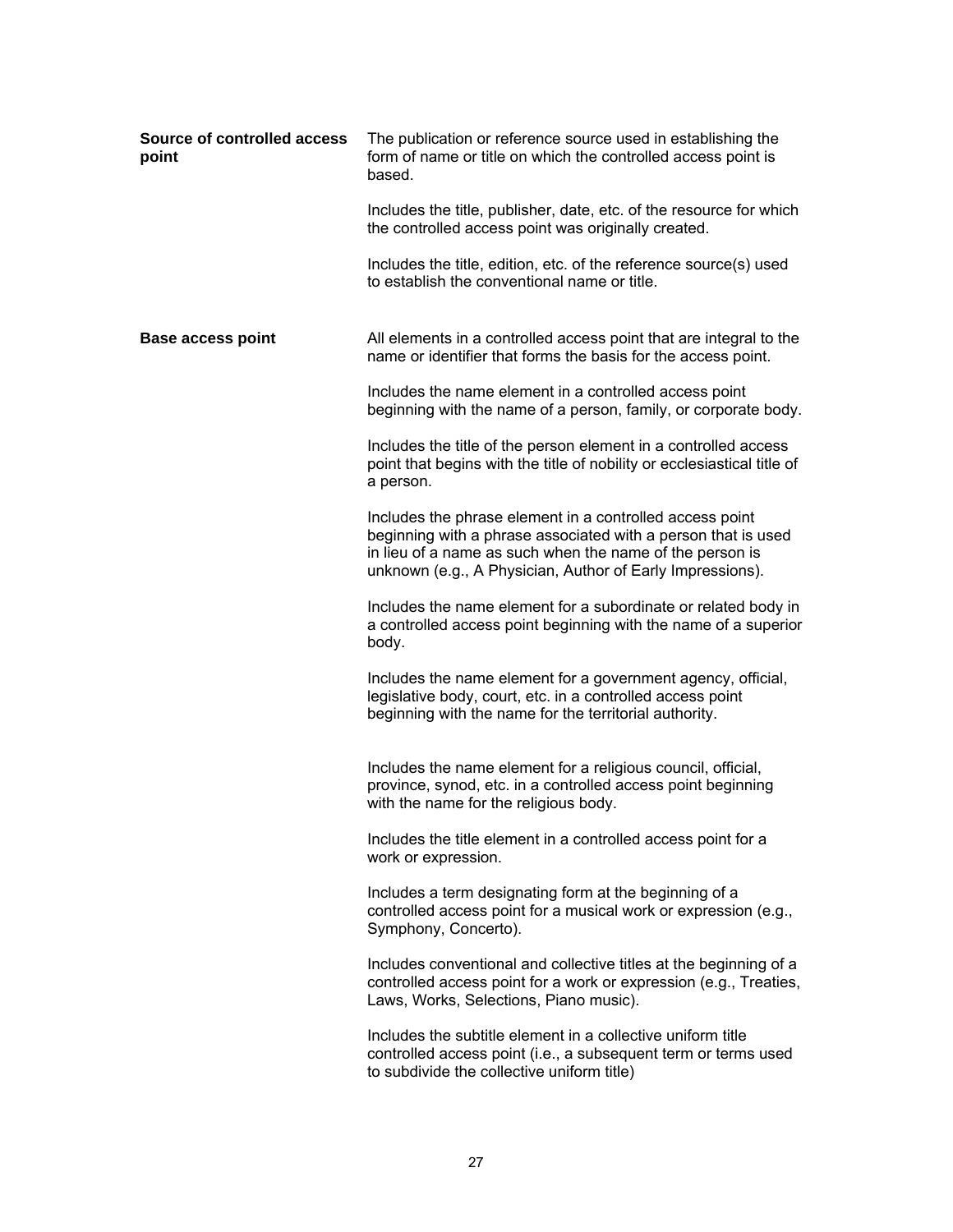**Source of controlled access point**

The publication or reference source used in establishing the form of name or title on which the controlled access point is based.

Includes the title, publisher, date, etc. of the resource for which the controlled access point was originally created.

Includes the title, edition, etc. of the reference source(s) used to establish the conventional name or title.

**Base access point**

All elements in a controlled access point that are integral to the name or identifier that forms the basis for the access point.

Includes the name element in a controlled access point beginning with the name of a person, family, or corporate body.

Includes the title of the person element in a controlled access point that begins with the title of nobility or ecclesiastical title of a person.

Includes the phrase element in a controlled access point beginning with a phrase associated with a person that is used in lieu of a name as such when the name of the person is unknown (e.g., A Physician, Author of Early Impressions).

Includes the name element for a subordinate or related body in a controlled access point beginning with the name of a superior body.

Includes the name element for a government agency, official, legislative body, court, etc. in a controlled access point beginning with the name for the territorial authority.

Includes the name element for a religious council, official, province, synod, etc. in a controlled access point beginning with the name for the religious body.

Includes the title element in a controlled access point for a work or expression.

Includes a term designating form at the beginning of a controlled access point for a musical work or expression (e.g., Symphony, Concerto).

Includes conventional and collective titles at the beginning of a controlled access point for a work or expression (e.g., Treaties, Laws, Works, Selections, Piano music).

Includes the subtitle element in a collective uniform title controlled access point (i.e., a subsequent term or terms used to subdivide the collective uniform title)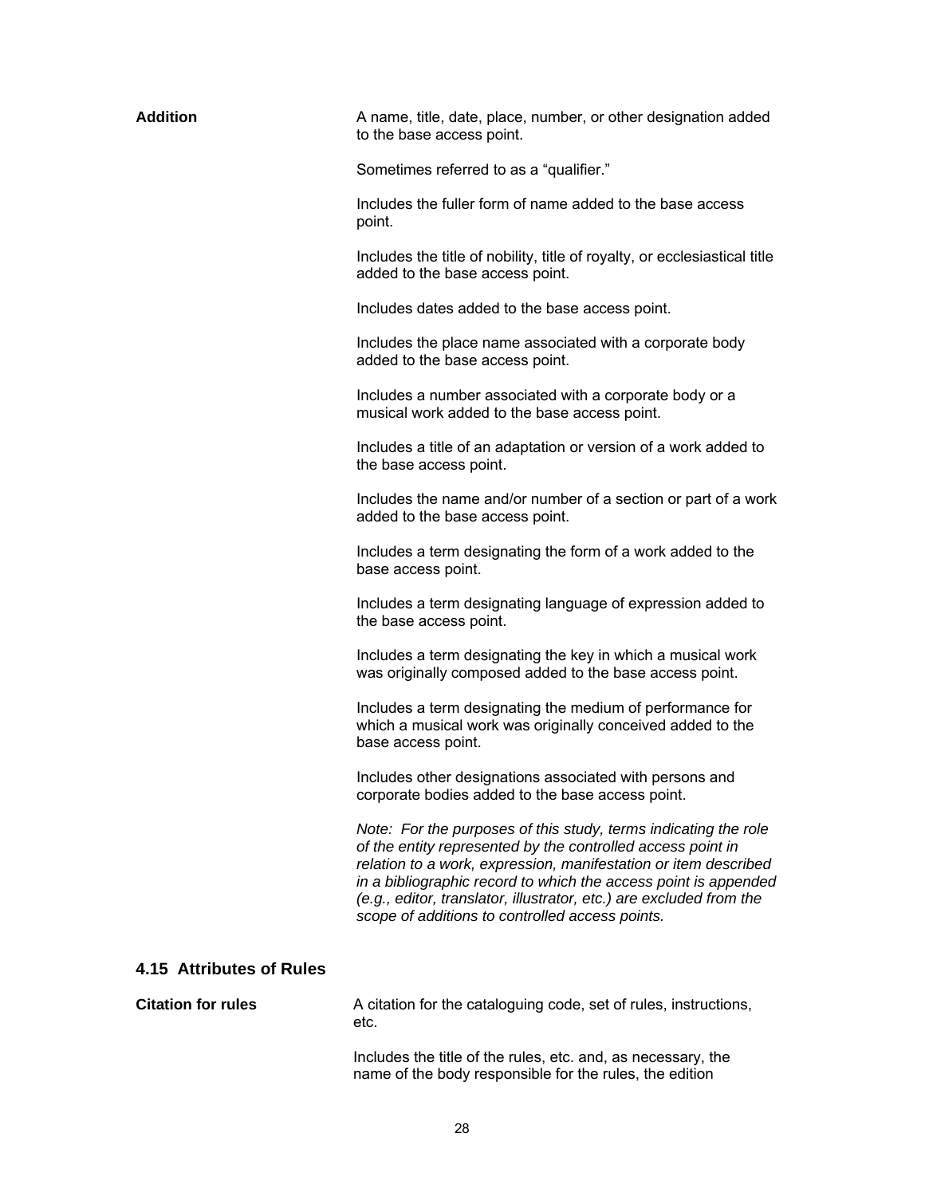**Addition**

A name, title, date, place, number, or other designation added to the base access point.

Sometimes referred to as a “qualifier.”

Includes the fuller form of name added to the base access point.

Includes the title of nobility, title of royalty, or ecclesiastical title added to the base access point.

Includes dates added to the base access point.

Includes the place name associated with a corporate body added to the base access point.

Includes a number associated with a corporate body or a musical work added to the base access point.

Includes a title of an adaptation or version of a work added to the base access point.

Includes the name and/or number of a section or part of a work added to the base access point.

Includes a term designating the form of a work added to the base access point.

Includes a term designating language of expression added to the base access point.

Includes a term designating the key in which a musical work was originally composed added to the base access point.

Includes a term designating the medium of performance for which a musical work was originally conceived added to the base access point.

Includes other designations associated with persons and corporate bodies added to the base access point.

*Note: For the purposes of this study, terms indicating the role of the entity represented by the controlled access point in relation to a work, expression, manifestation or item described in a bibliographic record to which the access point is appended (e.g., editor, translator, illustrator, etc.) are excluded from the scope of additions to controlled access points.*

## 4.15 Attributes of Rules

**Citation for rules**

A citation for the cataloguing code, set of rules, instructions, etc.

Includes the title of the rules, etc. and, as necessary, the name of the body responsible for the rules, the edition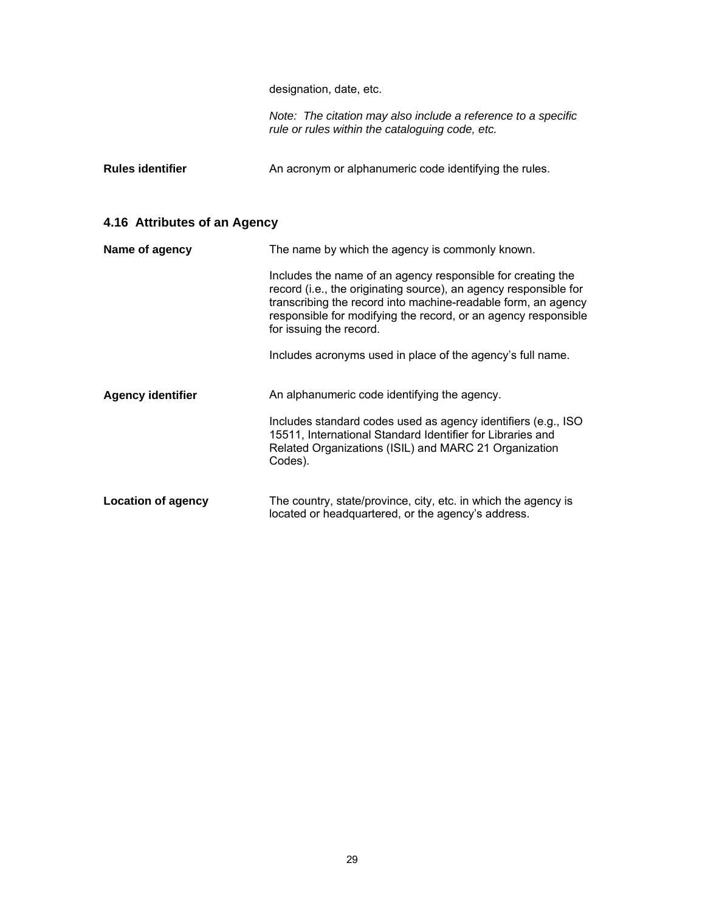designation, date, etc.

*Note: The citation may also include a reference to a specific rule or rules within the cataloguing code, etc.*

| | |
|---|---|
| **Rules identifier** | An acronym or alphanumeric code identifying the rules. |

## 4.16 Attributes of an Agency

| | |
|---|---|
| **Name of agency** | The name by which the agency is commonly known.<br><br>Includes the name of an agency responsible for creating the record (i.e., the originating source), an agency responsible for transcribing the record into machine-readable form, an agency responsible for modifying the record, or an agency responsible for issuing the record.<br><br>Includes acronyms used in place of the agency's full name. |
| **Agency identifier** | An alphanumeric code identifying the agency.<br><br>Includes standard codes used as agency identifiers (e.g., ISO 15511, International Standard Identifier for Libraries and Related Organizations (ISIL) and MARC 21 Organization Codes). |
| **Location of agency** | The country, state/province, city, etc. in which the agency is located or headquartered, or the agency's address. |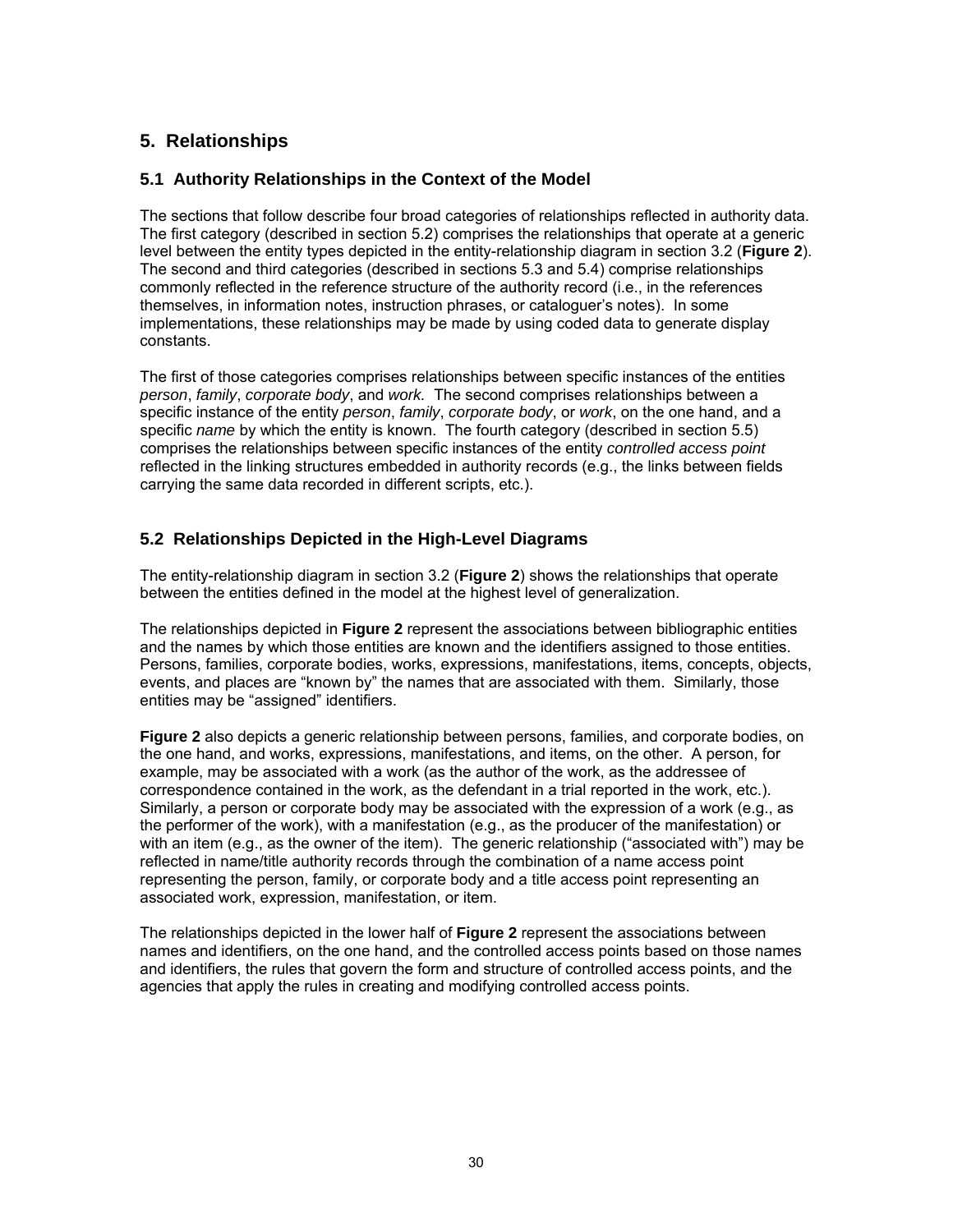## 5. Relationships

### 5.1 Authority Relationships in the Context of the Model

The sections that follow describe four broad categories of relationships reflected in authority data. The first category (described in section 5.2) comprises the relationships that operate at a generic level between the entity types depicted in the entity-relationship diagram in section 3.2 (**Figure 2**). The second and third categories (described in sections 5.3 and 5.4) comprise relationships commonly reflected in the reference structure of the authority record (i.e., in the references themselves, in information notes, instruction phrases, or cataloguer's notes). In some implementations, these relationships may be made by using coded data to generate display constants.

The first of those categories comprises relationships between specific instances of the entities *person*, *family*, *corporate body*, and *work.* The second comprises relationships between a specific instance of the entity *person*, *family*, *corporate body*, or *work*, on the one hand, and a specific *name* by which the entity is known. The fourth category (described in section 5.5) comprises the relationships between specific instances of the entity *controlled access point* reflected in the linking structures embedded in authority records (e.g., the links between fields carrying the same data recorded in different scripts, etc.).

### 5.2 Relationships Depicted in the High-Level Diagrams

The entity-relationship diagram in section 3.2 (**Figure 2**) shows the relationships that operate between the entities defined in the model at the highest level of generalization.

The relationships depicted in **Figure 2** represent the associations between bibliographic entities and the names by which those entities are known and the identifiers assigned to those entities. Persons, families, corporate bodies, works, expressions, manifestations, items, concepts, objects, events, and places are "known by" the names that are associated with them. Similarly, those entities may be "assigned" identifiers.

**Figure 2** also depicts a generic relationship between persons, families, and corporate bodies, on the one hand, and works, expressions, manifestations, and items, on the other. A person, for example, may be associated with a work (as the author of the work, as the addressee of correspondence contained in the work, as the defendant in a trial reported in the work, etc.). Similarly, a person or corporate body may be associated with the expression of a work (e.g., as the performer of the work), with a manifestation (e.g., as the producer of the manifestation) or with an item (e.g., as the owner of the item). The generic relationship ("associated with") may be reflected in name/title authority records through the combination of a name access point representing the person, family, or corporate body and a title access point representing an associated work, expression, manifestation, or item.

The relationships depicted in the lower half of **Figure 2** represent the associations between names and identifiers, on the one hand, and the controlled access points based on those names and identifiers, the rules that govern the form and structure of controlled access points, and the agencies that apply the rules in creating and modifying controlled access points.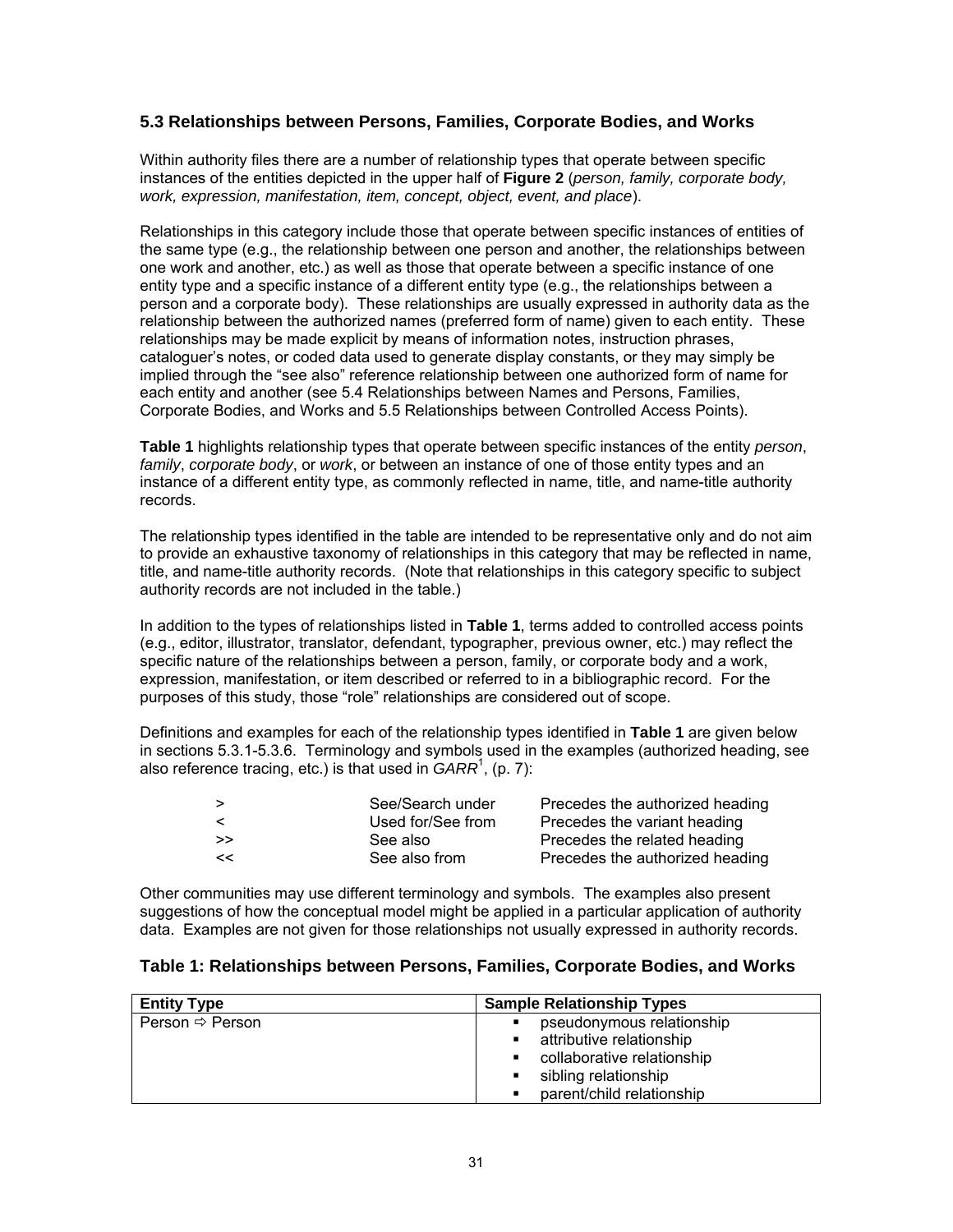### 5.3 Relationships between Persons, Families, Corporate Bodies, and Works

Within authority files there are a number of relationship types that operate between specific instances of the entities depicted in the upper half of **Figure 2** (*person, family, corporate body, work, expression, manifestation, item, concept, object, event, and place*).

Relationships in this category include those that operate between specific instances of entities of the same type (e.g., the relationship between one person and another, the relationships between one work and another, etc.) as well as those that operate between a specific instance of one entity type and a specific instance of a different entity type (e.g., the relationships between a person and a corporate body). These relationships are usually expressed in authority data as the relationship between the authorized names (preferred form of name) given to each entity. These relationships may be made explicit by means of information notes, instruction phrases, cataloguer's notes, or coded data used to generate display constants, or they may simply be implied through the "see also" reference relationship between one authorized form of name for each entity and another (see 5.4 Relationships between Names and Persons, Families, Corporate Bodies, and Works and 5.5 Relationships between Controlled Access Points).

**Table 1** highlights relationship types that operate between specific instances of the entity *person*, *family*, *corporate body*, or *work*, or between an instance of one of those entity types and an instance of a different entity type, as commonly reflected in name, title, and name-title authority records.

The relationship types identified in the table are intended to be representative only and do not aim to provide an exhaustive taxonomy of relationships in this category that may be reflected in name, title, and name-title authority records. (Note that relationships in this category specific to subject authority records are not included in the table.)

In addition to the types of relationships listed in **Table 1**, terms added to controlled access points (e.g., editor, illustrator, translator, defendant, typographer, previous owner, etc.) may reflect the specific nature of the relationships between a person, family, or corporate body and a work, expression, manifestation, or item described or referred to in a bibliographic record. For the purposes of this study, those "role" relationships are considered out of scope.

Definitions and examples for each of the relationship types identified in **Table 1** are given below in sections 5.3.1-5.3.6. Terminology and symbols used in the examples (authorized heading, see also reference tracing, etc.) is that used in *GARR*[1], (p. 7):

| | | |
|---|---|---|
| > | See/Search under | Precedes the authorized heading |
| < | Used for/See from | Precedes the variant heading |
| >> | See also | Precedes the related heading |
| << | See also from | Precedes the authorized heading |

Other communities may use different terminology and symbols. The examples also present suggestions of how the conceptual model might be applied in a particular application of authority data. Examples are not given for those relationships not usually expressed in authority records.

#### Table 1: Relationships between Persons, Families, Corporate Bodies, and Works

| Entity Type | Sample Relationship Types |
|---|---|
| Person ⇨ Person | ▪ pseudonymous relationship<br>▪ attributive relationship<br>▪ collaborative relationship<br>▪ sibling relationship<br>▪ parent/child relationship |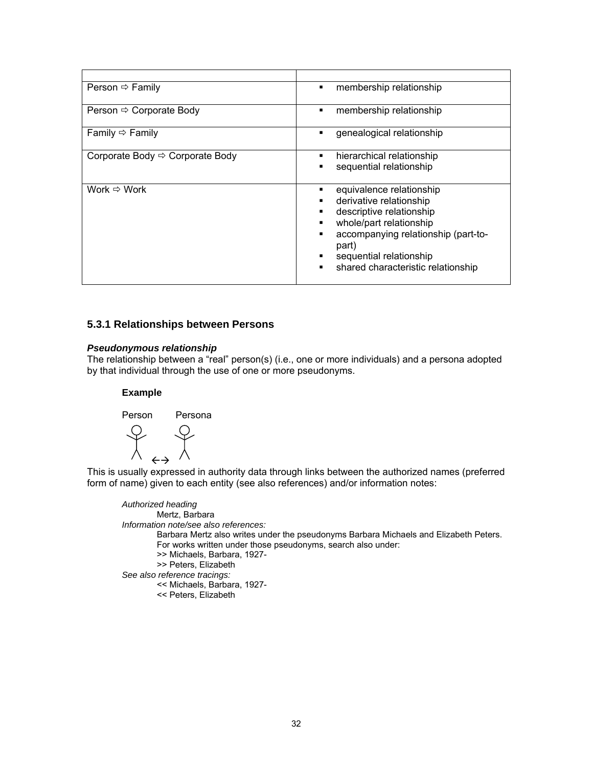| | |
|---|---|
| Person ⇨ Family | ▪ membership relationship |
| Person ⇨ Corporate Body | ▪ membership relationship |
| Family ⇨ Family | ▪ genealogical relationship |
| Corporate Body ⇨ Corporate Body | ▪ hierarchical relationship<br>▪ sequential relationship |
| Work ⇨ Work | ▪ equivalence relationship<br>▪ derivative relationship<br>▪ descriptive relationship<br>▪ whole/part relationship<br>▪ accompanying relationship (part-to-part)<br>▪ sequential relationship<br>▪ shared characteristic relationship |

### 5.3.1 Relationships between Persons

***Pseudonymous relationship***

The relationship between a "real" person(s) (i.e., one or more individuals) and a persona adopted by that individual through the use of one or more pseudonyms.

**Example**

Person ←→ Persona

This is usually expressed in authority data through links between the authorized names (preferred form of name) given to each entity (see also references) and/or information notes:

*Authorized heading*

Mertz, Barbara

*Information note/see also references:*

Barbara Mertz also writes under the pseudonyms Barbara Michaels and Elizabeth Peters. For works written under those pseudonyms, search also under:

>> Michaels, Barbara, 1927-

>> Peters, Elizabeth

*See also reference tracings:*

<< Michaels, Barbara, 1927-

<< Peters, Elizabeth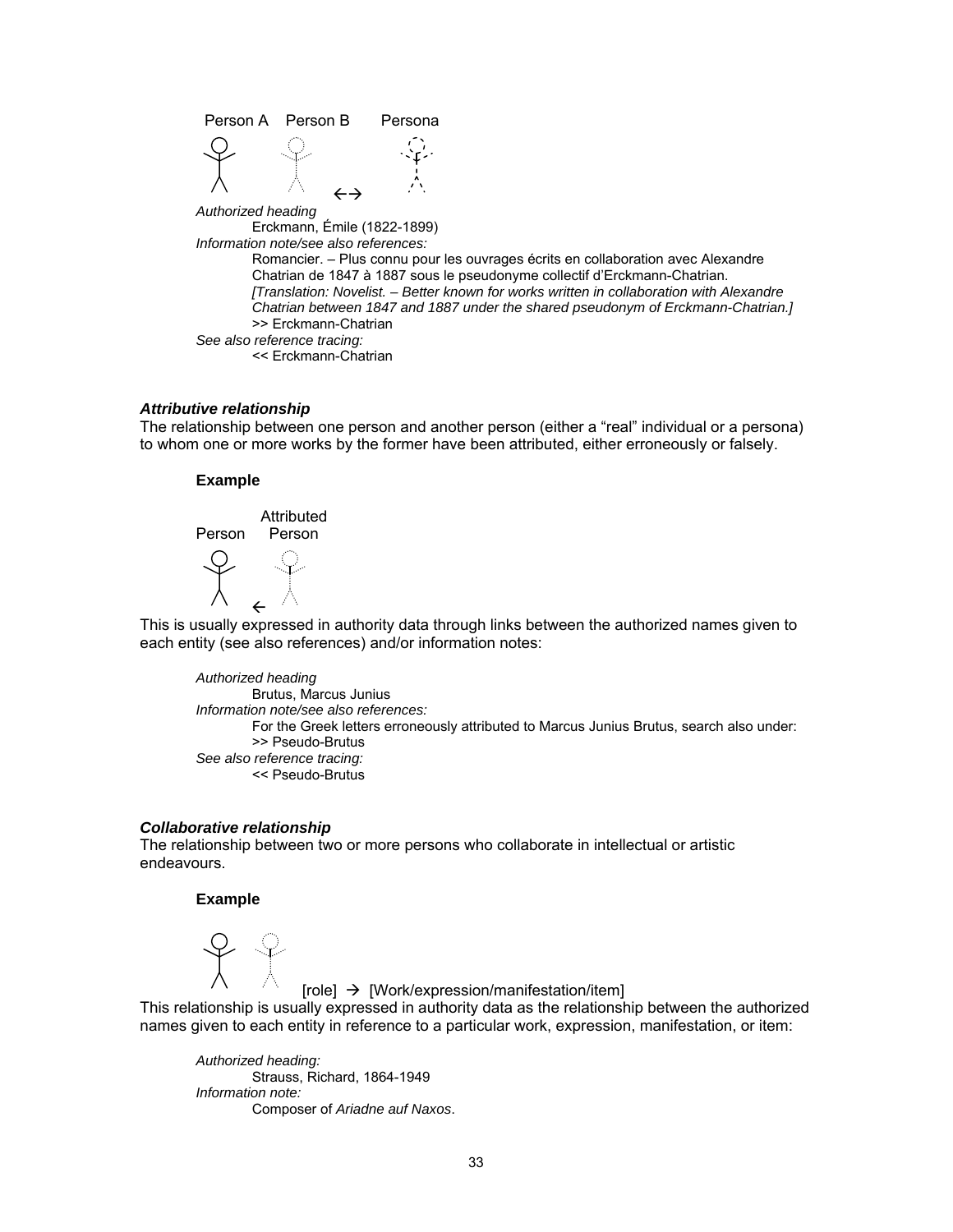Person A Person B Persona

↔

*Authorized heading*

Erckmann, Émile (1822-1899)

*Information note/see also references:*

Romancier. – Plus connu pour les ouvrages écrits en collaboration avec Alexandre Chatrian de 1847 à 1887 sous le pseudonyme collectif d'Erckmann-Chatrian. *[Translation: Novelist. – Better known for works written in collaboration with Alexandre Chatrian between 1847 and 1887 under the shared pseudonym of Erckmann-Chatrian.]*

>> Erckmann-Chatrian

*See also reference tracing:*

<< Erckmann-Chatrian

***Attributive relationship***

The relationship between one person and another person (either a "real" individual or a persona) to whom one or more works by the former have been attributed, either erroneously or falsely.

**Example**

Person Attributed Person

←

This is usually expressed in authority data through links between the authorized names given to each entity (see also references) and/or information notes:

*Authorized heading*

Brutus, Marcus Junius

*Information note/see also references:*

For the Greek letters erroneously attributed to Marcus Junius Brutus, search also under:

>> Pseudo-Brutus

*See also reference tracing:*

<< Pseudo-Brutus

***Collaborative relationship***

The relationship between two or more persons who collaborate in intellectual or artistic endeavours.

**Example**

[role] → [Work/expression/manifestation/item]

This relationship is usually expressed in authority data as the relationship between the authorized names given to each entity in reference to a particular work, expression, manifestation, or item:

*Authorized heading:*

Strauss, Richard, 1864-1949

*Information note:*

Composer of *Ariadne auf Naxos*.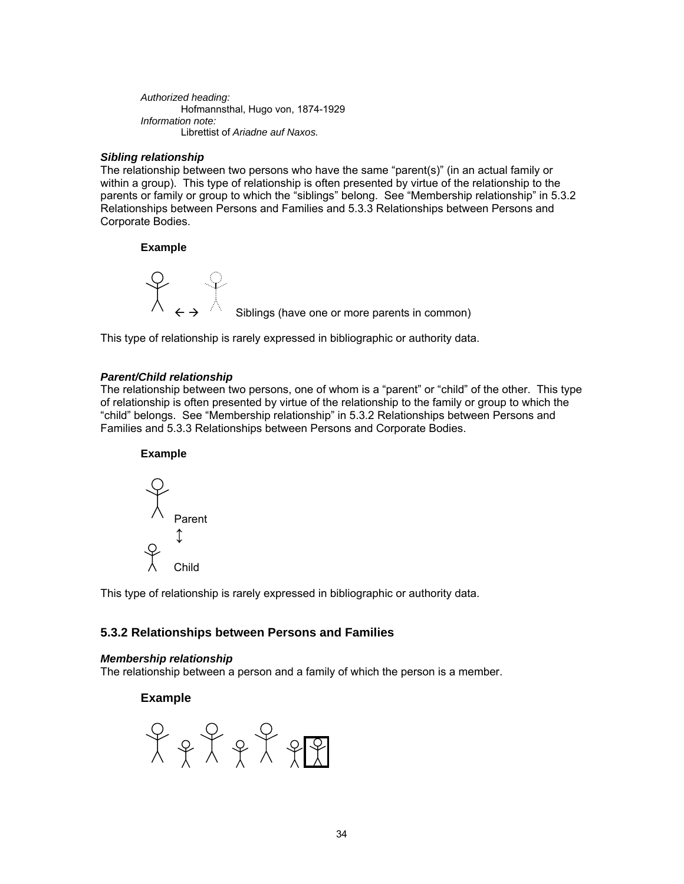*Authorized heading:*

Hofmannsthal, Hugo von, 1874-1929

*Information note:*

Librettist of *Ariadne auf Naxos.*

***Sibling relationship***

The relationship between two persons who have the same "parent(s)" (in an actual family or within a group). This type of relationship is often presented by virtue of the relationship to the parents or family or group to which the "siblings" belong. See "Membership relationship" in 5.3.2 Relationships between Persons and Families and 5.3.3 Relationships between Persons and Corporate Bodies.

**Example**

← → Siblings (have one or more parents in common)

This type of relationship is rarely expressed in bibliographic or authority data.

***Parent/Child relationship***

The relationship between two persons, one of whom is a "parent" or "child" of the other. This type of relationship is often presented by virtue of the relationship to the family or group to which the "child" belongs. See "Membership relationship" in 5.3.2 Relationships between Persons and Families and 5.3.3 Relationships between Persons and Corporate Bodies.

**Example**

Parent

↕

Child

This type of relationship is rarely expressed in bibliographic or authority data.

### 5.3.2 Relationships between Persons and Families

***Membership relationship***

The relationship between a person and a family of which the person is a member.

**Example**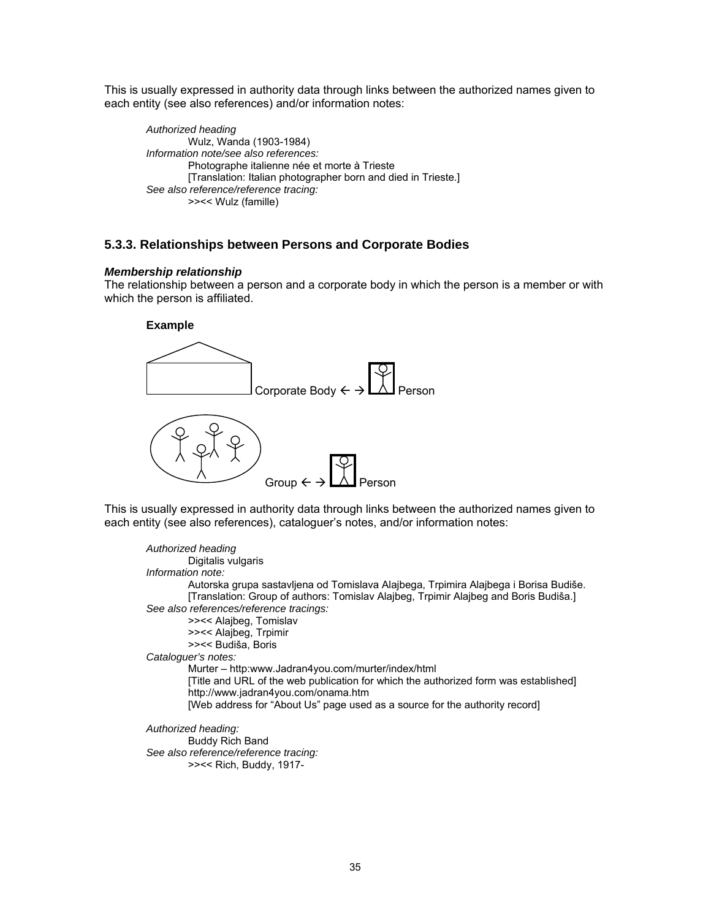This is usually expressed in authority data through links between the authorized names given to each entity (see also references) and/or information notes:

*Authorized heading*
Wulz, Wanda (1903-1984)
*Information note/see also references:*
Photographe italienne née et morte à Trieste
[Translation: Italian photographer born and died in Trieste.]
*See also reference/reference tracing:*
>>< Wulz (famille)

### 5.3.3. Relationships between Persons and Corporate Bodies

***Membership relationship***
The relationship between a person and a corporate body in which the person is a member or with which the person is affiliated.

**Example**

Corporate Body ← → Person

Group ← → Person

This is usually expressed in authority data through links between the authorized names given to each entity (see also references), cataloguer's notes, and/or information notes:

*Authorized heading*
Digitalis vulgaris
*Information note:*
Autorska grupa sastavljena od Tomislava Alajbega, Trpimira Alajbega i Borisa Budiše.
[Translation: Group of authors: Tomislav Alajbeg, Trpimir Alajbeg and Boris Budiša.]
*See also references/reference tracings:*
>>< Alajbeg, Tomislav
>>< Alajbeg, Trpimir
>>< Budiša, Boris
*Cataloguer's notes:*
Murter – http:www.Jadran4you.com/murter/index/html
[Title and URL of the web publication for which the authorized form was established]
http://www.jadran4you.com/onama.htm
[Web address for "About Us" page used as a source for the authority record]

*Authorized heading:*
Buddy Rich Band
*See also reference/reference tracing:*
>>< Rich, Buddy, 1917-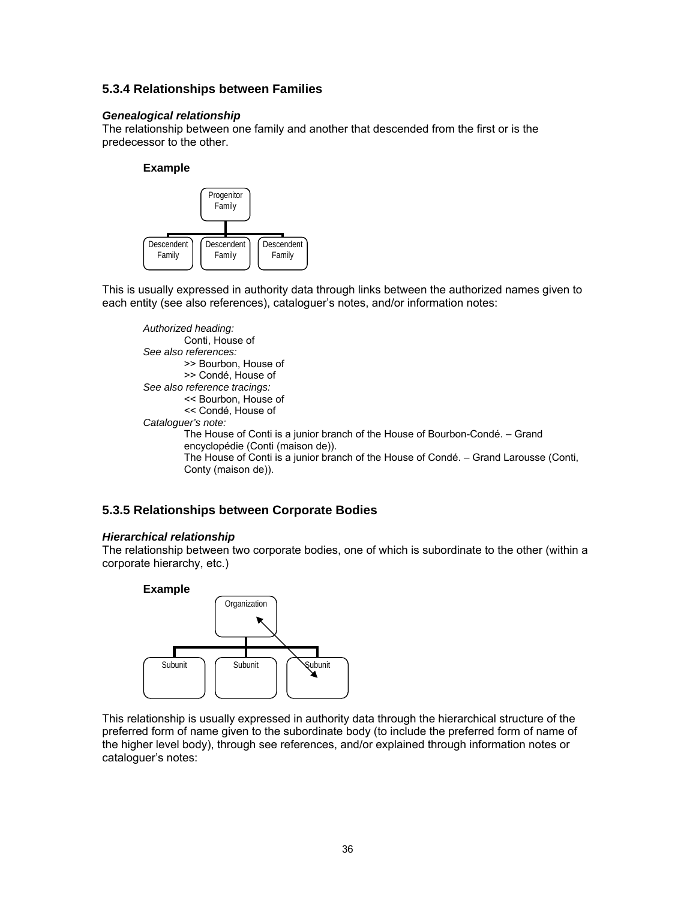### 5.3.4 Relationships between Families

***Genealogical relationship***

The relationship between one family and another that descended from the first or is the predecessor to the other.

**Example**

Progenitor Family

Descendent Family

Descendent Family

Descendent Family

This is usually expressed in authority data through links between the authorized names given to each entity (see also references), cataloguer's notes, and/or information notes:

*Authorized heading:*
Conti, House of
*See also references:*
>> Bourbon, House of
>> Condé, House of
*See also reference tracings:*
<< Bourbon, House of
<< Condé, House of
*Cataloguer's note:*
The House of Conti is a junior branch of the House of Bourbon-Condé. – Grand encyclopédie (Conti (maison de)).
The House of Conti is a junior branch of the House of Condé. – Grand Larousse (Conti, Conty (maison de)).

### 5.3.5 Relationships between Corporate Bodies

***Hierarchical relationship***

The relationship between two corporate bodies, one of which is subordinate to the other (within a corporate hierarchy, etc.)

**Example**

Organization

Subunit

Subunit

Subunit

This relationship is usually expressed in authority data through the hierarchical structure of the preferred form of name given to the subordinate body (to include the preferred form of name of the higher level body), through see references, and/or explained through information notes or cataloguer's notes: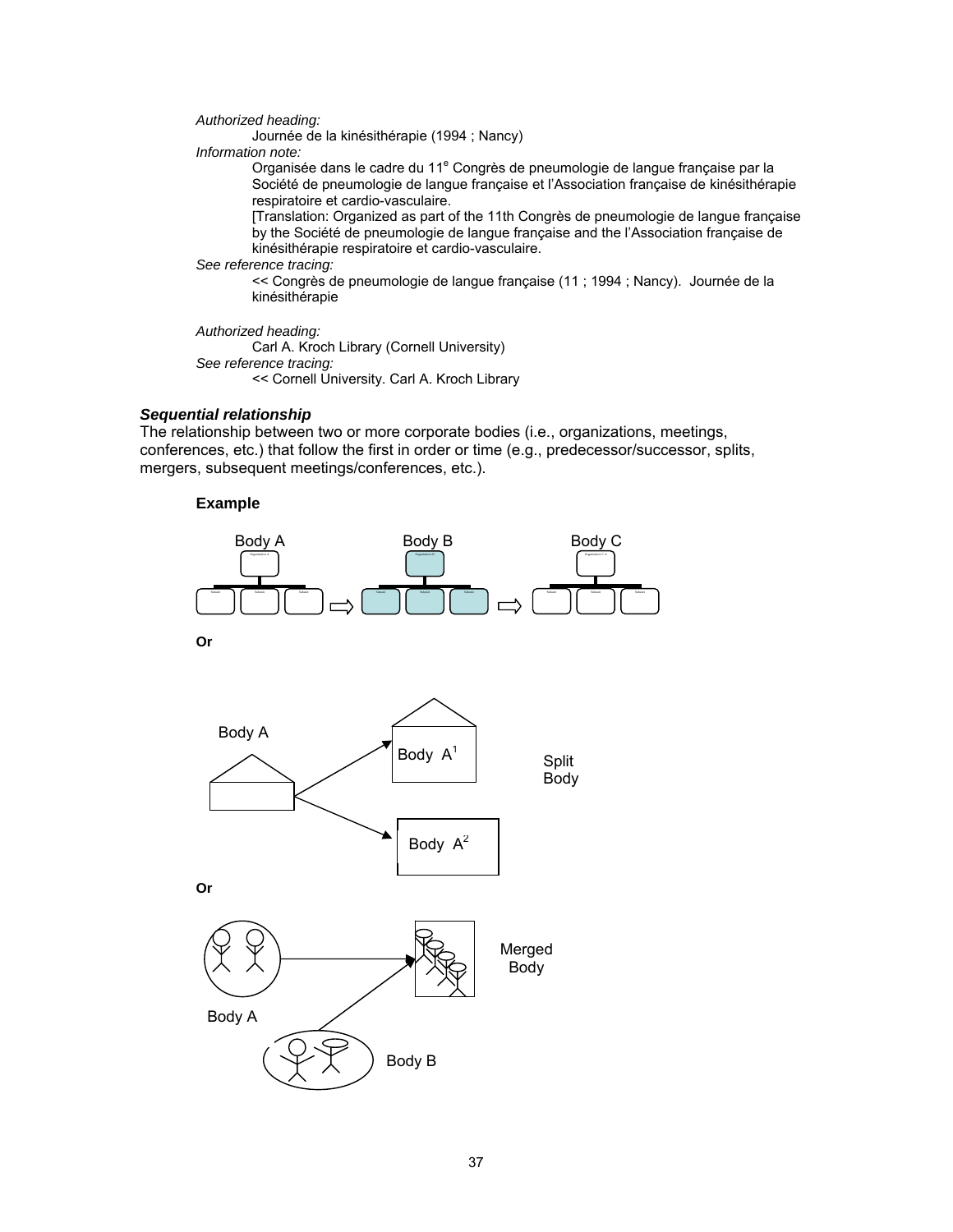*Authorized heading:*

Journée de la kinésithérapie (1994 ; Nancy)

*Information note:*

Organisée dans le cadre du 11[e] Congrès de pneumologie de langue française par la Société de pneumologie de langue française et l'Association française de kinésithérapie respiratoire et cardio-vasculaire.

[Translation: Organized as part of the 11th Congrès de pneumologie de langue française by the Société de pneumologie de langue française and the l'Association française de kinésithérapie respiratoire et cardio-vasculaire.

*See reference tracing:*

<< Congrès de pneumologie de langue française (11 ; 1994 ; Nancy). Journée de la kinésithérapie

*Authorized heading:*

Carl A. Kroch Library (Cornell University)

*See reference tracing:*

<< Cornell University. Carl A. Kroch Library

***Sequential relationship***

The relationship between two or more corporate bodies (i.e., organizations, meetings, conferences, etc.) that follow the first in order or time (e.g., predecessor/successor, splits, mergers, subsequent meetings/conferences, etc.).

**Example**

Body A
Body B
Body C

**Or**

Body A
Body A[1]
Body A[2]
Split Body

**Or**

Body A
Body B
Merged Body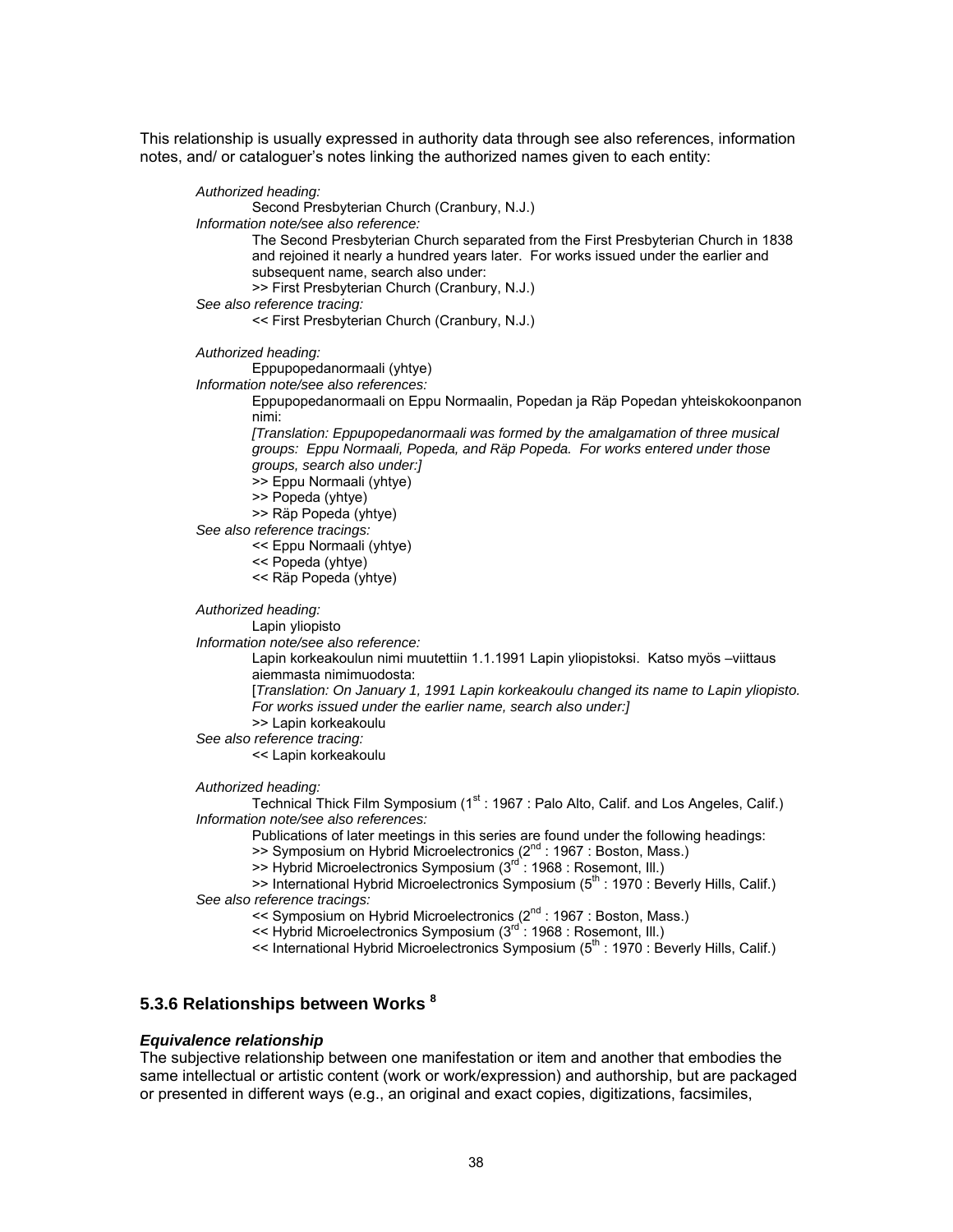This relationship is usually expressed in authority data through see also references, information notes, and/ or cataloguer's notes linking the authorized names given to each entity:

*Authorized heading:*

Second Presbyterian Church (Cranbury, N.J.)

*Information note/see also reference:*

The Second Presbyterian Church separated from the First Presbyterian Church in 1838 and rejoined it nearly a hundred years later. For works issued under the earlier and subsequent name, search also under:

>> First Presbyterian Church (Cranbury, N.J.)

*See also reference tracing:*

<< First Presbyterian Church (Cranbury, N.J.)

*Authorized heading:*

Eppupopedanormaali (yhtye)

*Information note/see also references:*

Eppupopedanormaali on Eppu Normaalin, Popedan ja Räp Popedan yhteiskokoonpanon nimi:

*[Translation: Eppupopedanormaali was formed by the amalgamation of three musical groups: Eppu Normaali, Popeda, and Räp Popeda. For works entered under those groups, search also under:]*

>> Eppu Normaali (yhtye)

>> Popeda (yhtye)

>> Räp Popeda (yhtye)

*See also reference tracings:*

<< Eppu Normaali (yhtye)

<< Popeda (yhtye)

<< Räp Popeda (yhtye)

*Authorized heading:*

Lapin yliopisto

*Information note/see also reference:*

Lapin korkeakoulun nimi muutettiin 1.1.1991 Lapin yliopistoksi. Katso myös –viittaus aiemmasta nimimuodosta:

[*Translation: On January 1, 1991 Lapin korkeakoulu changed its name to Lapin yliopisto. For works issued under the earlier name, search also under:]*

>> Lapin korkeakoulu

*See also reference tracing:*

<< Lapin korkeakoulu

*Authorized heading:*

Technical Thick Film Symposium (1st : 1967 : Palo Alto, Calif. and Los Angeles, Calif.)

*Information note/see also references:*

Publications of later meetings in this series are found under the following headings:

>> Symposium on Hybrid Microelectronics (2nd : 1967 : Boston, Mass.)

>> Hybrid Microelectronics Symposium (3rd : 1968 : Rosemont, Ill.)

>> International Hybrid Microelectronics Symposium (5th : 1970 : Beverly Hills, Calif.)

*See also reference tracings:*

<< Symposium on Hybrid Microelectronics (2nd : 1967 : Boston, Mass.)

<< Hybrid Microelectronics Symposium (3rd : 1968 : Rosemont, Ill.)

<< International Hybrid Microelectronics Symposium (5th : 1970 : Beverly Hills, Calif.)

### 5.3.6 Relationships between Works [8]

***Equivalence relationship***

The subjective relationship between one manifestation or item and another that embodies the same intellectual or artistic content (work or work/expression) and authorship, but are packaged or presented in different ways (e.g., an original and exact copies, digitizations, facsimiles,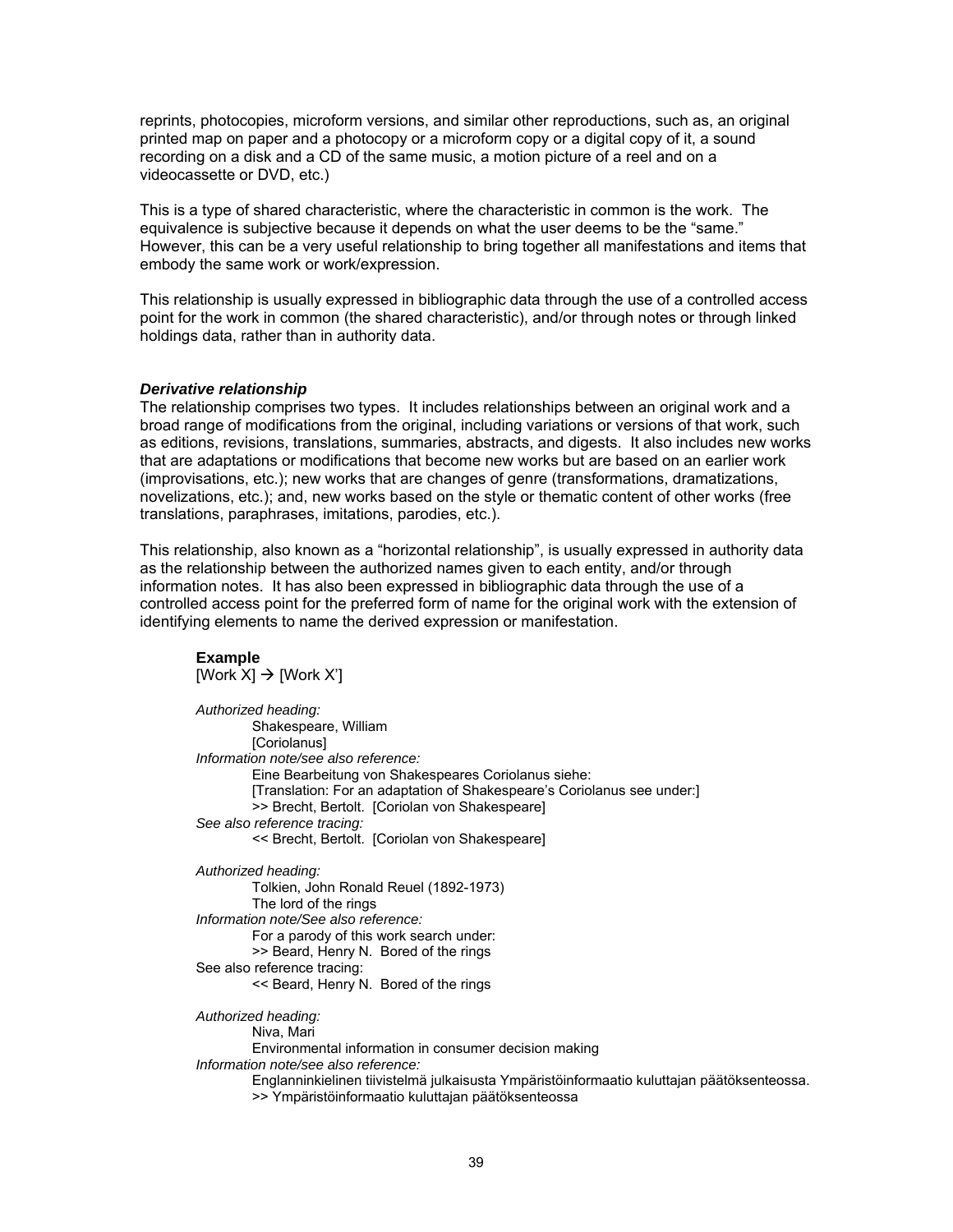reprints, photocopies, microform versions, and similar other reproductions, such as, an original printed map on paper and a photocopy or a microform copy or a digital copy of it, a sound recording on a disk and a CD of the same music, a motion picture of a reel and on a videocassette or DVD, etc.)

This is a type of shared characteristic, where the characteristic in common is the work. The equivalence is subjective because it depends on what the user deems to be the "same." However, this can be a very useful relationship to bring together all manifestations and items that embody the same work or work/expression.

This relationship is usually expressed in bibliographic data through the use of a controlled access point for the work in common (the shared characteristic), and/or through notes or through linked holdings data, rather than in authority data.

***Derivative relationship***

The relationship comprises two types. It includes relationships between an original work and a broad range of modifications from the original, including variations or versions of that work, such as editions, revisions, translations, summaries, abstracts, and digests. It also includes new works that are adaptations or modifications that become new works but are based on an earlier work (improvisations, etc.); new works that are changes of genre (transformations, dramatizations, novelizations, etc.); and, new works based on the style or thematic content of other works (free translations, paraphrases, imitations, parodies, etc.).

This relationship, also known as a "horizontal relationship", is usually expressed in authority data as the relationship between the authorized names given to each entity, and/or through information notes. It has also been expressed in bibliographic data through the use of a controlled access point for the preferred form of name for the original work with the extension of identifying elements to name the derived expression or manifestation.

**Example**

[Work X] → [Work X']

*Authorized heading:*
Shakespeare, William
[Coriolanus]
*Information note/see also reference:*
Eine Bearbeitung von Shakespeares Coriolanus siehe:
[Translation: For an adaptation of Shakespeare's Coriolanus see under:]
>> Brecht, Bertolt. [Coriolan von Shakespeare]
*See also reference tracing:*
<< Brecht, Bertolt. [Coriolan von Shakespeare]

*Authorized heading:*
Tolkien, John Ronald Reuel (1892-1973)
The lord of the rings
*Information note/See also reference:*
For a parody of this work search under:
>> Beard, Henry N. Bored of the rings
See also reference tracing:
<< Beard, Henry N. Bored of the rings

*Authorized heading:*
Niva, Mari
Environmental information in consumer decision making
*Information note/see also reference:*
Englanninkielinen tiivistelmä julkaisusta Ympäristöinformaatio kuluttajan päätöksenteossa.
>> Ympäristöinformaatio kuluttajan päätöksenteossa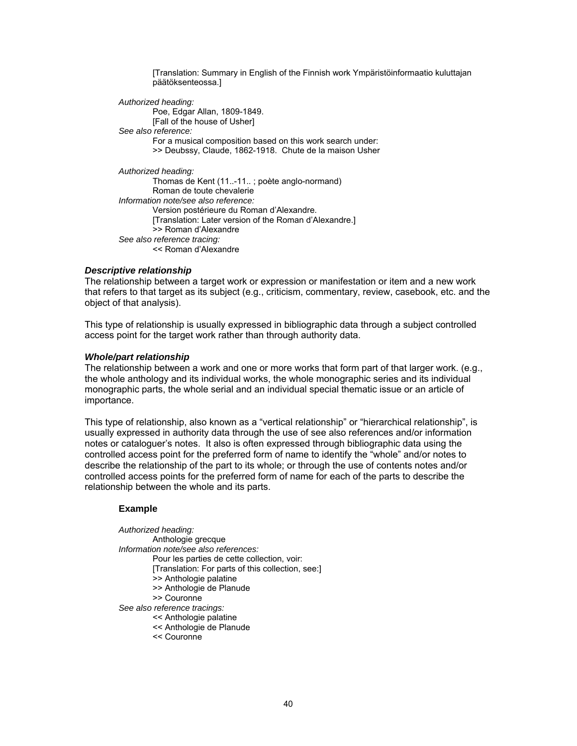[Translation: Summary in English of the Finnish work Ympäristöinformaatio kuluttajan päätöksenteossa.]

*Authorized heading:*
Poe, Edgar Allan, 1809-1849.
[Fall of the house of Usher]
*See also reference:*
For a musical composition based on this work search under:
>> Deubssy, Claude, 1862-1918. Chute de la maison Usher

*Authorized heading:*
Thomas de Kent (11..-11.. ; poète anglo-normand)
Roman de toute chevalerie
*Information note/see also reference:*
Version postérieure du Roman d'Alexandre.
[Translation: Later version of the Roman d'Alexandre.]
>> Roman d'Alexandre
*See also reference tracing:*
<< Roman d'Alexandre

***Descriptive relationship***

The relationship between a target work or expression or manifestation or item and a new work that refers to that target as its subject (e.g., criticism, commentary, review, casebook, etc. and the object of that analysis).

This type of relationship is usually expressed in bibliographic data through a subject controlled access point for the target work rather than through authority data.

***Whole/part relationship***

The relationship between a work and one or more works that form part of that larger work. (e.g., the whole anthology and its individual works, the whole monographic series and its individual monographic parts, the whole serial and an individual special thematic issue or an article of importance.

This type of relationship, also known as a "vertical relationship" or "hierarchical relationship", is usually expressed in authority data through the use of see also references and/or information notes or cataloguer's notes. It also is often expressed through bibliographic data using the controlled access point for the preferred form of name to identify the "whole" and/or notes to describe the relationship of the part to its whole; or through the use of contents notes and/or controlled access points for the preferred form of name for each of the parts to describe the relationship between the whole and its parts.

**Example**

*Authorized heading:*
Anthologie grecque
*Information note/see also references:*
Pour les parties de cette collection, voir:
[Translation: For parts of this collection, see:]
>> Anthologie palatine
>> Anthologie de Planude
>> Couronne
*See also reference tracings:*
<< Anthologie palatine
<< Anthologie de Planude
<< Couronne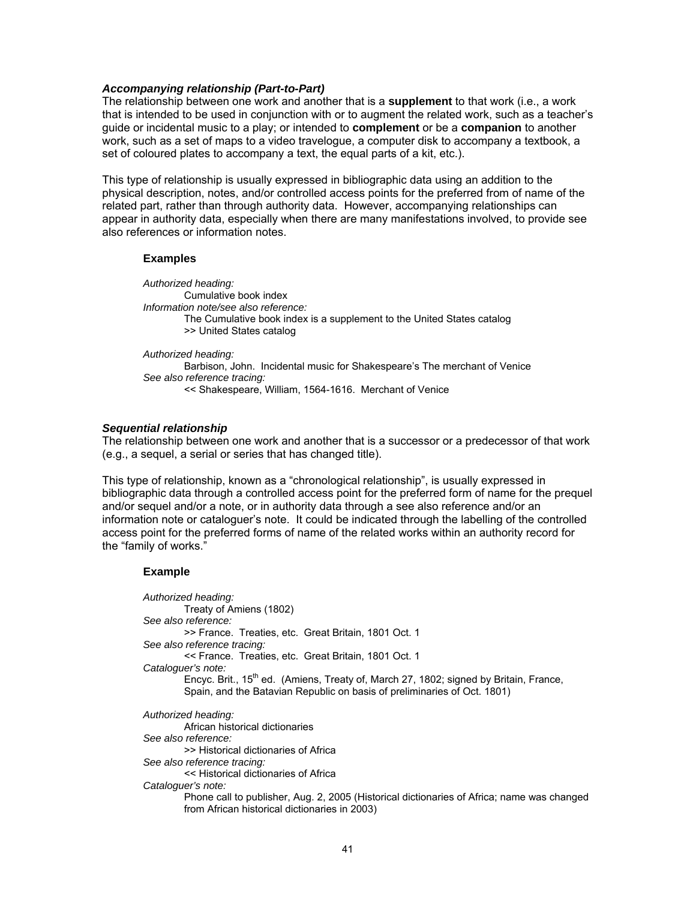***Accompanying relationship (Part-to-Part)***

The relationship between one work and another that is a **supplement** to that work (i.e., a work that is intended to be used in conjunction with or to augment the related work, such as a teacher's guide or incidental music to a play; or intended to **complement** or be a **companion** to another work, such as a set of maps to a video travelogue, a computer disk to accompany a textbook, a set of coloured plates to accompany a text, the equal parts of a kit, etc.).

This type of relationship is usually expressed in bibliographic data using an addition to the physical description, notes, and/or controlled access points for the preferred from of name of the related part, rather than through authority data. However, accompanying relationships can appear in authority data, especially when there are many manifestations involved, to provide see also references or information notes.

**Examples**

*Authorized heading:*
Cumulative book index
*Information note/see also reference:*
The Cumulative book index is a supplement to the United States catalog
>> United States catalog

*Authorized heading:*
Barbison, John. Incidental music for Shakespeare's The merchant of Venice
*See also reference tracing:*
<< Shakespeare, William, 1564-1616. Merchant of Venice

***Sequential relationship***

The relationship between one work and another that is a successor or a predecessor of that work (e.g., a sequel, a serial or series that has changed title).

This type of relationship, known as a "chronological relationship", is usually expressed in bibliographic data through a controlled access point for the preferred form of name for the prequel and/or sequel and/or a note, or in authority data through a see also reference and/or an information note or cataloguer's note. It could be indicated through the labelling of the controlled access point for the preferred forms of name of the related works within an authority record for the "family of works."

**Example**

*Authorized heading:*
Treaty of Amiens (1802)
*See also reference:*
>> France. Treaties, etc. Great Britain, 1801 Oct. 1
*See also reference tracing:*
<< France. Treaties, etc. Great Britain, 1801 Oct. 1
*Cataloguer's note:*
Encyc. Brit., 15th ed. (Amiens, Treaty of, March 27, 1802; signed by Britain, France, Spain, and the Batavian Republic on basis of preliminaries of Oct. 1801)

*Authorized heading:*
African historical dictionaries
*See also reference:*
>> Historical dictionaries of Africa
*See also reference tracing:*
<< Historical dictionaries of Africa
*Cataloguer's note:*
Phone call to publisher, Aug. 2, 2005 (Historical dictionaries of Africa; name was changed from African historical dictionaries in 2003)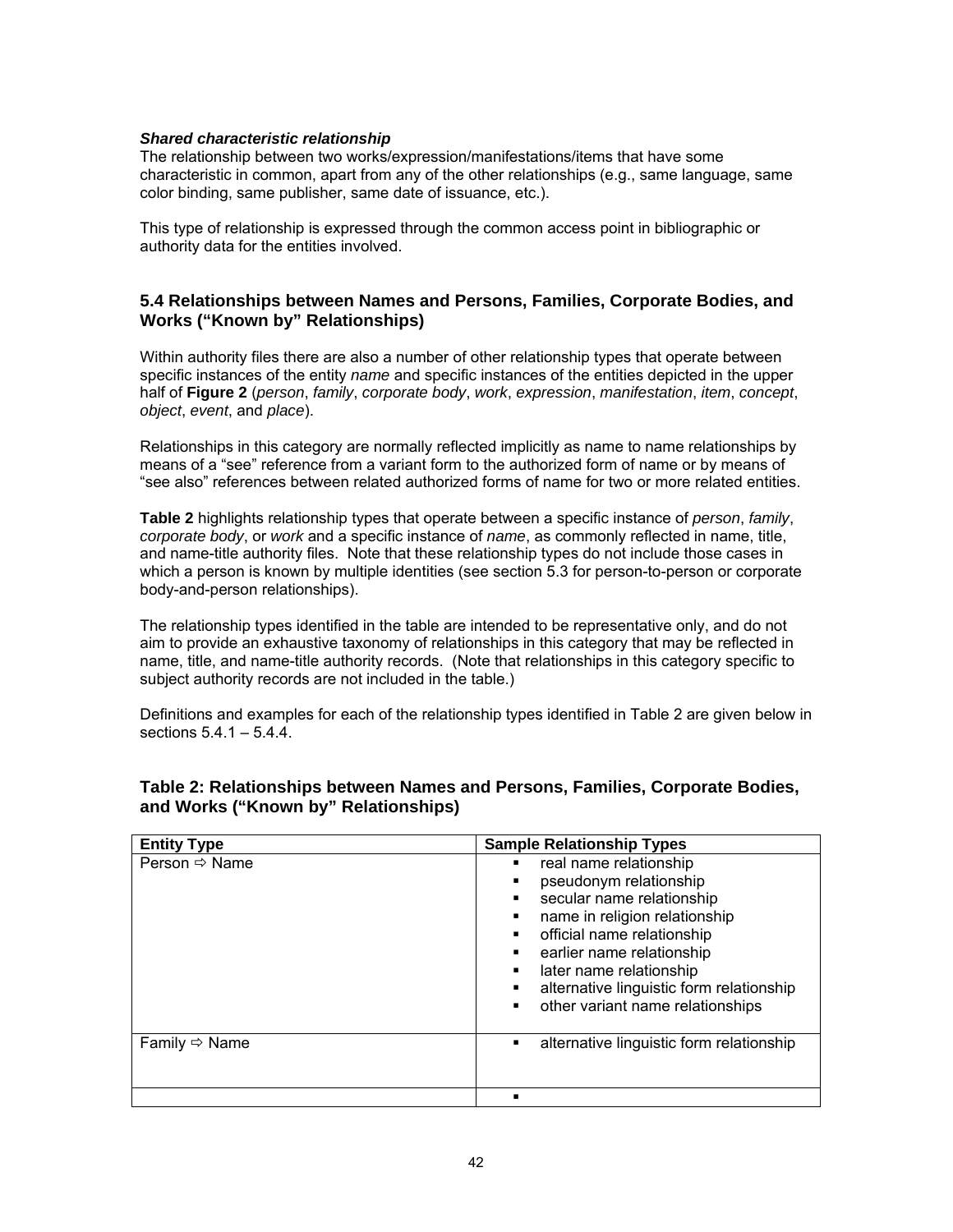***Shared characteristic relationship***
The relationship between two works/expression/manifestations/items that have some characteristic in common, apart from any of the other relationships (e.g., same language, same color binding, same publisher, same date of issuance, etc.).

This type of relationship is expressed through the common access point in bibliographic or authority data for the entities involved.

### 5.4 Relationships between Names and Persons, Families, Corporate Bodies, and Works ("Known by" Relationships)

Within authority files there are also a number of other relationship types that operate between specific instances of the entity *name* and specific instances of the entities depicted in the upper half of **Figure 2** (*person*, *family*, *corporate body*, *work*, *expression*, *manifestation*, *item*, *concept*, *object*, *event*, and *place*).

Relationships in this category are normally reflected implicitly as name to name relationships by means of a "see" reference from a variant form to the authorized form of name or by means of "see also" references between related authorized forms of name for two or more related entities.

**Table 2** highlights relationship types that operate between a specific instance of *person*, *family*, *corporate body*, or *work* and a specific instance of *name*, as commonly reflected in name, title, and name-title authority files. Note that these relationship types do not include those cases in which a person is known by multiple identities (see section 5.3 for person-to-person or corporate body-and-person relationships).

The relationship types identified in the table are intended to be representative only, and do not aim to provide an exhaustive taxonomy of relationships in this category that may be reflected in name, title, and name-title authority records. (Note that relationships in this category specific to subject authority records are not included in the table.)

Definitions and examples for each of the relationship types identified in Table 2 are given below in sections 5.4.1 – 5.4.4.

### Table 2: Relationships between Names and Persons, Families, Corporate Bodies, and Works ("Known by" Relationships)

| Entity Type | Sample Relationship Types |
|---|---|
| Person ⇨ Name | ▪ real name relationship<br>▪ pseudonym relationship<br>▪ secular name relationship<br>▪ name in religion relationship<br>▪ official name relationship<br>▪ earlier name relationship<br>▪ later name relationship<br>▪ alternative linguistic form relationship<br>▪ other variant name relationships |
| Family ⇨ Name | ▪ alternative linguistic form relationship |
| | ▪ |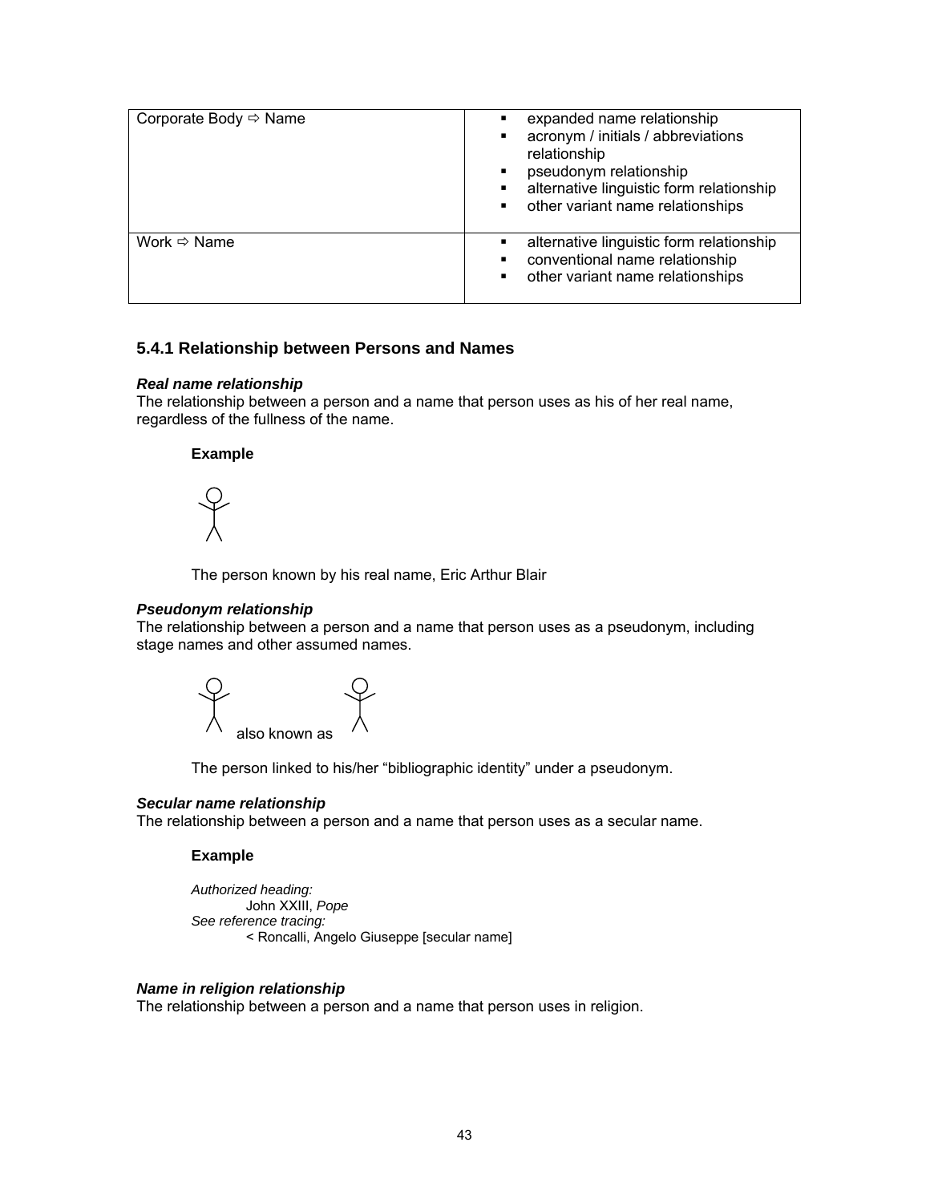| | |
|---|---|
| Corporate Body ⇨ Name | ▪ expanded name relationship<br>▪ acronym / initials / abbreviations relationship<br>▪ pseudonym relationship<br>▪ alternative linguistic form relationship<br>▪ other variant name relationships |
| Work ⇨ Name | ▪ alternative linguistic form relationship<br>▪ conventional name relationship<br>▪ other variant name relationships |

### 5.4.1 Relationship between Persons and Names

***Real name relationship***

The relationship between a person and a name that person uses as his of her real name, regardless of the fullness of the name.

**Example**

The person known by his real name, Eric Arthur Blair

***Pseudonym relationship***

The relationship between a person and a name that person uses as a pseudonym, including stage names and other assumed names.

also known as

The person linked to his/her "bibliographic identity" under a pseudonym.

***Secular name relationship***

The relationship between a person and a name that person uses as a secular name.

**Example**

*Authorized heading:*
John XXIII, *Pope*
*See reference tracing:*
< Roncalli, Angelo Giuseppe [secular name]

***Name in religion relationship***

The relationship between a person and a name that person uses in religion.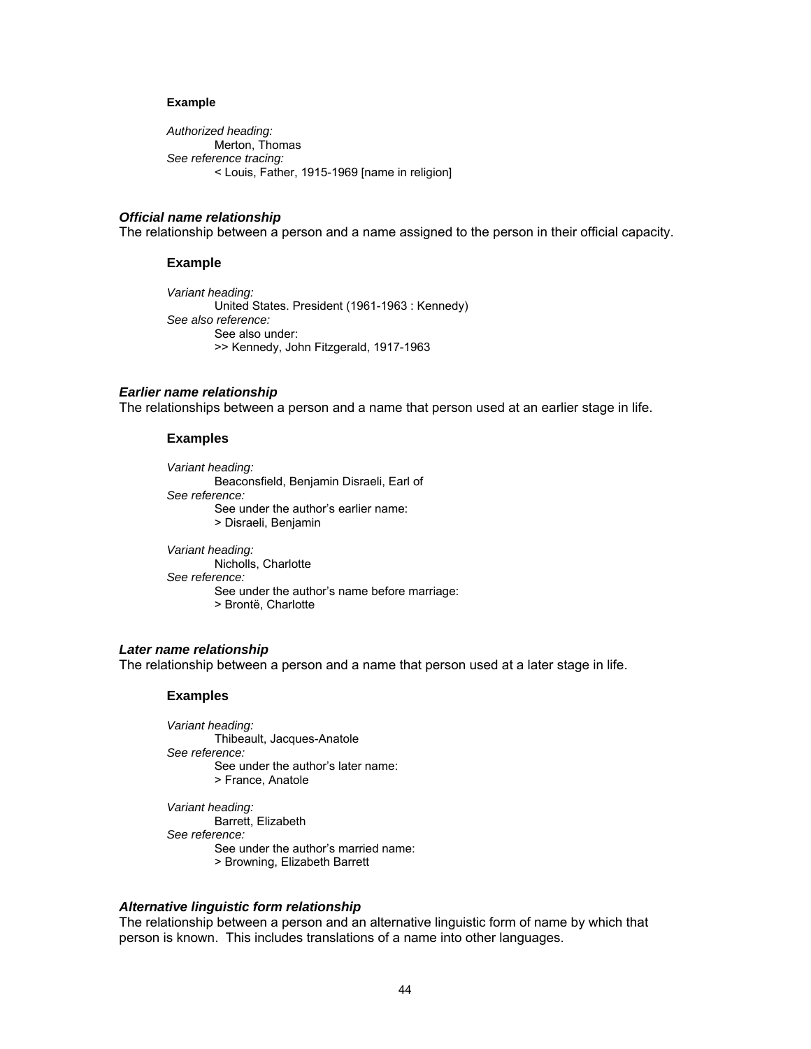**Example**

*Authorized heading:*
Merton, Thomas
*See reference tracing:*
< Louis, Father, 1915-1969 [name in religion]

***Official name relationship***
The relationship between a person and a name assigned to the person in their official capacity.

**Example**

*Variant heading:*
United States. President (1961-1963 : Kennedy)
*See also reference:*
See also under:
>> Kennedy, John Fitzgerald, 1917-1963

***Earlier name relationship***
The relationships between a person and a name that person used at an earlier stage in life.

**Examples**

*Variant heading:*
Beaconsfield, Benjamin Disraeli, Earl of
*See reference:*
See under the author's earlier name:
> Disraeli, Benjamin

*Variant heading:*
Nicholls, Charlotte
*See reference:*
See under the author's name before marriage:
> Brontë, Charlotte

***Later name relationship***
The relationship between a person and a name that person used at a later stage in life.

**Examples**

*Variant heading:*
Thibeault, Jacques-Anatole
*See reference:*
See under the author's later name:
> France, Anatole

*Variant heading:*
Barrett, Elizabeth
*See reference:*
See under the author's married name:
> Browning, Elizabeth Barrett

***Alternative linguistic form relationship***
The relationship between a person and an alternative linguistic form of name by which that person is known. This includes translations of a name into other languages.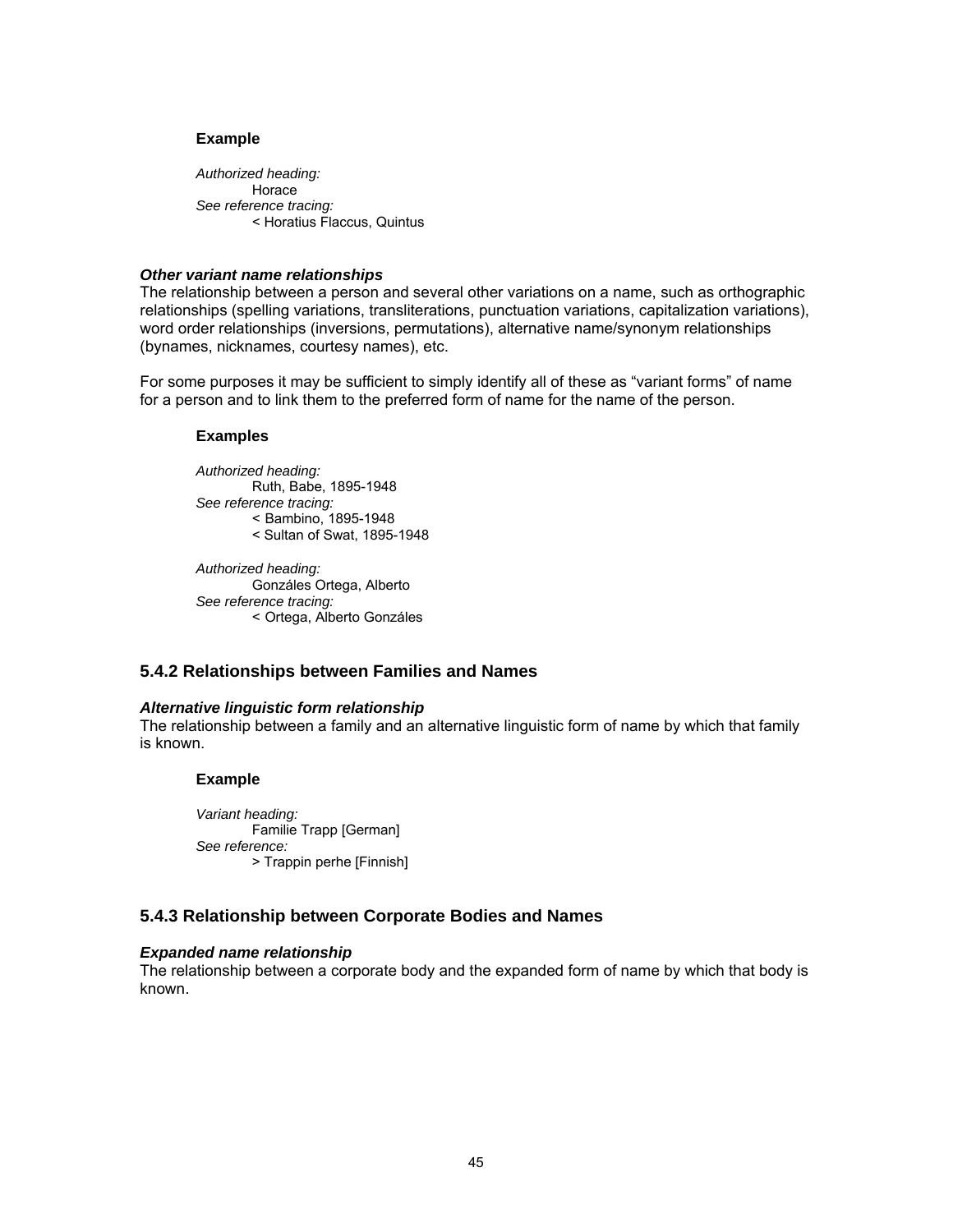**Example**

*Authorized heading:*
Horace
*See reference tracing:*
< Horatius Flaccus, Quintus

***Other variant name relationships***
The relationship between a person and several other variations on a name, such as orthographic relationships (spelling variations, transliterations, punctuation variations, capitalization variations), word order relationships (inversions, permutations), alternative name/synonym relationships (bynames, nicknames, courtesy names), etc.

For some purposes it may be sufficient to simply identify all of these as "variant forms" of name for a person and to link them to the preferred form of name for the name of the person.

**Examples**

*Authorized heading:*
Ruth, Babe, 1895-1948
*See reference tracing:*
< Bambino, 1895-1948
< Sultan of Swat, 1895-1948

*Authorized heading:*
Gonzáles Ortega, Alberto
*See reference tracing:*
< Ortega, Alberto Gonzáles

### 5.4.2 Relationships between Families and Names

***Alternative linguistic form relationship***
The relationship between a family and an alternative linguistic form of name by which that family is known.

**Example**

*Variant heading:*
Familie Trapp [German]
*See reference:*
> Trappin perhe [Finnish]

### 5.4.3 Relationship between Corporate Bodies and Names

***Expanded name relationship***
The relationship between a corporate body and the expanded form of name by which that body is known.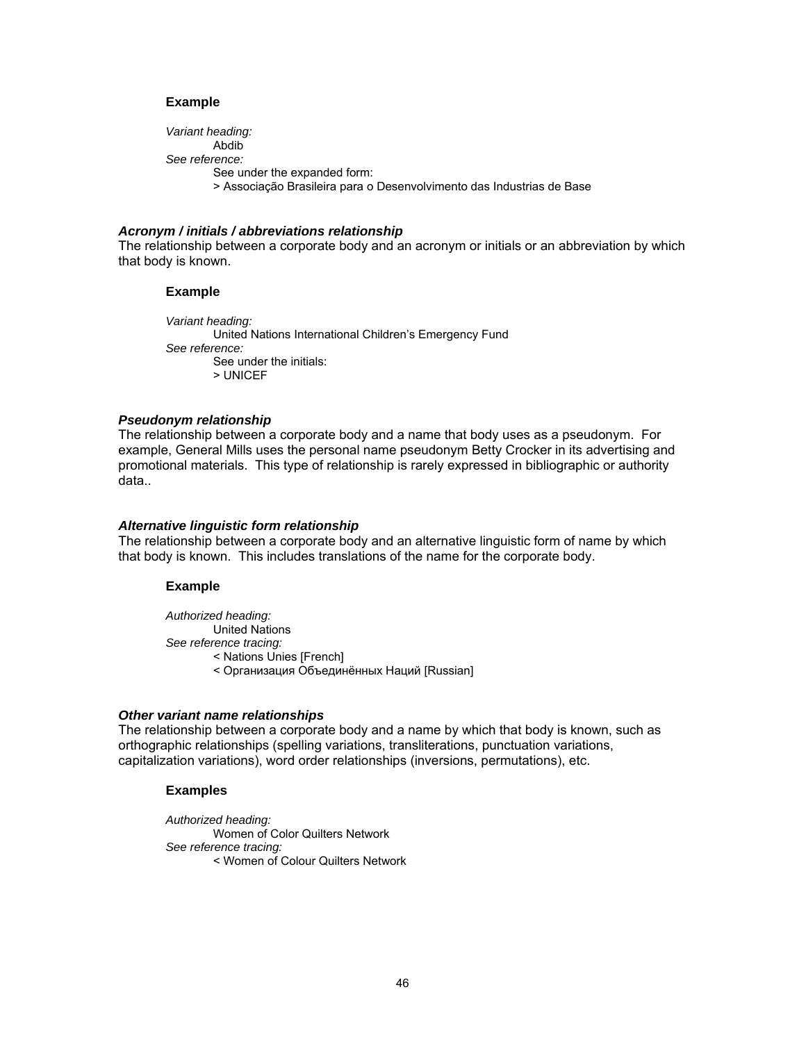**Example**

*Variant heading:*

Abdib

*See reference:*

See under the expanded form:

> Associação Brasileira para o Desenvolvimento das Industrias de Base

***Acronym / initials / abbreviations relationship***

The relationship between a corporate body and an acronym or initials or an abbreviation by which that body is known.

**Example**

*Variant heading:*

United Nations International Children's Emergency Fund

*See reference:*

See under the initials:

> UNICEF

***Pseudonym relationship***

The relationship between a corporate body and a name that body uses as a pseudonym. For example, General Mills uses the personal name pseudonym Betty Crocker in its advertising and promotional materials. This type of relationship is rarely expressed in bibliographic or authority data..

***Alternative linguistic form relationship***

The relationship between a corporate body and an alternative linguistic form of name by which that body is known. This includes translations of the name for the corporate body.

**Example**

*Authorized heading:*

United Nations

*See reference tracing:*

< Nations Unies [French]

< Организация Объединённых Наций [Russian]

***Other variant name relationships***

The relationship between a corporate body and a name by which that body is known, such as orthographic relationships (spelling variations, transliterations, punctuation variations, capitalization variations), word order relationships (inversions, permutations), etc.

**Examples**

*Authorized heading:*

Women of Color Quilters Network

*See reference tracing:*

< Women of Colour Quilters Network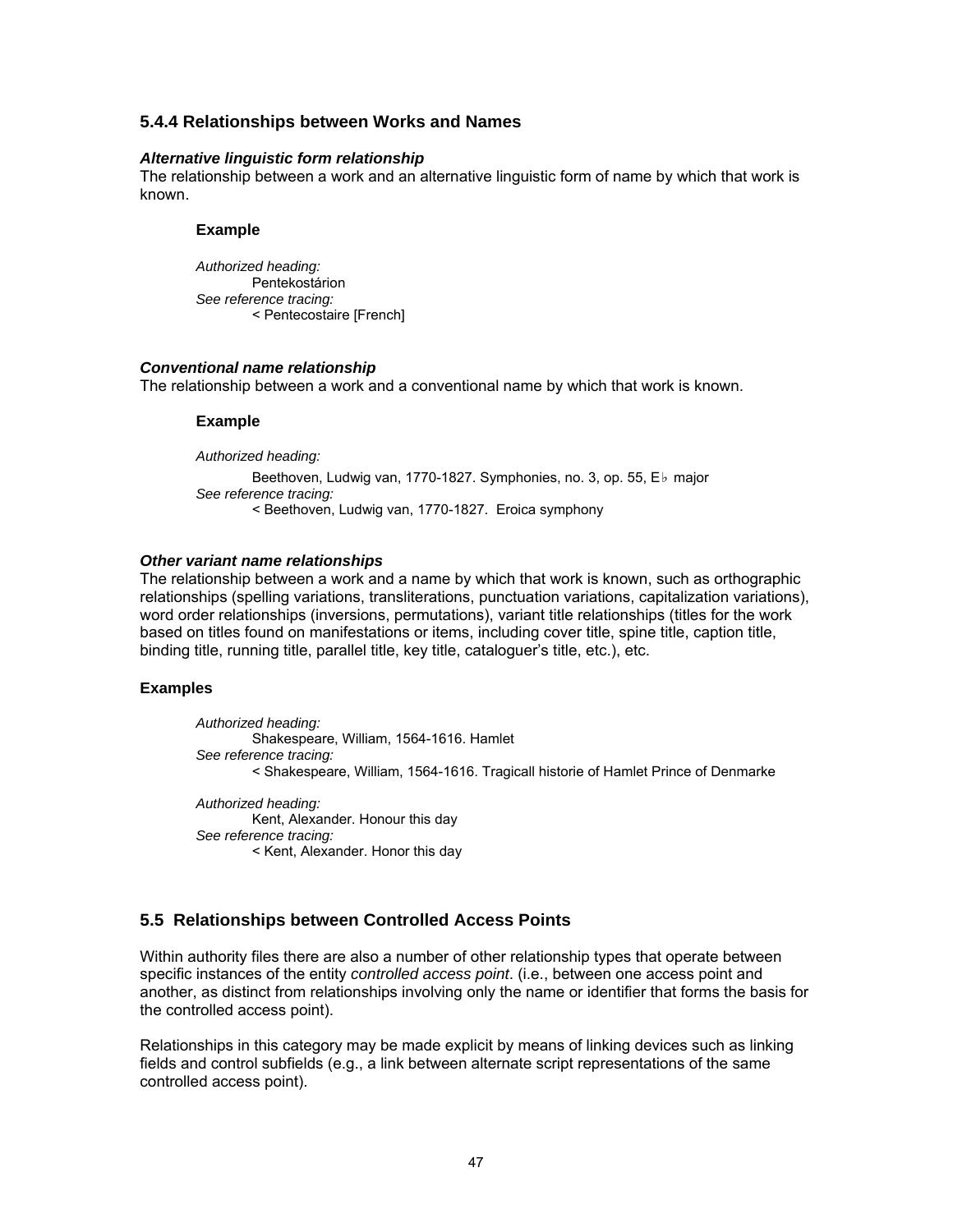### 5.4.4 Relationships between Works and Names

***Alternative linguistic form relationship***
The relationship between a work and an alternative linguistic form of name by which that work is known.

**Example**

*Authorized heading:*
Pentekostárion
*See reference tracing:*
< Pentecostaire [French]

***Conventional name relationship***
The relationship between a work and a conventional name by which that work is known.

**Example**

*Authorized heading:*
Beethoven, Ludwig van, 1770-1827. Symphonies, no. 3, op. 55, E♭ major
*See reference tracing:*
< Beethoven, Ludwig van, 1770-1827. Eroica symphony

***Other variant name relationships***
The relationship between a work and a name by which that work is known, such as orthographic relationships (spelling variations, transliterations, punctuation variations, capitalization variations), word order relationships (inversions, permutations), variant title relationships (titles for the work based on titles found on manifestations or items, including cover title, spine title, caption title, binding title, running title, parallel title, key title, cataloguer's title, etc.), etc.

**Examples**

*Authorized heading:*
Shakespeare, William, 1564-1616. Hamlet
*See reference tracing:*
< Shakespeare, William, 1564-1616. Tragicall historie of Hamlet Prince of Denmarke

*Authorized heading:*
Kent, Alexander. Honour this day
*See reference tracing:*
< Kent, Alexander. Honor this day

## 5.5 Relationships between Controlled Access Points

Within authority files there are also a number of other relationship types that operate between specific instances of the entity *controlled access point*. (i.e., between one access point and another, as distinct from relationships involving only the name or identifier that forms the basis for the controlled access point).

Relationships in this category may be made explicit by means of linking devices such as linking fields and control subfields (e.g., a link between alternate script representations of the same controlled access point).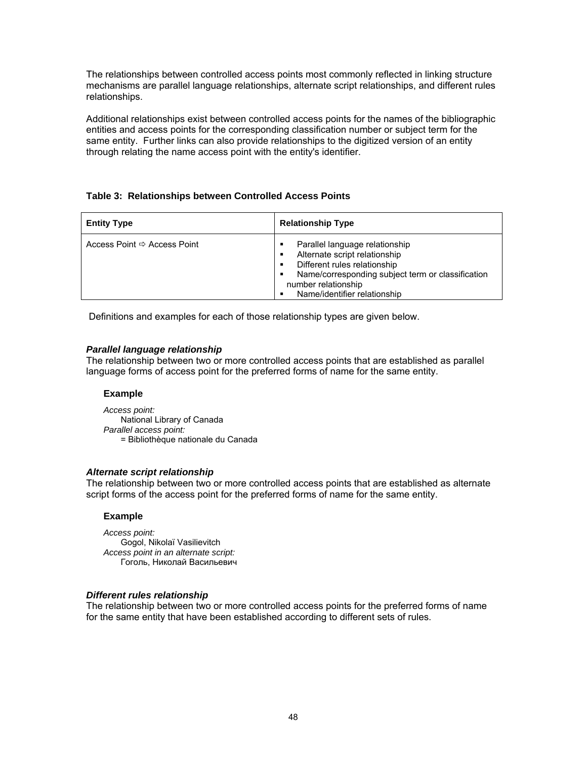The relationships between controlled access points most commonly reflected in linking structure mechanisms are parallel language relationships, alternate script relationships, and different rules relationships.

Additional relationships exist between controlled access points for the names of the bibliographic entities and access points for the corresponding classification number or subject term for the same entity. Further links can also provide relationships to the digitized version of an entity through relating the name access point with the entity's identifier.

**Table 3: Relationships between Controlled Access Points**

| Entity Type | Relationship Type |
|---|---|
| Access Point ⇨ Access Point | ▪ Parallel language relationship<br>▪ Alternate script relationship<br>▪ Different rules relationship<br>▪ Name/corresponding subject term or classification number relationship<br>▪ Name/identifier relationship |

Definitions and examples for each of those relationship types are given below.

***Parallel language relationship***
The relationship between two or more controlled access points that are established as parallel language forms of access point for the preferred forms of name for the same entity.

**Example**

*Access point:*
National Library of Canada
*Parallel access point:*
= Bibliothèque nationale du Canada

***Alternate script relationship***
The relationship between two or more controlled access points that are established as alternate script forms of the access point for the preferred forms of name for the same entity.

**Example**

*Access point:*
Gogol, Nikolaï Vasilievitch
*Access point in an alternate script:*
Гоголь, Николай Васильевич

***Different rules relationship***
The relationship between two or more controlled access points for the preferred forms of name for the same entity that have been established according to different sets of rules.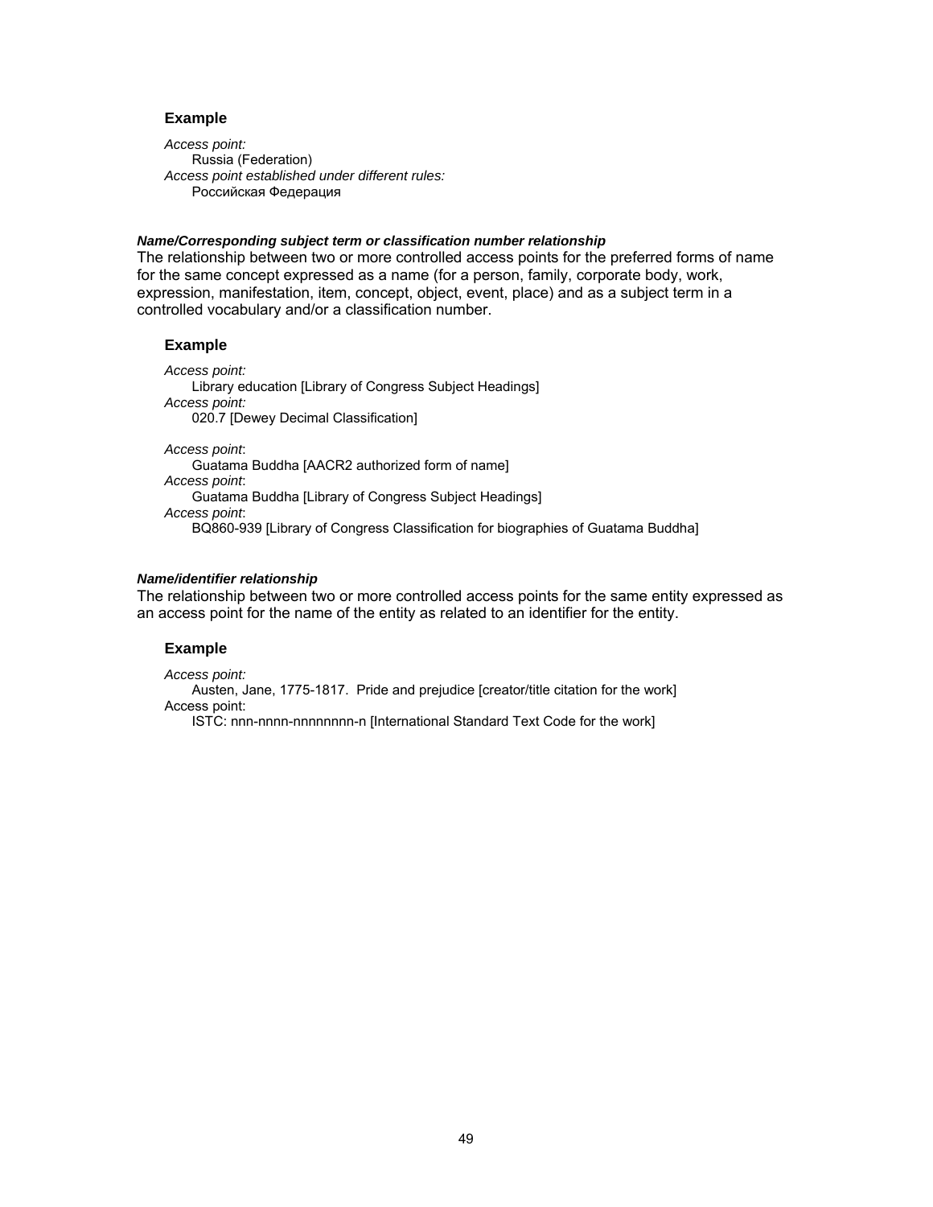**Example**

*Access point:*
Russia (Federation)
*Access point established under different rules:*
Российская Федерация

***Name/Corresponding subject term or classification number relationship***

The relationship between two or more controlled access points for the preferred forms of name for the same concept expressed as a name (for a person, family, corporate body, work, expression, manifestation, item, concept, object, event, place) and as a subject term in a controlled vocabulary and/or a classification number.

**Example**

*Access point:*
Library education [Library of Congress Subject Headings]
*Access point:*
020.7 [Dewey Decimal Classification]

*Access point*:
Guatama Buddha [AACR2 authorized form of name]
*Access point*:
Guatama Buddha [Library of Congress Subject Headings]
*Access point*:
BQ860-939 [Library of Congress Classification for biographies of Guatama Buddha]

***Name/identifier relationship***

The relationship between two or more controlled access points for the same entity expressed as an access point for the name of the entity as related to an identifier for the entity.

**Example**

*Access point:*
Austen, Jane, 1775-1817. Pride and prejudice [creator/title citation for the work]
Access point:
ISTC: nnn-nnnn-nnnnnnnn-n [International Standard Text Code for the work]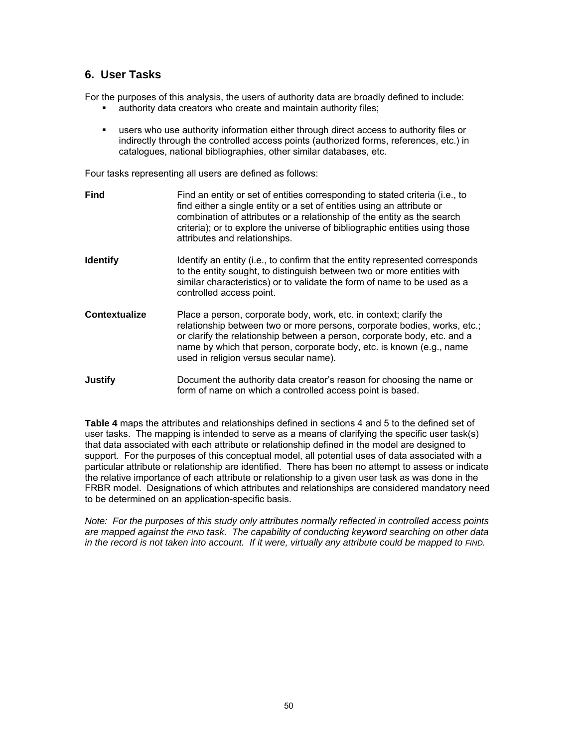## 6. User Tasks

For the purposes of this analysis, the users of authority data are broadly defined to include:

- authority data creators who create and maintain authority files;
- users who use authority information either through direct access to authority files or indirectly through the controlled access points (authorized forms, references, etc.) in catalogues, national bibliographies, other similar databases, etc.

Four tasks representing all users are defined as follows:

**Find** Find an entity or set of entities corresponding to stated criteria (i.e., to find either a single entity or a set of entities using an attribute or combination of attributes or a relationship of the entity as the search criteria); or to explore the universe of bibliographic entities using those attributes and relationships.

**Identify** Identify an entity (i.e., to confirm that the entity represented corresponds to the entity sought, to distinguish between two or more entities with similar characteristics) or to validate the form of name to be used as a controlled access point.

**Contextualize** Place a person, corporate body, work, etc. in context; clarify the relationship between two or more persons, corporate bodies, works, etc.; or clarify the relationship between a person, corporate body, etc. and a name by which that person, corporate body, etc. is known (e.g., name used in religion versus secular name).

**Justify** Document the authority data creator's reason for choosing the name or form of name on which a controlled access point is based.

**Table 4** maps the attributes and relationships defined in sections 4 and 5 to the defined set of user tasks. The mapping is intended to serve as a means of clarifying the specific user task(s) that data associated with each attribute or relationship defined in the model are designed to support. For the purposes of this conceptual model, all potential uses of data associated with a particular attribute or relationship are identified. There has been no attempt to assess or indicate the relative importance of each attribute or relationship to a given user task as was done in the FRBR model. Designations of which attributes and relationships are considered mandatory need to be determined on an application-specific basis.

*Note: For the purposes of this study only attributes normally reflected in controlled access points are mapped against the FIND task. The capability of conducting keyword searching on other data in the record is not taken into account. If it were, virtually any attribute could be mapped to FIND.*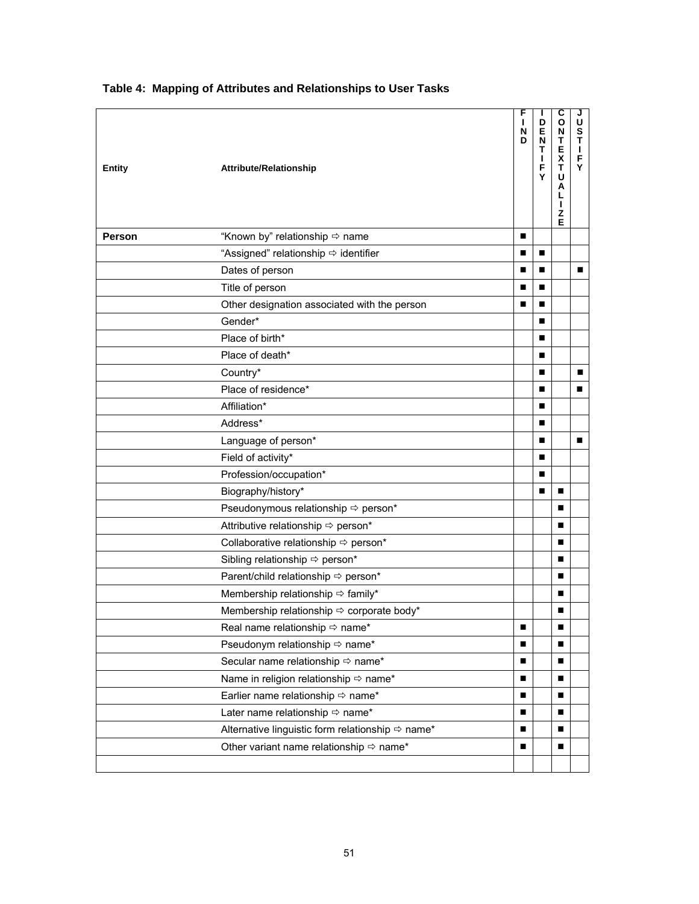**Table 4: Mapping of Attributes and Relationships to User Tasks**

| Entity | Attribute/Relationship | FIND | IDENTIFY | CONTEXTUALIZE | JUSTIFY |
|---|---|---|---|---|---|
| **Person** | “Known by” relationship ⇨ name | ■ | | | |
| | “Assigned” relationship ⇨ identifier | ■ | ■ | | |
| | Dates of person | ■ | ■ | | ■ |
| | Title of person | ■ | ■ | | |
| | Other designation associated with the person | ■ | ■ | | |
| | Gender* | | ■ | | |
| | Place of birth* | | ■ | | |
| | Place of death* | | ■ | | |
| | Country* | | ■ | | ■ |
| | Place of residence* | | ■ | | ■ |
| | Affiliation* | | ■ | | |
| | Address* | | ■ | | |
| | Language of person* | | ■ | | ■ |
| | Field of activity* | | ■ | | |
| | Profession/occupation* | | ■ | | |
| | Biography/history* | | ■ | ■ | |
| | Pseudonymous relationship ⇨ person* | | | ■ | |
| | Attributive relationship ⇨ person* | | | ■ | |
| | Collaborative relationship ⇨ person* | | | ■ | |
| | Sibling relationship ⇨ person* | | | ■ | |
| | Parent/child relationship ⇨ person* | | | ■ | |
| | Membership relationship ⇨ family* | | | ■ | |
| | Membership relationship ⇨ corporate body* | | | ■ | |
| | Real name relationship ⇨ name* | ■ | | ■ | |
| | Pseudonym relationship ⇨ name* | ■ | | ■ | |
| | Secular name relationship ⇨ name* | ■ | | ■ | |
| | Name in religion relationship ⇨ name* | ■ | | ■ | |
| | Earlier name relationship ⇨ name* | ■ | | ■ | |
| | Later name relationship ⇨ name* | ■ | | ■ | |
| | Alternative linguistic form relationship ⇨ name* | ■ | | ■ | |
| | Other variant name relationship ⇨ name* | ■ | | ■ | |
| | | | | | |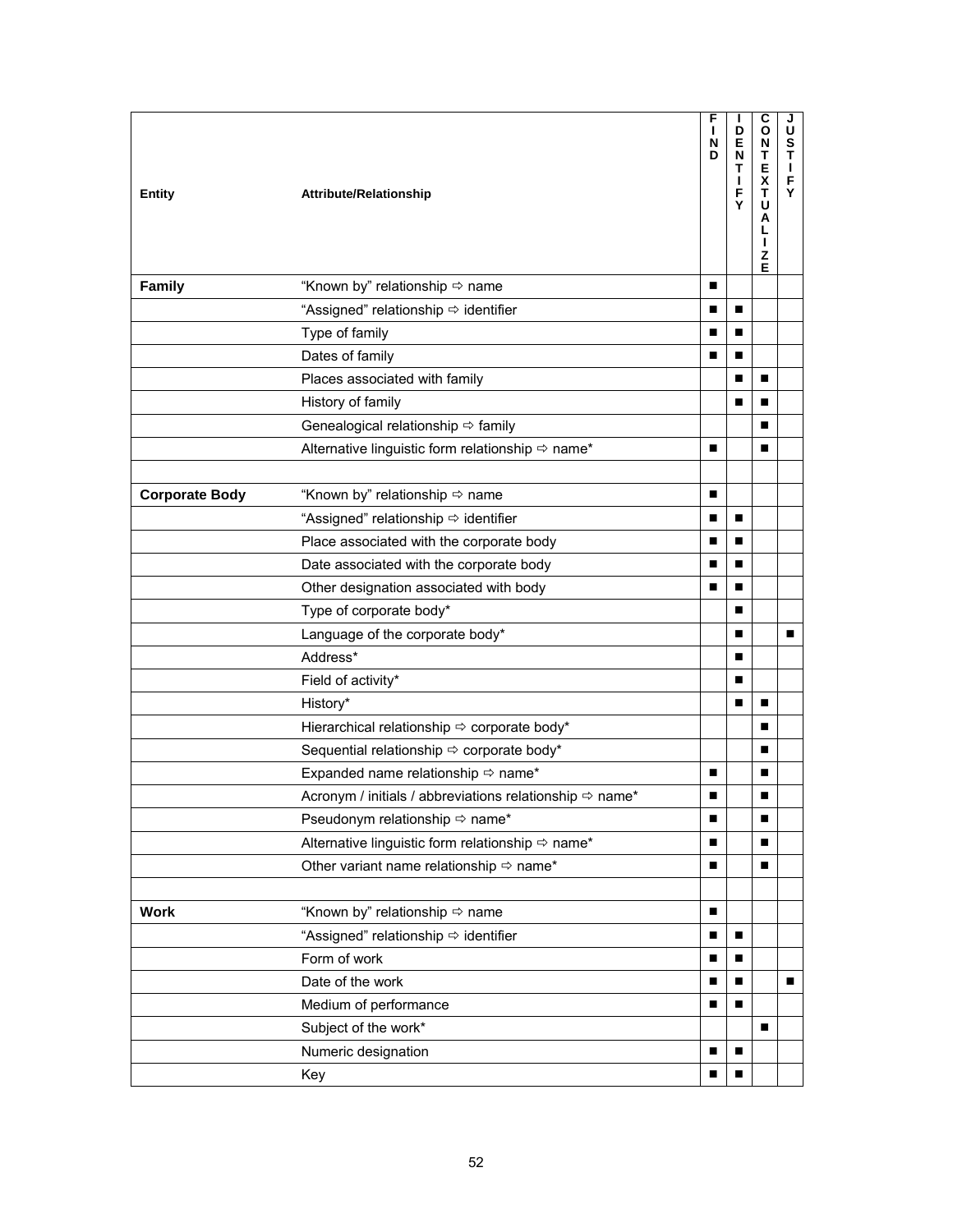| Entity | Attribute/Relationship | FIND | IDENTIFY | CONTEXTUALIZE | JUSTIFY |
|---|---|---|---|---|---|
| **Family** | “Known by” relationship ⇨ name | ■ | | | |
| | “Assigned” relationship ⇨ identifier | ■ | ■ | | |
| | Type of family | ■ | ■ | | |
| | Dates of family | ■ | ■ | | |
| | Places associated with family | | ■ | ■ | |
| | History of family | | ■ | ■ | |
| | Genealogical relationship ⇨ family | | | ■ | |
| | Alternative linguistic form relationship ⇨ name* | ■ | | ■ | |
| | | | | | |
| **Corporate Body** | “Known by” relationship ⇨ name | ■ | | | |
| | “Assigned” relationship ⇨ identifier | ■ | ■ | | |
| | Place associated with the corporate body | ■ | ■ | | |
| | Date associated with the corporate body | ■ | ■ | | |
| | Other designation associated with body | ■ | ■ | | |
| | Type of corporate body* | | ■ | | |
| | Language of the corporate body* | | ■ | | ■ |
| | Address* | | ■ | | |
| | Field of activity* | | ■ | | |
| | History* | | ■ | ■ | |
| | Hierarchical relationship ⇨ corporate body* | | | ■ | |
| | Sequential relationship ⇨ corporate body* | | | ■ | |
| | Expanded name relationship ⇨ name* | ■ | | ■ | |
| | Acronym / initials / abbreviations relationship ⇨ name* | ■ | | ■ | |
| | Pseudonym relationship ⇨ name* | ■ | | ■ | |
| | Alternative linguistic form relationship ⇨ name* | ■ | | ■ | |
| | Other variant name relationship ⇨ name* | ■ | | ■ | |
| | | | | | |
| **Work** | “Known by” relationship ⇨ name | ■ | | | |
| | “Assigned” relationship ⇨ identifier | ■ | ■ | | |
| | Form of work | ■ | ■ | | |
| | Date of the work | ■ | ■ | | ■ |
| | Medium of performance | ■ | ■ | | |
| | Subject of the work* | | | ■ | |
| | Numeric designation | ■ | ■ | | |
| | Key | ■ | ■ | | |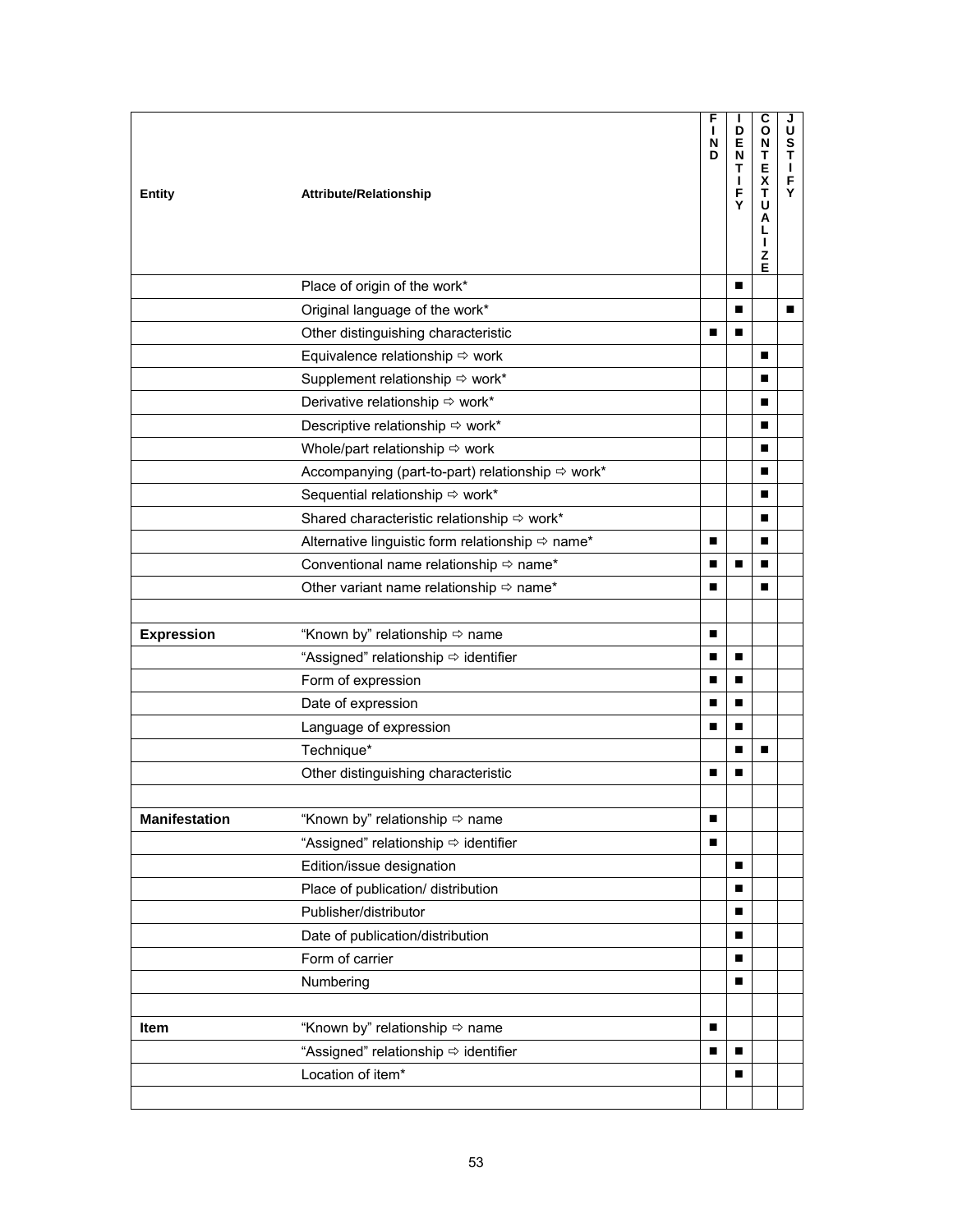| Entity | Attribute/Relationship | FIND | IDENTIFY | CONTEXTUALIZE | JUSTIFY |
|---|---|---|---|---|---|
| | Place of origin of the work* | | ■ | | |
| | Original language of the work* | | ■ | | ■ |
| | Other distinguishing characteristic | ■ | ■ | | |
| | Equivalence relationship ⇨ work | | | ■ | |
| | Supplement relationship ⇨ work* | | | ■ | |
| | Derivative relationship ⇨ work* | | | ■ | |
| | Descriptive relationship ⇨ work* | | | ■ | |
| | Whole/part relationship ⇨ work | | | ■ | |
| | Accompanying (part-to-part) relationship ⇨ work* | | | ■ | |
| | Sequential relationship ⇨ work* | | | ■ | |
| | Shared characteristic relationship ⇨ work* | | | ■ | |
| | Alternative linguistic form relationship ⇨ name* | ■ | | ■ | |
| | Conventional name relationship ⇨ name* | ■ | ■ | ■ | |
| | Other variant name relationship ⇨ name* | ■ | | ■ | |
| | | | | | |
| **Expression** | "Known by" relationship ⇨ name | ■ | | | |
| | "Assigned" relationship ⇨ identifier | ■ | ■ | | |
| | Form of expression | ■ | ■ | | |
| | Date of expression | ■ | ■ | | |
| | Language of expression | ■ | ■ | | |
| | Technique* | | ■ | ■ | |
| | Other distinguishing characteristic | ■ | ■ | | |
| | | | | | |
| **Manifestation** | "Known by" relationship ⇨ name | ■ | | | |
| | "Assigned" relationship ⇨ identifier | ■ | | | |
| | Edition/issue designation | | ■ | | |
| | Place of publication/ distribution | | ■ | | |
| | Publisher/distributor | | ■ | | |
| | Date of publication/distribution | | ■ | | |
| | Form of carrier | | ■ | | |
| | Numbering | | ■ | | |
| | | | | | |
| **Item** | "Known by" relationship ⇨ name | ■ | | | |
| | "Assigned" relationship ⇨ identifier | ■ | ■ | | |
| | Location of item* | | ■ | | |
| | | | | | |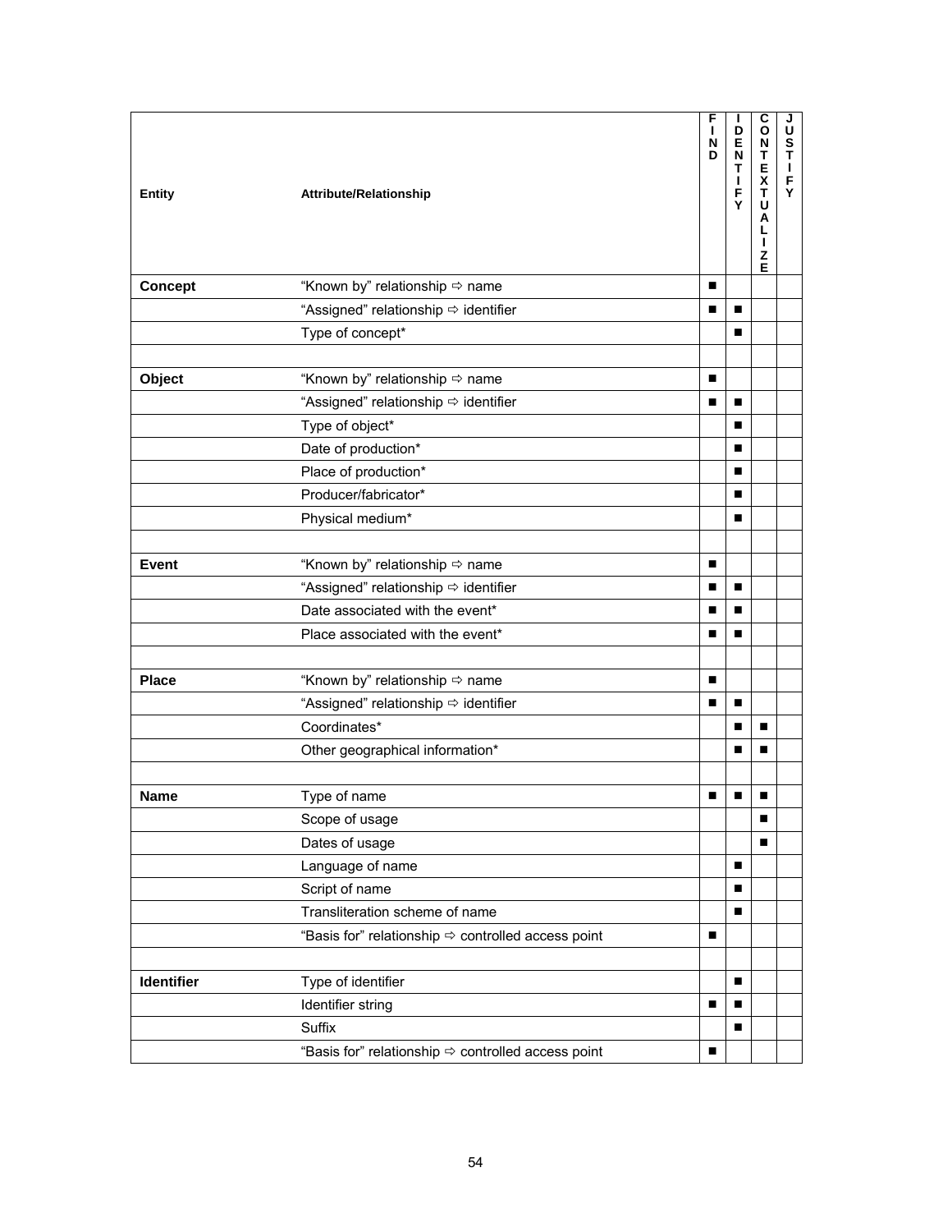| Entity | Attribute/Relationship | FIND | IDENTIFY | CONTEXTUALIZE | JUSTIFY |
|---|---|---|---|---|---|
| **Concept** | "Known by" relationship ⇨ name | ■ | | | |
| | "Assigned" relationship ⇨ identifier | ■ | ■ | | |
| | Type of concept* | | ■ | | |
| | | | | | |
| **Object** | "Known by" relationship ⇨ name | ■ | | | |
| | "Assigned" relationship ⇨ identifier | ■ | ■ | | |
| | Type of object* | | ■ | | |
| | Date of production* | | ■ | | |
| | Place of production* | | ■ | | |
| | Producer/fabricator* | | ■ | | |
| | Physical medium* | | ■ | | |
| | | | | | |
| **Event** | "Known by" relationship ⇨ name | ■ | | | |
| | "Assigned" relationship ⇨ identifier | ■ | ■ | | |
| | Date associated with the event* | ■ | ■ | | |
| | Place associated with the event* | ■ | ■ | | |
| | | | | | |
| **Place** | "Known by" relationship ⇨ name | ■ | | | |
| | "Assigned" relationship ⇨ identifier | ■ | ■ | | |
| | Coordinates* | | ■ | ■ | |
| | Other geographical information* | | ■ | ■ | |
| | | | | | |
| **Name** | Type of name | ■ | ■ | ■ | |
| | Scope of usage | | | ■ | |
| | Dates of usage | | | ■ | |
| | Language of name | | ■ | | |
| | Script of name | | ■ | | |
| | Transliteration scheme of name | | ■ | | |
| | "Basis for" relationship ⇨ controlled access point | ■ | | | |
| | | | | | |
| **Identifier** | Type of identifier | | ■ | | |
| | Identifier string | ■ | ■ | | |
| | Suffix | | ■ | | |
| | "Basis for" relationship ⇨ controlled access point | ■ | | | |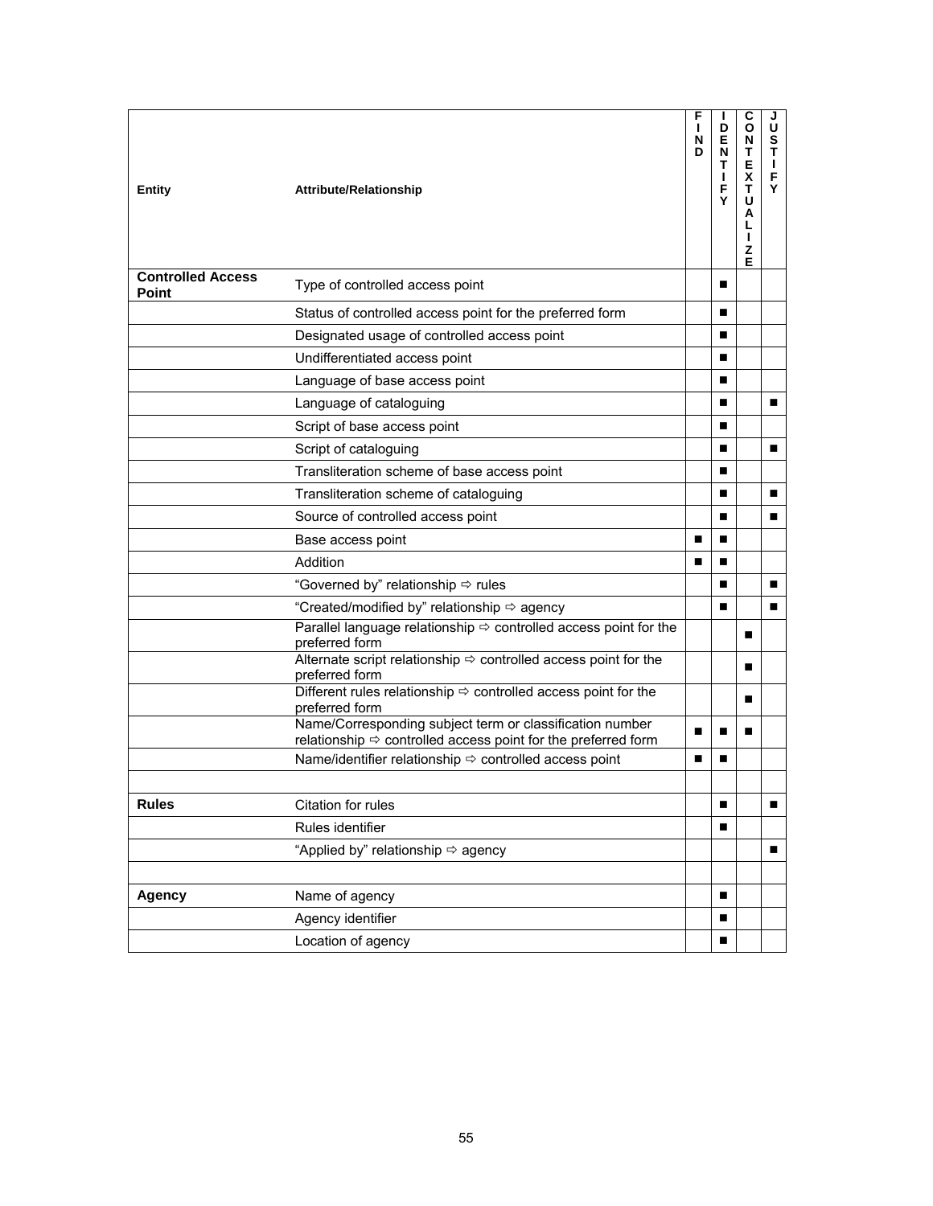| Entity | Attribute/Relationship | FIND | IDENTIFY | CONTEXTUALIZE | JUSTIFY |
|---|---|---|---|---|---|
| **Controlled Access Point** | Type of controlled access point | | ■ | | |
| | Status of controlled access point for the preferred form | | ■ | | |
| | Designated usage of controlled access point | | ■ | | |
| | Undifferentiated access point | | ■ | | |
| | Language of base access point | | ■ | | |
| | Language of cataloguing | | ■ | | ■ |
| | Script of base access point | | ■ | | |
| | Script of cataloguing | | ■ | | ■ |
| | Transliteration scheme of base access point | | ■ | | |
| | Transliteration scheme of cataloguing | | ■ | | ■ |
| | Source of controlled access point | | ■ | | ■ |
| | Base access point | ■ | ■ | | |
| | Addition | ■ | ■ | | |
| | “Governed by” relationship ⇨ rules | | ■ | | ■ |
| | “Created/modified by” relationship ⇨ agency | | ■ | | ■ |
| | Parallel language relationship ⇨ controlled access point for the preferred form | | | ■ | |
| | Alternate script relationship ⇨ controlled access point for the preferred form | | | ■ | |
| | Different rules relationship ⇨ controlled access point for the preferred form | | | ■ | |
| | Name/Corresponding subject term or classification number relationship ⇨ controlled access point for the preferred form | ■ | ■ | ■ | |
| | Name/identifier relationship ⇨ controlled access point | ■ | ■ | | |
| | | | | | |
| **Rules** | Citation for rules | | ■ | | ■ |
| | Rules identifier | | ■ | | |
| | “Applied by” relationship ⇨ agency | | | | ■ |
| | | | | | |
| **Agency** | Name of agency | | ■ | | |
| | Agency identifier | | ■ | | |
| | Location of agency | | ■ | | |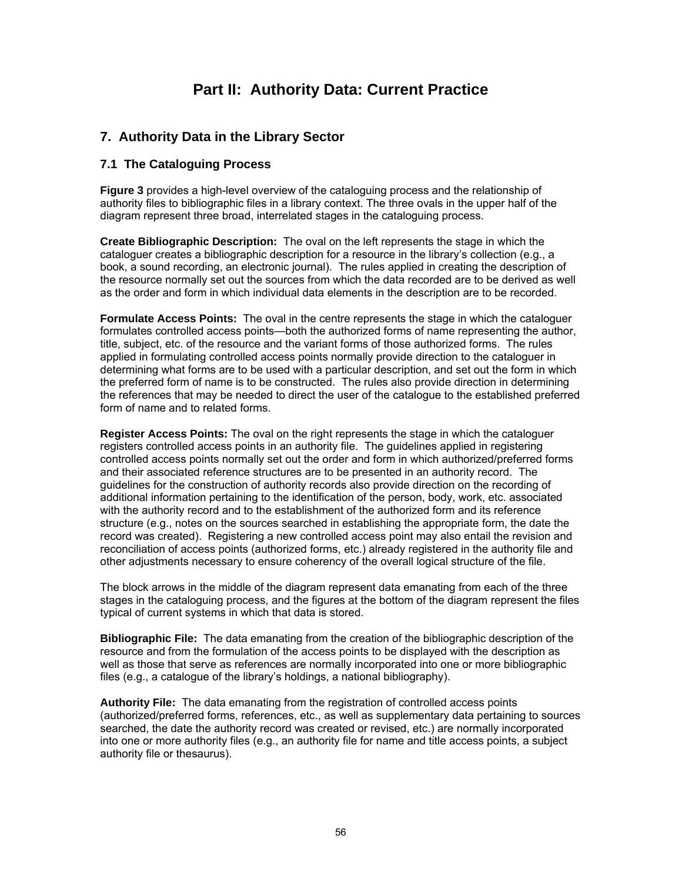# Part II: Authority Data: Current Practice

## 7. Authority Data in the Library Sector

### 7.1 The Cataloguing Process

**Figure 3** provides a high-level overview of the cataloguing process and the relationship of authority files to bibliographic files in a library context. The three ovals in the upper half of the diagram represent three broad, interrelated stages in the cataloguing process.

**Create Bibliographic Description:** The oval on the left represents the stage in which the cataloguer creates a bibliographic description for a resource in the library's collection (e.g., a book, a sound recording, an electronic journal). The rules applied in creating the description of the resource normally set out the sources from which the data recorded are to be derived as well as the order and form in which individual data elements in the description are to be recorded.

**Formulate Access Points:** The oval in the centre represents the stage in which the cataloguer formulates controlled access points—both the authorized forms of name representing the author, title, subject, etc. of the resource and the variant forms of those authorized forms. The rules applied in formulating controlled access points normally provide direction to the cataloguer in determining what forms are to be used with a particular description, and set out the form in which the preferred form of name is to be constructed. The rules also provide direction in determining the references that may be needed to direct the user of the catalogue to the established preferred form of name and to related forms.

**Register Access Points:** The oval on the right represents the stage in which the cataloguer registers controlled access points in an authority file. The guidelines applied in registering controlled access points normally set out the order and form in which authorized/preferred forms and their associated reference structures are to be presented in an authority record. The guidelines for the construction of authority records also provide direction on the recording of additional information pertaining to the identification of the person, body, work, etc. associated with the authority record and to the establishment of the authorized form and its reference structure (e.g., notes on the sources searched in establishing the appropriate form, the date the record was created). Registering a new controlled access point may also entail the revision and reconciliation of access points (authorized forms, etc.) already registered in the authority file and other adjustments necessary to ensure coherency of the overall logical structure of the file.

The block arrows in the middle of the diagram represent data emanating from each of the three stages in the cataloguing process, and the figures at the bottom of the diagram represent the files typical of current systems in which that data is stored.

**Bibliographic File:** The data emanating from the creation of the bibliographic description of the resource and from the formulation of the access points to be displayed with the description as well as those that serve as references are normally incorporated into one or more bibliographic files (e.g., a catalogue of the library's holdings, a national bibliography).

**Authority File:** The data emanating from the registration of controlled access points (authorized/preferred forms, references, etc., as well as supplementary data pertaining to sources searched, the date the authority record was created or revised, etc.) are normally incorporated into one or more authority files (e.g., an authority file for name and title access points, a subject authority file or thesaurus).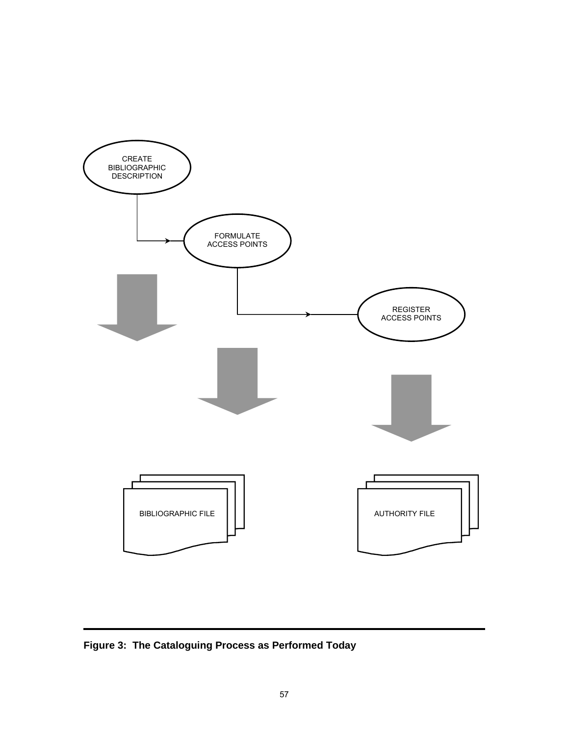CREATE
BIBLIOGRAPHIC
DESCRIPTION

FORMULATE
ACCESS POINTS

REGISTER
ACCESS POINTS

BIBLIOGRAPHIC FILE

AUTHORITY FILE

**Figure 3: The Cataloguing Process as Performed Today**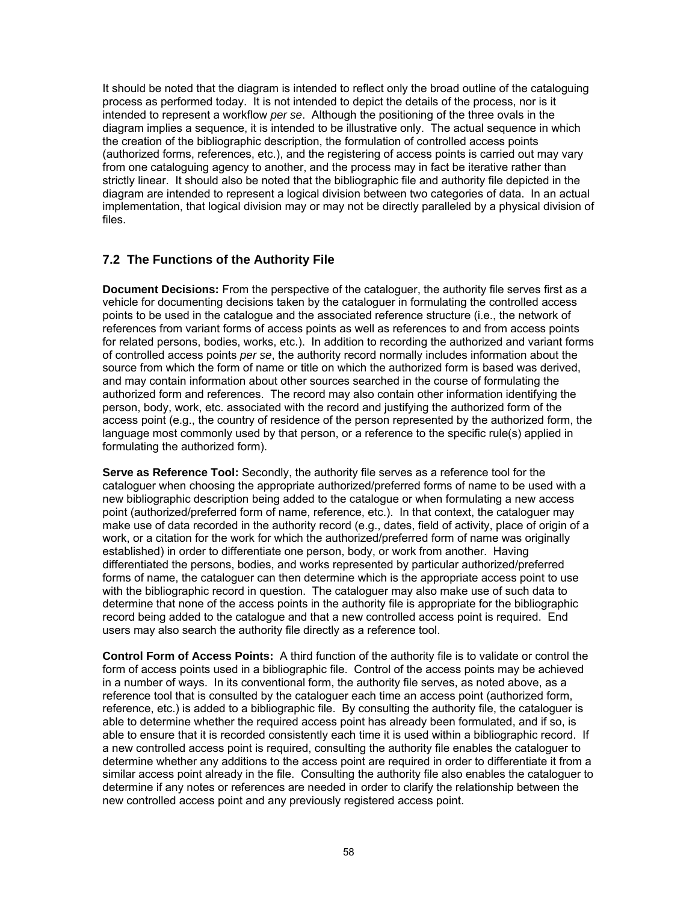It should be noted that the diagram is intended to reflect only the broad outline of the cataloguing process as performed today. It is not intended to depict the details of the process, nor is it intended to represent a workflow *per se*. Although the positioning of the three ovals in the diagram implies a sequence, it is intended to be illustrative only. The actual sequence in which the creation of the bibliographic description, the formulation of controlled access points (authorized forms, references, etc.), and the registering of access points is carried out may vary from one cataloguing agency to another, and the process may in fact be iterative rather than strictly linear. It should also be noted that the bibliographic file and authority file depicted in the diagram are intended to represent a logical division between two categories of data. In an actual implementation, that logical division may or may not be directly paralleled by a physical division of files.

## 7.2 The Functions of the Authority File

**Document Decisions:** From the perspective of the cataloguer, the authority file serves first as a vehicle for documenting decisions taken by the cataloguer in formulating the controlled access points to be used in the catalogue and the associated reference structure (i.e., the network of references from variant forms of access points as well as references to and from access points for related persons, bodies, works, etc.). In addition to recording the authorized and variant forms of controlled access points *per se*, the authority record normally includes information about the source from which the form of name or title on which the authorized form is based was derived, and may contain information about other sources searched in the course of formulating the authorized form and references. The record may also contain other information identifying the person, body, work, etc. associated with the record and justifying the authorized form of the access point (e.g., the country of residence of the person represented by the authorized form, the language most commonly used by that person, or a reference to the specific rule(s) applied in formulating the authorized form).

**Serve as Reference Tool:** Secondly, the authority file serves as a reference tool for the cataloguer when choosing the appropriate authorized/preferred forms of name to be used with a new bibliographic description being added to the catalogue or when formulating a new access point (authorized/preferred form of name, reference, etc.). In that context, the cataloguer may make use of data recorded in the authority record (e.g., dates, field of activity, place of origin of a work, or a citation for the work for which the authorized/preferred form of name was originally established) in order to differentiate one person, body, or work from another. Having differentiated the persons, bodies, and works represented by particular authorized/preferred forms of name, the cataloguer can then determine which is the appropriate access point to use with the bibliographic record in question. The cataloguer may also make use of such data to determine that none of the access points in the authority file is appropriate for the bibliographic record being added to the catalogue and that a new controlled access point is required. End users may also search the authority file directly as a reference tool.

**Control Form of Access Points:** A third function of the authority file is to validate or control the form of access points used in a bibliographic file. Control of the access points may be achieved in a number of ways. In its conventional form, the authority file serves, as noted above, as a reference tool that is consulted by the cataloguer each time an access point (authorized form, reference, etc.) is added to a bibliographic file. By consulting the authority file, the cataloguer is able to determine whether the required access point has already been formulated, and if so, is able to ensure that it is recorded consistently each time it is used within a bibliographic record. If a new controlled access point is required, consulting the authority file enables the cataloguer to determine whether any additions to the access point are required in order to differentiate it from a similar access point already in the file. Consulting the authority file also enables the cataloguer to determine if any notes or references are needed in order to clarify the relationship between the new controlled access point and any previously registered access point.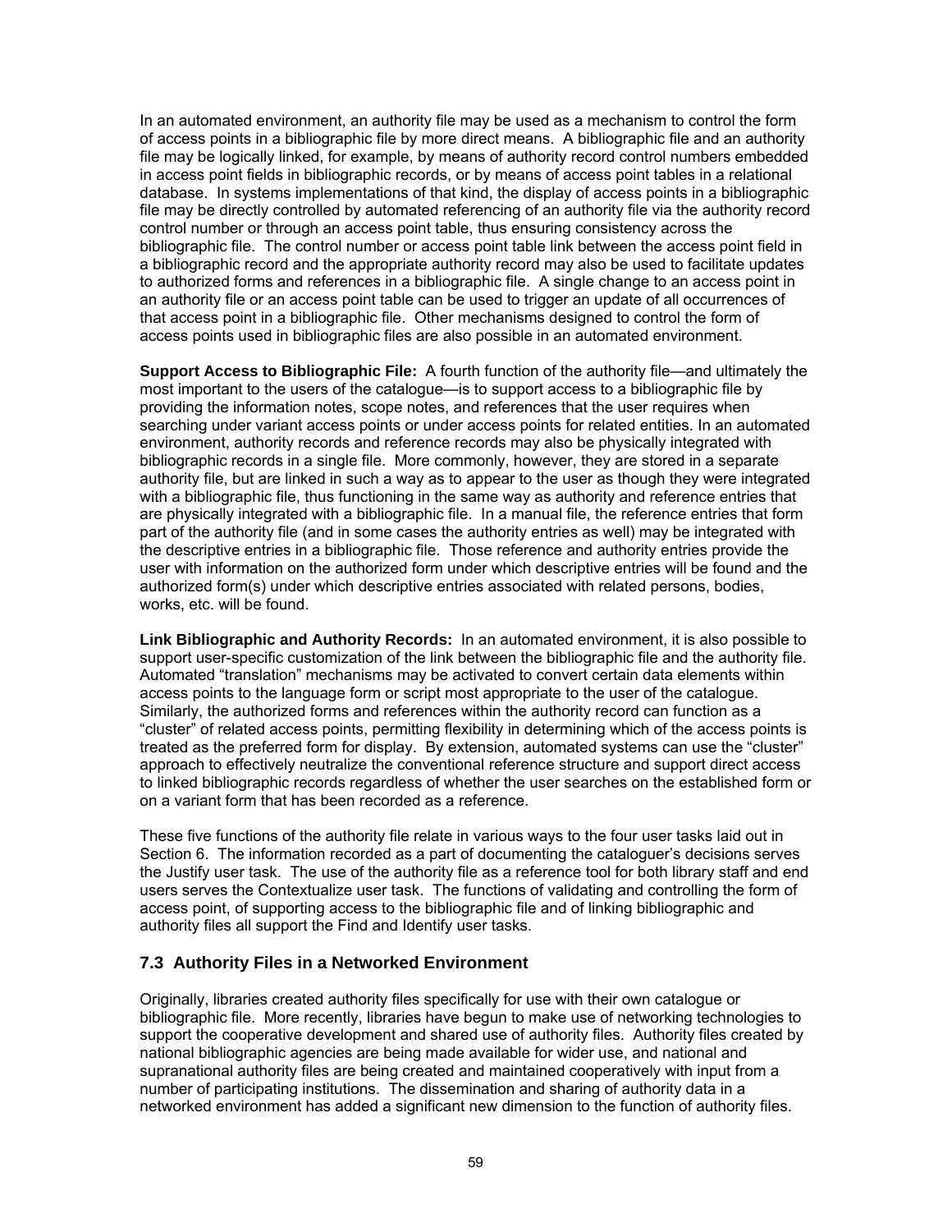In an automated environment, an authority file may be used as a mechanism to control the form of access points in a bibliographic file by more direct means. A bibliographic file and an authority file may be logically linked, for example, by means of authority record control numbers embedded in access point fields in bibliographic records, or by means of access point tables in a relational database. In systems implementations of that kind, the display of access points in a bibliographic file may be directly controlled by automated referencing of an authority file via the authority record control number or through an access point table, thus ensuring consistency across the bibliographic file. The control number or access point table link between the access point field in a bibliographic record and the appropriate authority record may also be used to facilitate updates to authorized forms and references in a bibliographic file. A single change to an access point in an authority file or an access point table can be used to trigger an update of all occurrences of that access point in a bibliographic file. Other mechanisms designed to control the form of access points used in bibliographic files are also possible in an automated environment.

**Support Access to Bibliographic File:** A fourth function of the authority file—and ultimately the most important to the users of the catalogue—is to support access to a bibliographic file by providing the information notes, scope notes, and references that the user requires when searching under variant access points or under access points for related entities. In an automated environment, authority records and reference records may also be physically integrated with bibliographic records in a single file. More commonly, however, they are stored in a separate authority file, but are linked in such a way as to appear to the user as though they were integrated with a bibliographic file, thus functioning in the same way as authority and reference entries that are physically integrated with a bibliographic file. In a manual file, the reference entries that form part of the authority file (and in some cases the authority entries as well) may be integrated with the descriptive entries in a bibliographic file. Those reference and authority entries provide the user with information on the authorized form under which descriptive entries will be found and the authorized form(s) under which descriptive entries associated with related persons, bodies, works, etc. will be found.

**Link Bibliographic and Authority Records:** In an automated environment, it is also possible to support user-specific customization of the link between the bibliographic file and the authority file. Automated "translation" mechanisms may be activated to convert certain data elements within access points to the language form or script most appropriate to the user of the catalogue. Similarly, the authorized forms and references within the authority record can function as a "cluster" of related access points, permitting flexibility in determining which of the access points is treated as the preferred form for display. By extension, automated systems can use the "cluster" approach to effectively neutralize the conventional reference structure and support direct access to linked bibliographic records regardless of whether the user searches on the established form or on a variant form that has been recorded as a reference.

These five functions of the authority file relate in various ways to the four user tasks laid out in Section 6. The information recorded as a part of documenting the cataloguer's decisions serves the Justify user task. The use of the authority file as a reference tool for both library staff and end users serves the Contextualize user task. The functions of validating and controlling the form of access point, of supporting access to the bibliographic file and of linking bibliographic and authority files all support the Find and Identify user tasks.

## 7.3 Authority Files in a Networked Environment

Originally, libraries created authority files specifically for use with their own catalogue or bibliographic file. More recently, libraries have begun to make use of networking technologies to support the cooperative development and shared use of authority files. Authority files created by national bibliographic agencies are being made available for wider use, and national and supranational authority files are being created and maintained cooperatively with input from a number of participating institutions. The dissemination and sharing of authority data in a networked environment has added a significant new dimension to the function of authority files.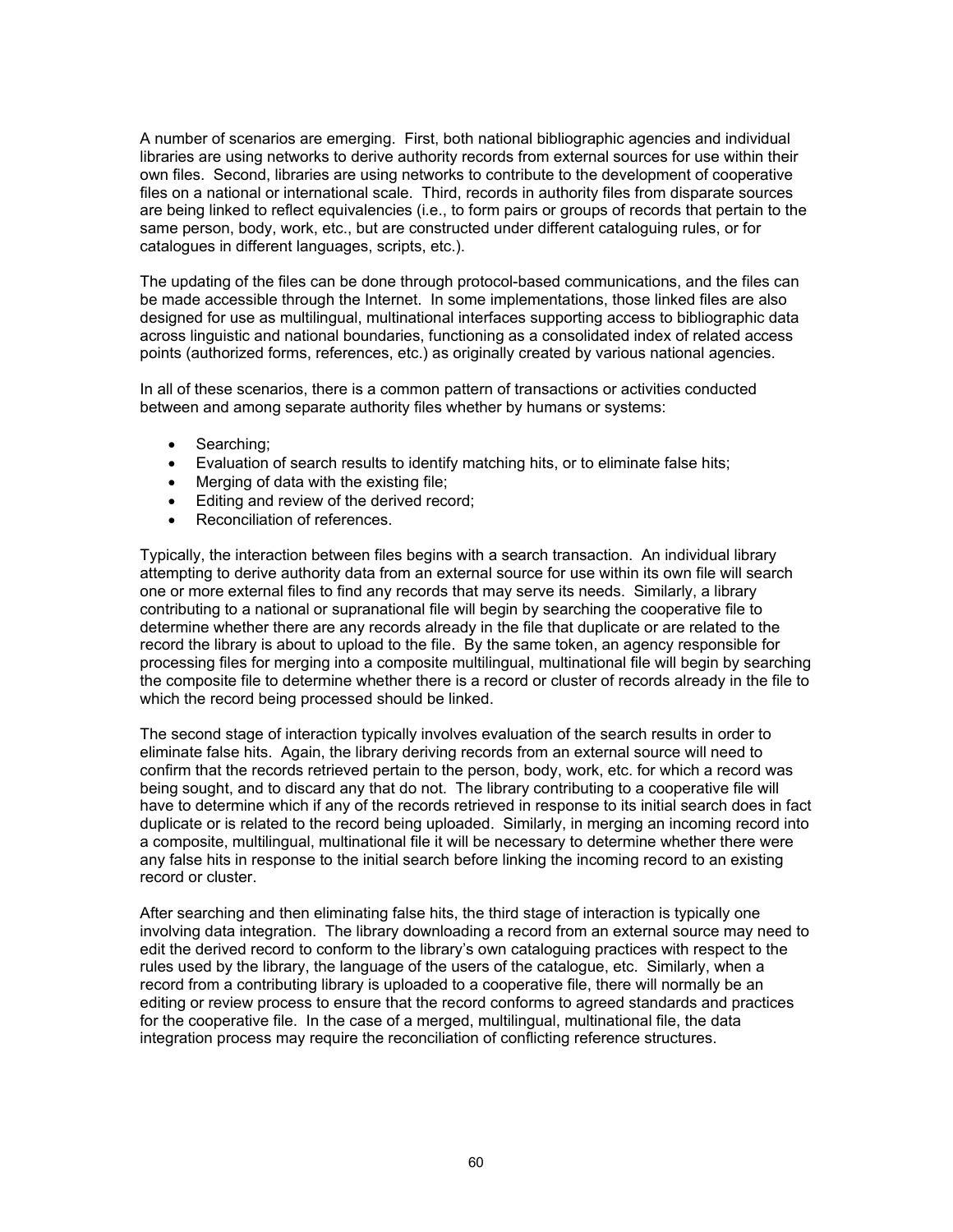A number of scenarios are emerging. First, both national bibliographic agencies and individual libraries are using networks to derive authority records from external sources for use within their own files. Second, libraries are using networks to contribute to the development of cooperative files on a national or international scale. Third, records in authority files from disparate sources are being linked to reflect equivalencies (i.e., to form pairs or groups of records that pertain to the same person, body, work, etc., but are constructed under different cataloguing rules, or for catalogues in different languages, scripts, etc.).

The updating of the files can be done through protocol-based communications, and the files can be made accessible through the Internet. In some implementations, those linked files are also designed for use as multilingual, multinational interfaces supporting access to bibliographic data across linguistic and national boundaries, functioning as a consolidated index of related access points (authorized forms, references, etc.) as originally created by various national agencies.

In all of these scenarios, there is a common pattern of transactions or activities conducted between and among separate authority files whether by humans or systems:

- Searching;
- Evaluation of search results to identify matching hits, or to eliminate false hits;
- Merging of data with the existing file;
- Editing and review of the derived record;
- Reconciliation of references.

Typically, the interaction between files begins with a search transaction. An individual library attempting to derive authority data from an external source for use within its own file will search one or more external files to find any records that may serve its needs. Similarly, a library contributing to a national or supranational file will begin by searching the cooperative file to determine whether there are any records already in the file that duplicate or are related to the record the library is about to upload to the file. By the same token, an agency responsible for processing files for merging into a composite multilingual, multinational file will begin by searching the composite file to determine whether there is a record or cluster of records already in the file to which the record being processed should be linked.

The second stage of interaction typically involves evaluation of the search results in order to eliminate false hits. Again, the library deriving records from an external source will need to confirm that the records retrieved pertain to the person, body, work, etc. for which a record was being sought, and to discard any that do not. The library contributing to a cooperative file will have to determine which if any of the records retrieved in response to its initial search does in fact duplicate or is related to the record being uploaded. Similarly, in merging an incoming record into a composite, multilingual, multinational file it will be necessary to determine whether there were any false hits in response to the initial search before linking the incoming record to an existing record or cluster.

After searching and then eliminating false hits, the third stage of interaction is typically one involving data integration. The library downloading a record from an external source may need to edit the derived record to conform to the library's own cataloguing practices with respect to the rules used by the library, the language of the users of the catalogue, etc. Similarly, when a record from a contributing library is uploaded to a cooperative file, there will normally be an editing or review process to ensure that the record conforms to agreed standards and practices for the cooperative file. In the case of a merged, multilingual, multinational file, the data integration process may require the reconciliation of conflicting reference structures.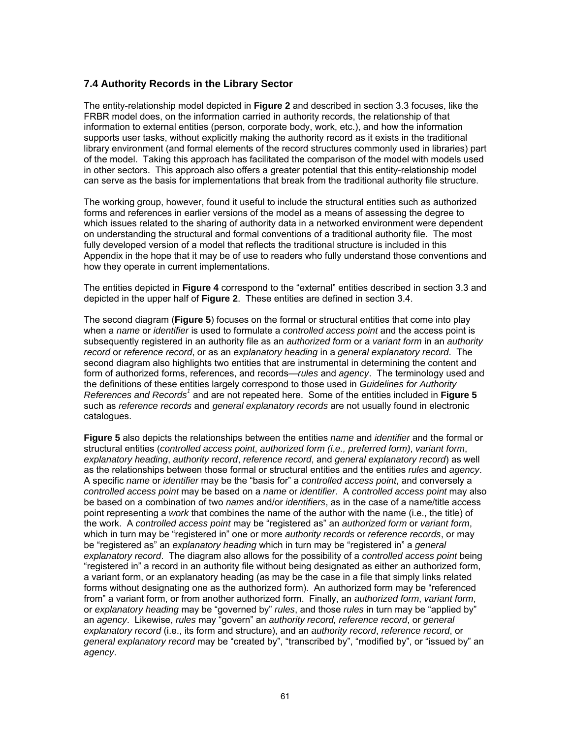## 7.4 Authority Records in the Library Sector

The entity-relationship model depicted in **Figure 2** and described in section 3.3 focuses, like the FRBR model does, on the information carried in authority records, the relationship of that information to external entities (person, corporate body, work, etc.), and how the information supports user tasks, without explicitly making the authority record as it exists in the traditional library environment (and formal elements of the record structures commonly used in libraries) part of the model. Taking this approach has facilitated the comparison of the model with models used in other sectors. This approach also offers a greater potential that this entity-relationship model can serve as the basis for implementations that break from the traditional authority file structure.

The working group, however, found it useful to include the structural entities such as authorized forms and references in earlier versions of the model as a means of assessing the degree to which issues related to the sharing of authority data in a networked environment were dependent on understanding the structural and formal conventions of a traditional authority file. The most fully developed version of a model that reflects the traditional structure is included in this Appendix in the hope that it may be of use to readers who fully understand those conventions and how they operate in current implementations.

The entities depicted in **Figure 4** correspond to the "external" entities described in section 3.3 and depicted in the upper half of **Figure 2**. These entities are defined in section 3.4.

The second diagram (**Figure 5**) focuses on the formal or structural entities that come into play when a *name* or *identifier* is used to formulate a *controlled access point* and the access point is subsequently registered in an authority file as an *authorized form* or a *variant form* in an *authority record* or *reference record*, or as an *explanatory heading* in a *general explanatory record*. The second diagram also highlights two entities that are instrumental in determining the content and form of authorized forms, references, and records—*rules* and *agency*. The terminology used and the definitions of these entities largely correspond to those used in *Guidelines for Authority References and Records*[1] and are not repeated here. Some of the entities included in **Figure 5** such as *reference records* and *general explanatory records* are not usually found in electronic catalogues.

**Figure 5** also depicts the relationships between the entities *name* and *identifier* and the formal or structural entities (*controlled access point*, *authorized form (i.e., preferred form)*, *variant form*, *explanatory heading*, *authority record*, *reference record*, and *general explanatory record*) as well as the relationships between those formal or structural entities and the entities *rules* and *agency*. A specific *name* or *identifier* may be the "basis for" a *controlled access point*, and conversely a *controlled access point* may be based on a *name* or *identifier*. A *controlled access point* may also be based on a combination of two *names* and/or *identifiers*, as in the case of a name/title access point representing a *work* that combines the name of the author with the name (i.e., the title) of the work. A *controlled access point* may be "registered as" an *authorized form* or *variant form*, which in turn may be "registered in" one or more *authority records* or *reference records*, or may be "registered as" an *explanatory heading* which in turn may be "registered in" a *general explanatory record*. The diagram also allows for the possibility of a *controlled access point* being "registered in" a record in an authority file without being designated as either an authorized form, a variant form, or an explanatory heading (as may be the case in a file that simply links related forms without designating one as the authorized form). An authorized form may be "referenced from" a variant form, or from another authorized form. Finally, an *authorized form*, *variant form*, or *explanatory heading* may be "governed by" *rules*, and those *rules* in turn may be "applied by" an *agency*. Likewise, *rules* may "govern" an *authority record, reference record*, or *general explanatory record* (i.e., its form and structure), and an *authority record*, *reference record*, or *general explanatory record* may be "created by", "transcribed by", "modified by", or "issued by" an *agency*.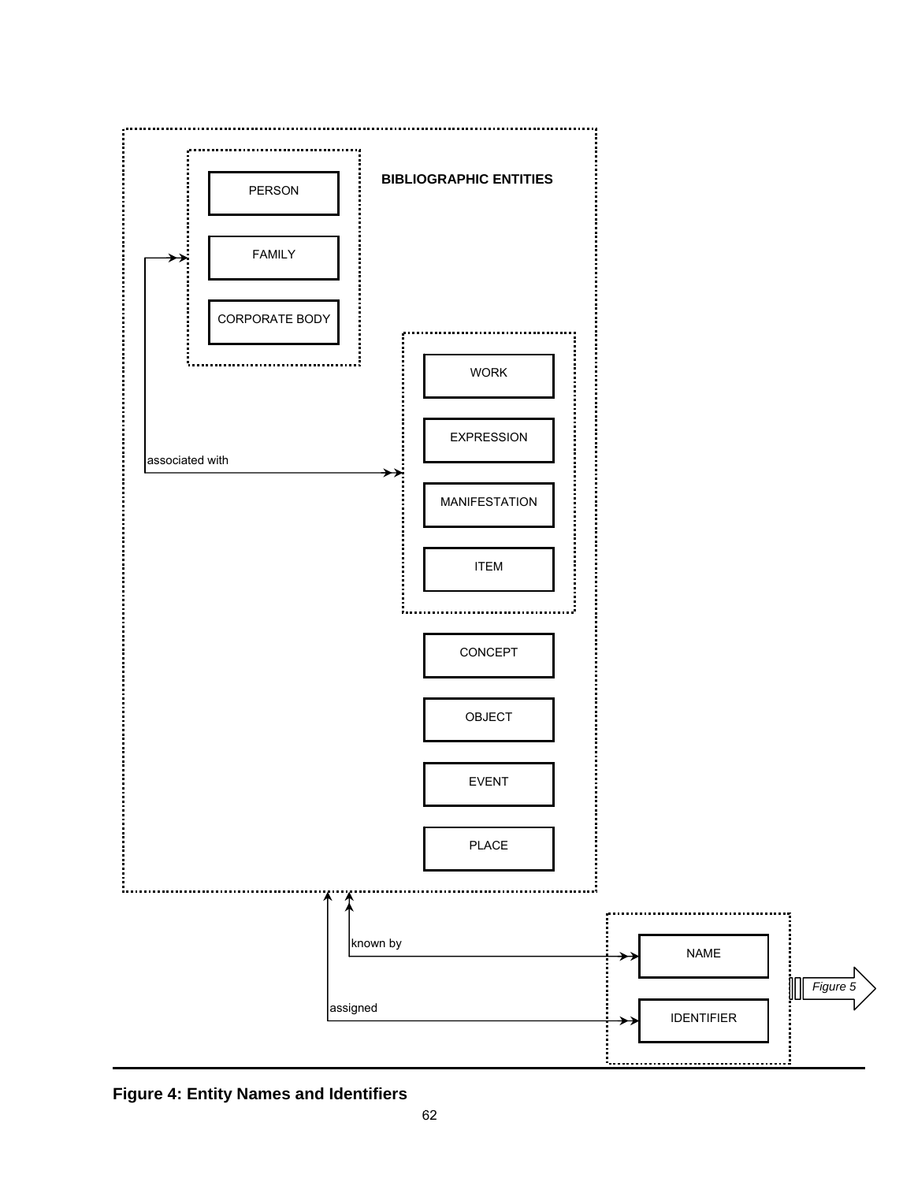BIBLIOGRAPHIC ENTITIES

PERSON

FAMILY

CORPORATE BODY

WORK

EXPRESSION

MANIFESTATION

ITEM

CONCEPT

OBJECT

EVENT

PLACE

associated with

known by

assigned

NAME

IDENTIFIER

*Figure 5*

**Figure 4: Entity Names and Identifiers**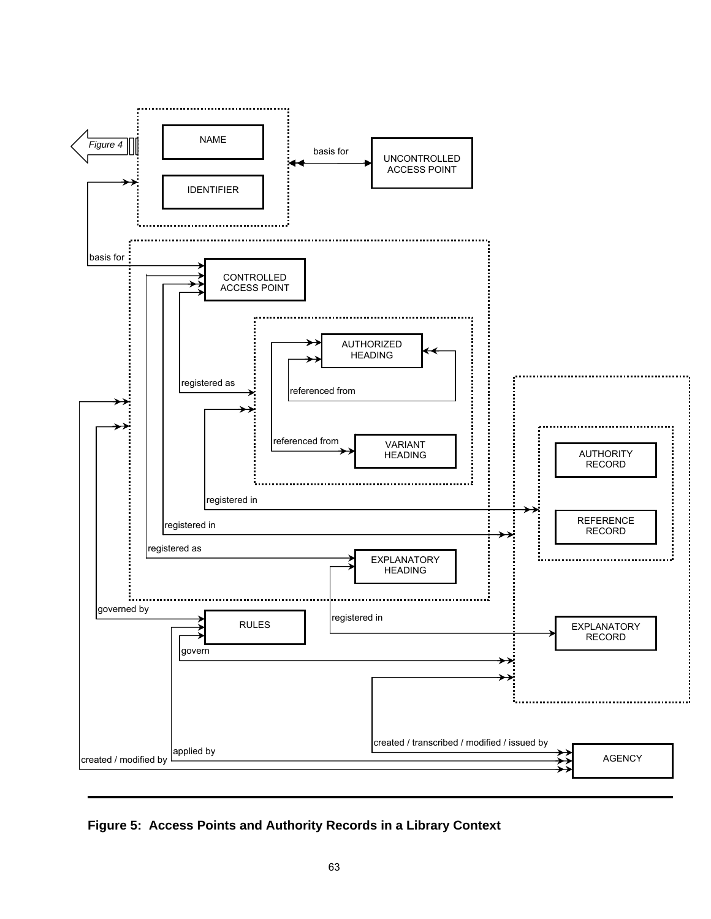Figure 4

NAME

IDENTIFIER

basis for

UNCONTROLLED ACCESS POINT

basis for

CONTROLLED ACCESS POINT

AUTHORIZED HEADING

registered as

referenced from

referenced from

VARIANT HEADING

AUTHORITY RECORD

REFERENCE RECORD

registered in

registered in

registered as

EXPLANATORY HEADING

governed by

RULES

registered in

EXPLANATORY RECORD

govern

created / transcribed / modified / issued by

applied by

AGENCY

created / modified by

**Figure 5: Access Points and Authority Records in a Library Context**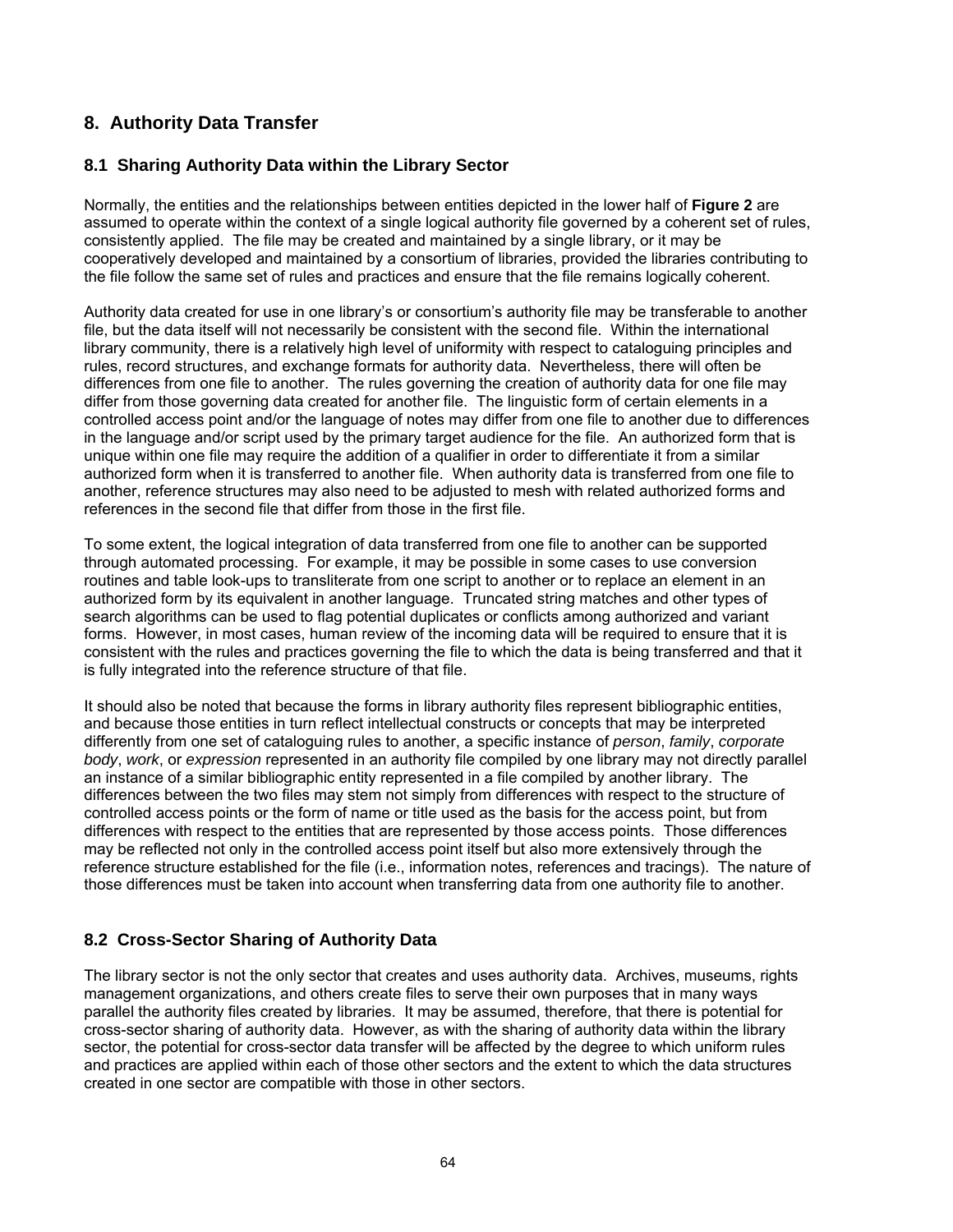## 8. Authority Data Transfer

### 8.1 Sharing Authority Data within the Library Sector

Normally, the entities and the relationships between entities depicted in the lower half of **Figure 2** are assumed to operate within the context of a single logical authority file governed by a coherent set of rules, consistently applied. The file may be created and maintained by a single library, or it may be cooperatively developed and maintained by a consortium of libraries, provided the libraries contributing to the file follow the same set of rules and practices and ensure that the file remains logically coherent.

Authority data created for use in one library's or consortium's authority file may be transferable to another file, but the data itself will not necessarily be consistent with the second file. Within the international library community, there is a relatively high level of uniformity with respect to cataloguing principles and rules, record structures, and exchange formats for authority data. Nevertheless, there will often be differences from one file to another. The rules governing the creation of authority data for one file may differ from those governing data created for another file. The linguistic form of certain elements in a controlled access point and/or the language of notes may differ from one file to another due to differences in the language and/or script used by the primary target audience for the file. An authorized form that is unique within one file may require the addition of a qualifier in order to differentiate it from a similar authorized form when it is transferred to another file. When authority data is transferred from one file to another, reference structures may also need to be adjusted to mesh with related authorized forms and references in the second file that differ from those in the first file.

To some extent, the logical integration of data transferred from one file to another can be supported through automated processing. For example, it may be possible in some cases to use conversion routines and table look-ups to transliterate from one script to another or to replace an element in an authorized form by its equivalent in another language. Truncated string matches and other types of search algorithms can be used to flag potential duplicates or conflicts among authorized and variant forms. However, in most cases, human review of the incoming data will be required to ensure that it is consistent with the rules and practices governing the file to which the data is being transferred and that it is fully integrated into the reference structure of that file.

It should also be noted that because the forms in library authority files represent bibliographic entities, and because those entities in turn reflect intellectual constructs or concepts that may be interpreted differently from one set of cataloguing rules to another, a specific instance of *person*, *family*, *corporate body*, *work*, or *expression* represented in an authority file compiled by one library may not directly parallel an instance of a similar bibliographic entity represented in a file compiled by another library. The differences between the two files may stem not simply from differences with respect to the structure of controlled access points or the form of name or title used as the basis for the access point, but from differences with respect to the entities that are represented by those access points. Those differences may be reflected not only in the controlled access point itself but also more extensively through the reference structure established for the file (i.e., information notes, references and tracings). The nature of those differences must be taken into account when transferring data from one authority file to another.

### 8.2 Cross-Sector Sharing of Authority Data

The library sector is not the only sector that creates and uses authority data. Archives, museums, rights management organizations, and others create files to serve their own purposes that in many ways parallel the authority files created by libraries. It may be assumed, therefore, that there is potential for cross-sector sharing of authority data. However, as with the sharing of authority data within the library sector, the potential for cross-sector data transfer will be affected by the degree to which uniform rules and practices are applied within each of those other sectors and the extent to which the data structures created in one sector are compatible with those in other sectors.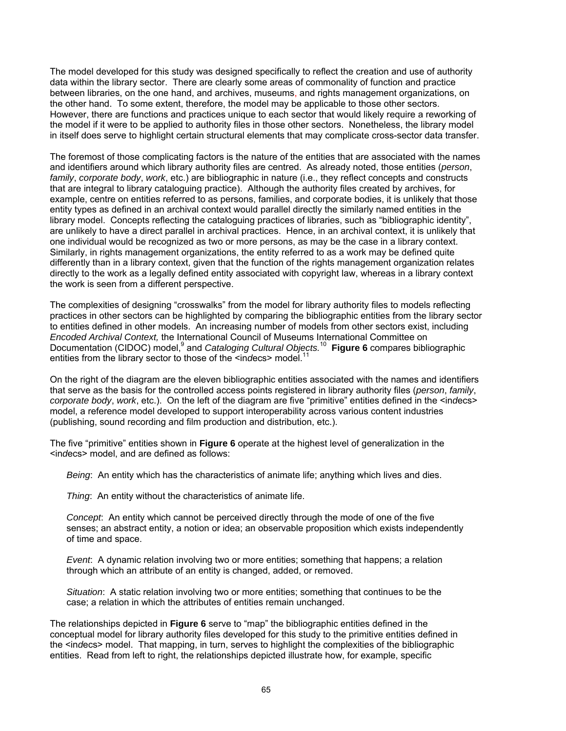The model developed for this study was designed specifically to reflect the creation and use of authority data within the library sector. There are clearly some areas of commonality of function and practice between libraries, on the one hand, and archives, museums, and rights management organizations, on the other hand. To some extent, therefore, the model may be applicable to those other sectors. However, there are functions and practices unique to each sector that would likely require a reworking of the model if it were to be applied to authority files in those other sectors. Nonetheless, the library model in itself does serve to highlight certain structural elements that may complicate cross-sector data transfer.

The foremost of those complicating factors is the nature of the entities that are associated with the names and identifiers around which library authority files are centred. As already noted, those entities (*person*, *family*, *corporate body*, *work*, etc.) are bibliographic in nature (i.e., they reflect concepts and constructs that are integral to library cataloguing practice). Although the authority files created by archives, for example, centre on entities referred to as persons, families, and corporate bodies, it is unlikely that those entity types as defined in an archival context would parallel directly the similarly named entities in the library model. Concepts reflecting the cataloguing practices of libraries, such as "bibliographic identity", are unlikely to have a direct parallel in archival practices. Hence, in an archival context, it is unlikely that one individual would be recognized as two or more persons, as may be the case in a library context. Similarly, in rights management organizations, the entity referred to as a work may be defined quite differently than in a library context, given that the function of the rights management organization relates directly to the work as a legally defined entity associated with copyright law, whereas in a library context the work is seen from a different perspective.

The complexities of designing "crosswalks" from the model for library authority files to models reflecting practices in other sectors can be highlighted by comparing the bibliographic entities from the library sector to entities defined in other models. An increasing number of models from other sectors exist, including *Encoded Archival Context,* the International Council of Museums International Committee on Documentation (CIDOC) model,[9] and *Cataloging Cultural Objects.*[10] **Figure 6** compares bibliographic entities from the library sector to those of the <in*d*ecs> model.[11]

On the right of the diagram are the eleven bibliographic entities associated with the names and identifiers that serve as the basis for the controlled access points registered in library authority files (*person*, *family*, *corporate body*, *work*, etc.). On the left of the diagram are five "primitive" entities defined in the <in*d*ecs> model, a reference model developed to support interoperability across various content industries (publishing, sound recording and film production and distribution, etc.).

The five "primitive" entities shown in **Figure 6** operate at the highest level of generalization in the <in*d*ecs> model, and are defined as follows:

*Being*: An entity which has the characteristics of animate life; anything which lives and dies.

*Thing*: An entity without the characteristics of animate life.

*Concept*: An entity which cannot be perceived directly through the mode of one of the five senses; an abstract entity, a notion or idea; an observable proposition which exists independently of time and space.

*Event*: A dynamic relation involving two or more entities; something that happens; a relation through which an attribute of an entity is changed, added, or removed.

*Situation*: A static relation involving two or more entities; something that continues to be the case; a relation in which the attributes of entities remain unchanged.

The relationships depicted in **Figure 6** serve to "map" the bibliographic entities defined in the conceptual model for library authority files developed for this study to the primitive entities defined in the <in*d*ecs> model. That mapping, in turn, serves to highlight the complexities of the bibliographic entities. Read from left to right, the relationships depicted illustrate how, for example, specific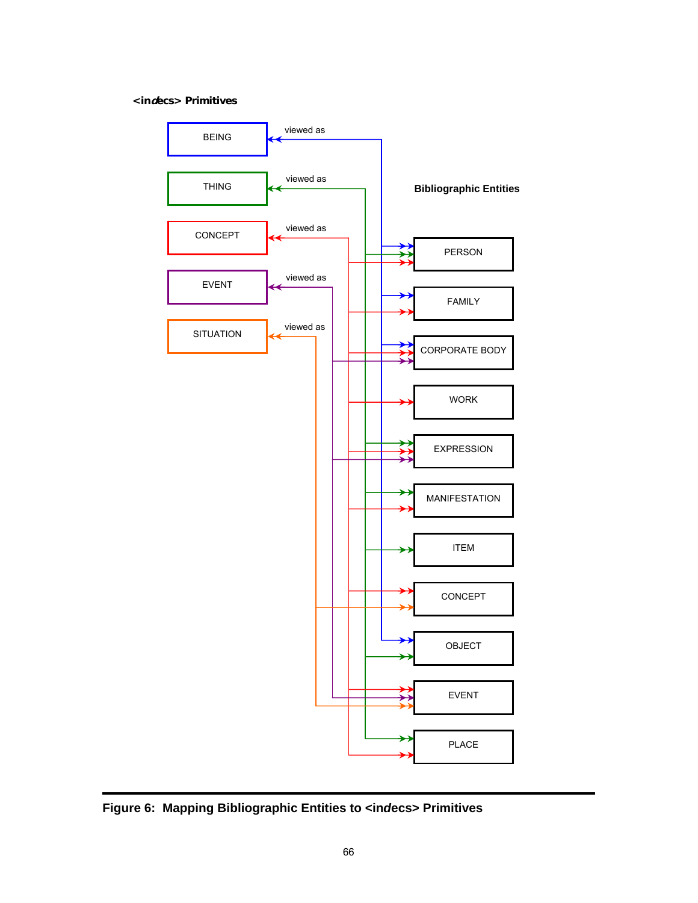**<indecs> Primitives**

BEING

THING

CONCEPT

EVENT

SITUATION

viewed as

viewed as

viewed as

viewed as

viewed as

**Bibliographic Entities**

PERSON

FAMILY

CORPORATE BODY

WORK

EXPRESSION

MANIFESTATION

ITEM

CONCEPT

OBJECT

EVENT

PLACE

**Figure 6: Mapping Bibliographic Entities to <indecs> Primitives**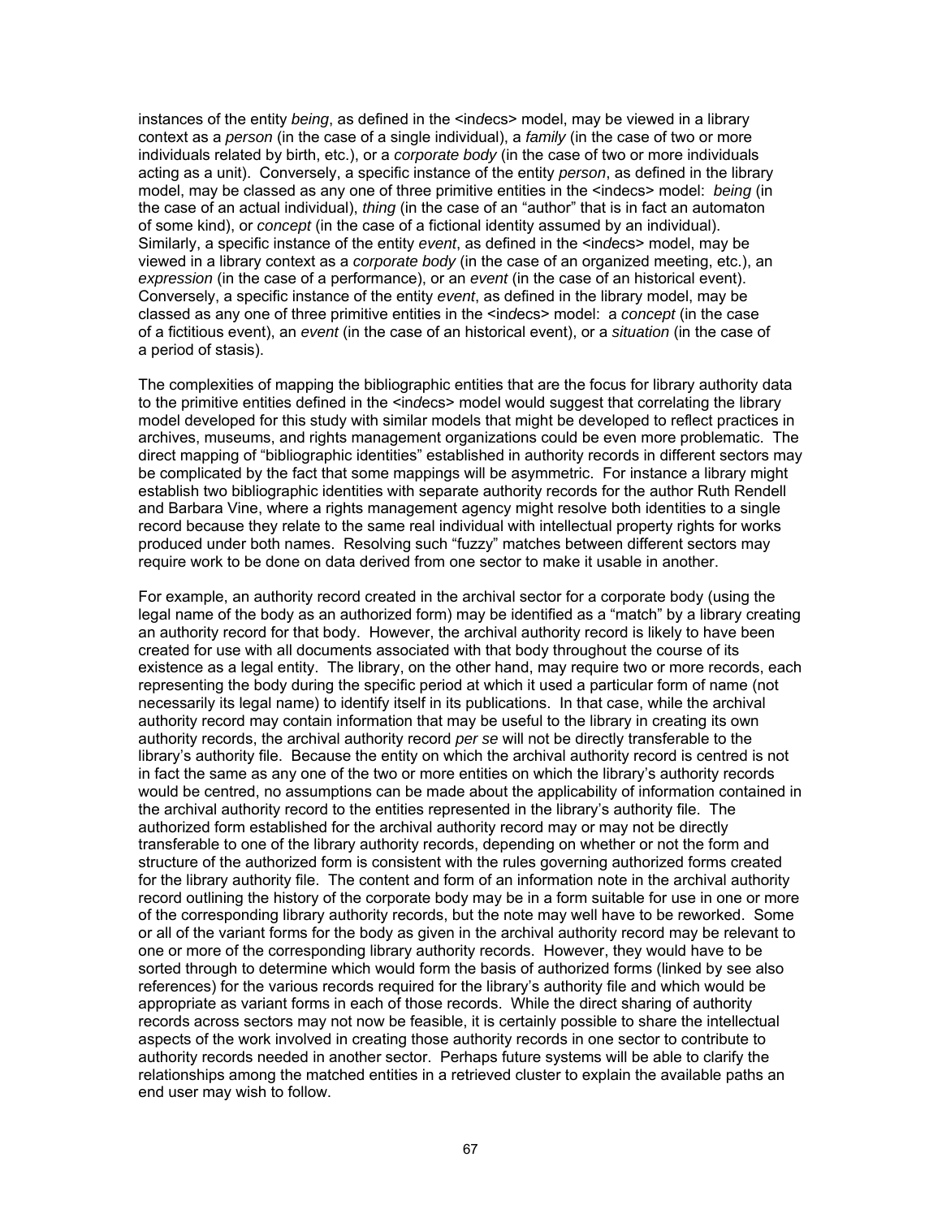instances of the entity *being*, as defined in the <indecs> model, may be viewed in a library context as a *person* (in the case of a single individual), a *family* (in the case of two or more individuals related by birth, etc.), or a *corporate body* (in the case of two or more individuals acting as a unit). Conversely, a specific instance of the entity *person*, as defined in the library model, may be classed as any one of three primitive entities in the <indecs> model: *being* (in the case of an actual individual), *thing* (in the case of an "author" that is in fact an automaton of some kind), or *concept* (in the case of a fictional identity assumed by an individual). Similarly, a specific instance of the entity *event*, as defined in the <indecs> model, may be viewed in a library context as a *corporate body* (in the case of an organized meeting, etc.), an *expression* (in the case of a performance), or an *event* (in the case of an historical event). Conversely, a specific instance of the entity *event*, as defined in the library model, may be classed as any one of three primitive entities in the <indecs> model: a *concept* (in the case of a fictitious event), an *event* (in the case of an historical event), or a *situation* (in the case of a period of stasis).

The complexities of mapping the bibliographic entities that are the focus for library authority data to the primitive entities defined in the <indecs> model would suggest that correlating the library model developed for this study with similar models that might be developed to reflect practices in archives, museums, and rights management organizations could be even more problematic. The direct mapping of "bibliographic identities" established in authority records in different sectors may be complicated by the fact that some mappings will be asymmetric. For instance a library might establish two bibliographic identities with separate authority records for the author Ruth Rendell and Barbara Vine, where a rights management agency might resolve both identities to a single record because they relate to the same real individual with intellectual property rights for works produced under both names. Resolving such "fuzzy" matches between different sectors may require work to be done on data derived from one sector to make it usable in another.

For example, an authority record created in the archival sector for a corporate body (using the legal name of the body as an authorized form) may be identified as a "match" by a library creating an authority record for that body. However, the archival authority record is likely to have been created for use with all documents associated with that body throughout the course of its existence as a legal entity. The library, on the other hand, may require two or more records, each representing the body during the specific period at which it used a particular form of name (not necessarily its legal name) to identify itself in its publications. In that case, while the archival authority record may contain information that may be useful to the library in creating its own authority records, the archival authority record *per se* will not be directly transferable to the library's authority file. Because the entity on which the archival authority record is centred is not in fact the same as any one of the two or more entities on which the library's authority records would be centred, no assumptions can be made about the applicability of information contained in the archival authority record to the entities represented in the library's authority file. The authorized form established for the archival authority record may or may not be directly transferable to one of the library authority records, depending on whether or not the form and structure of the authorized form is consistent with the rules governing authorized forms created for the library authority file. The content and form of an information note in the archival authority record outlining the history of the corporate body may be in a form suitable for use in one or more of the corresponding library authority records, but the note may well have to be reworked. Some or all of the variant forms for the body as given in the archival authority record may be relevant to one or more of the corresponding library authority records. However, they would have to be sorted through to determine which would form the basis of authorized forms (linked by see also references) for the various records required for the library's authority file and which would be appropriate as variant forms in each of those records. While the direct sharing of authority records across sectors may not now be feasible, it is certainly possible to share the intellectual aspects of the work involved in creating those authority records in one sector to contribute to authority records needed in another sector. Perhaps future systems will be able to clarify the relationships among the matched entities in a retrieved cluster to explain the available paths an end user may wish to follow.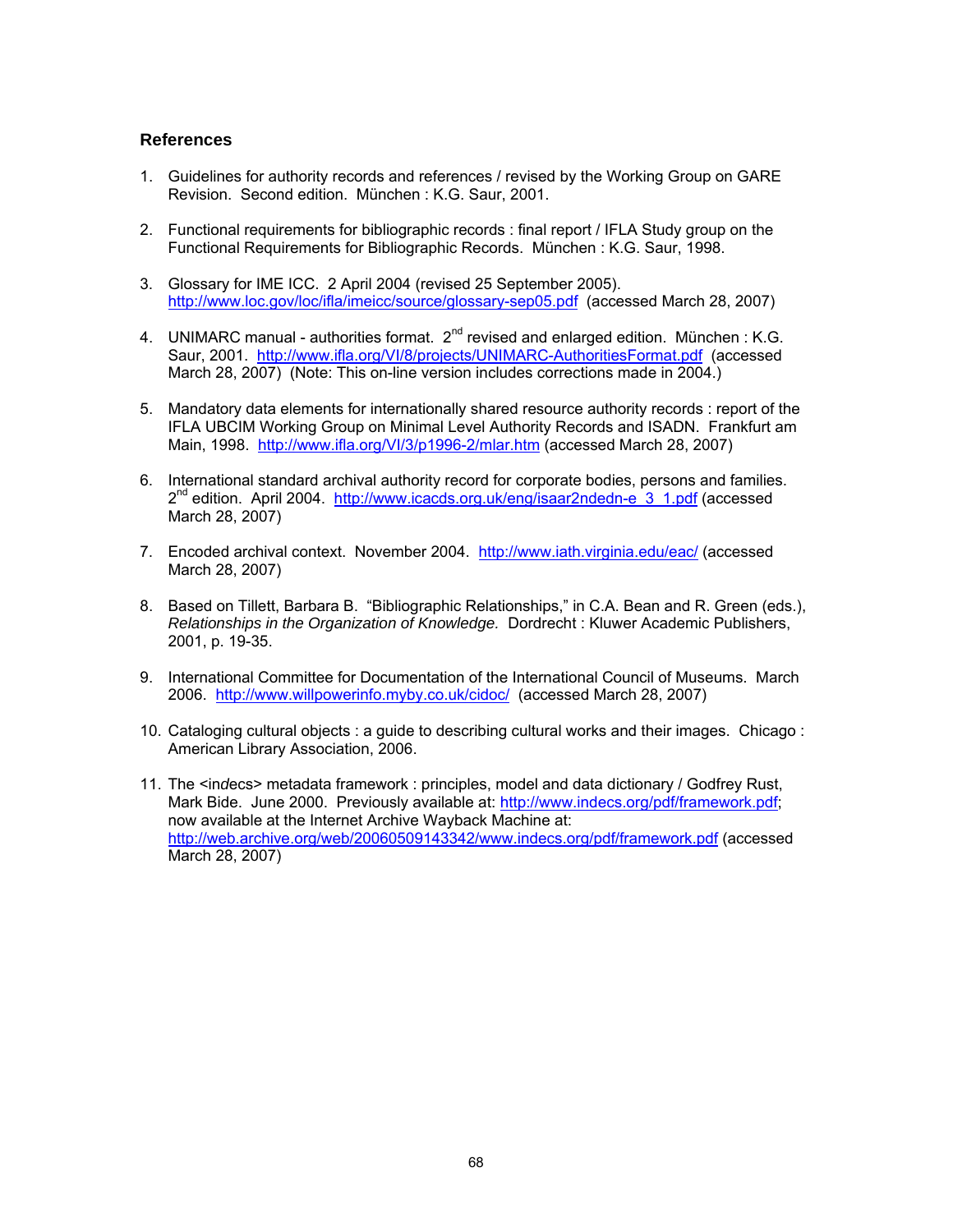### References

1. Guidelines for authority records and references / revised by the Working Group on GARE Revision. Second edition. München : K.G. Saur, 2001.

2. Functional requirements for bibliographic records : final report / IFLA Study group on the Functional Requirements for Bibliographic Records. München : K.G. Saur, 1998.

3. Glossary for IME ICC. 2 April 2004 (revised 25 September 2005). http://www.loc.gov/loc/ifla/imeicc/source/glossary-sep05.pdf (accessed March 28, 2007)

4. UNIMARC manual - authorities format. 2nd revised and enlarged edition. München : K.G. Saur, 2001. http://www.ifla.org/VI/8/projects/UNIMARC-AuthoritiesFormat.pdf (accessed March 28, 2007) (Note: This on-line version includes corrections made in 2004.)

5. Mandatory data elements for internationally shared resource authority records : report of the IFLA UBCIM Working Group on Minimal Level Authority Records and ISADN. Frankfurt am Main, 1998. http://www.ifla.org/VI/3/p1996-2/mlar.htm (accessed March 28, 2007)

6. International standard archival authority record for corporate bodies, persons and families. 2nd edition. April 2004. http://www.icacds.org.uk/eng/isaar2ndedn-e_3_1.pdf (accessed March 28, 2007)

7. Encoded archival context. November 2004. http://www.iath.virginia.edu/eac/ (accessed March 28, 2007)

8. Based on Tillett, Barbara B. "Bibliographic Relationships," in C.A. Bean and R. Green (eds.), *Relationships in the Organization of Knowledge.* Dordrecht : Kluwer Academic Publishers, 2001, p. 19-35.

9. International Committee for Documentation of the International Council of Museums. March 2006. http://www.willpowerinfo.myby.co.uk/cidoc/ (accessed March 28, 2007)

10. Cataloging cultural objects : a guide to describing cultural works and their images. Chicago : American Library Association, 2006.

11. The <indecs> metadata framework : principles, model and data dictionary / Godfrey Rust, Mark Bide. June 2000. Previously available at: http://www.indecs.org/pdf/framework.pdf; now available at the Internet Archive Wayback Machine at: http://web.archive.org/web/20060509143342/www.indecs.org/pdf/framework.pdf (accessed March 28, 2007)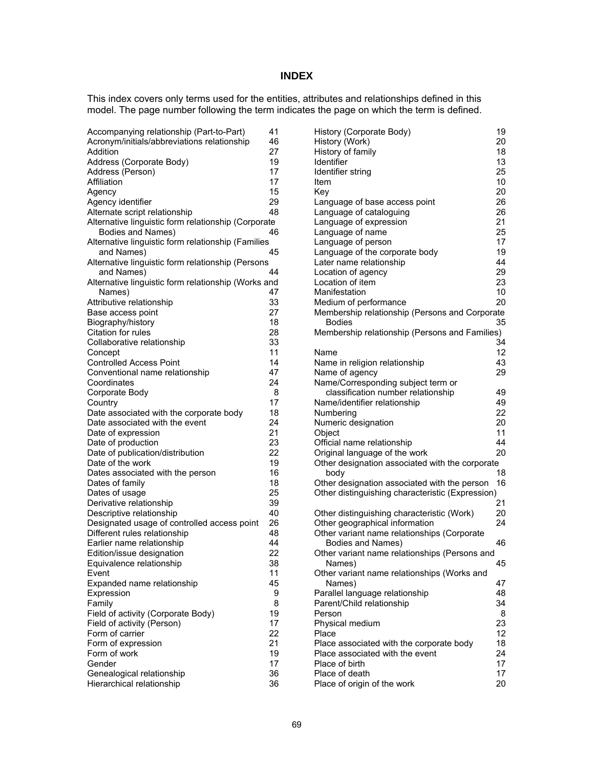# INDEX

This index covers only terms used for the entities, attributes and relationships defined in this model. The page number following the term indicates the page on which the term is defined.

Accompanying relationship (Part-to-Part) 41
Acronym/initials/abbreviations relationship 46
Addition 27
Address (Corporate Body) 19
Address (Person) 17
Affiliation 17
Agency 15
Agency identifier 29
Alternate script relationship 48
Alternative linguistic form relationship (Corporate Bodies and Names) 46
Alternative linguistic form relationship (Families and Names) 45
Alternative linguistic form relationship (Persons and Names) 44
Alternative linguistic form relationship (Works and Names) 47
Attributive relationship 33
Base access point 27
Biography/history 18
Citation for rules 28
Collaborative relationship 33
Concept 11
Controlled Access Point 14
Conventional name relationship 47
Coordinates 24
Corporate Body 8
Country 17
Date associated with the corporate body 18
Date associated with the event 24
Date of expression 21
Date of production 23
Date of publication/distribution 22
Date of the work 19
Dates associated with the person 16
Dates of family 18
Dates of usage 25
Derivative relationship 39
Descriptive relationship 40
Designated usage of controlled access point 26
Different rules relationship 48
Earlier name relationship 44
Edition/issue designation 22
Equivalence relationship 38
Event 11
Expanded name relationship 45
Expression 9
Family 8
Field of activity (Corporate Body) 19
Field of activity (Person) 17
Form of carrier 22
Form of expression 21
Form of work 19
Gender 17
Genealogical relationship 36
Hierarchical relationship 36
History (Corporate Body) 19
History (Work) 20
History of family 18
Identifier 13
Identifier string 25
Item 10
Key 20
Language of base access point 26
Language of cataloguing 26
Language of expression 21
Language of name 25
Language of person 17
Language of the corporate body 19
Later name relationship 44
Location of agency 29
Location of item 23
Manifestation 10
Medium of performance 20
Membership relationship (Persons and Corporate Bodies 35
Membership relationship (Persons and Families) 34
Name 12
Name in religion relationship 43
Name of agency 29
Name/Corresponding subject term or classification number relationship 49
Name/identifier relationship 49
Numbering 22
Numeric designation 20
Object 11
Official name relationship 44
Original language of the work 20
Other designation associated with the corporate body 18
Other designation associated with the person 16
Other distinguishing characteristic (Expression) 21
Other distinguishing characteristic (Work) 20
Other geographical information 24
Other variant name relationships (Corporate Bodies and Names) 46
Other variant name relationships (Persons and Names) 45
Other variant name relationships (Works and Names) 47
Parallel language relationship 48
Parent/Child relationship 34
Person 8
Physical medium 23
Place 12
Place associated with the corporate body 18
Place associated with the event 24
Place of birth 17
Place of death 17
Place of origin of the work 20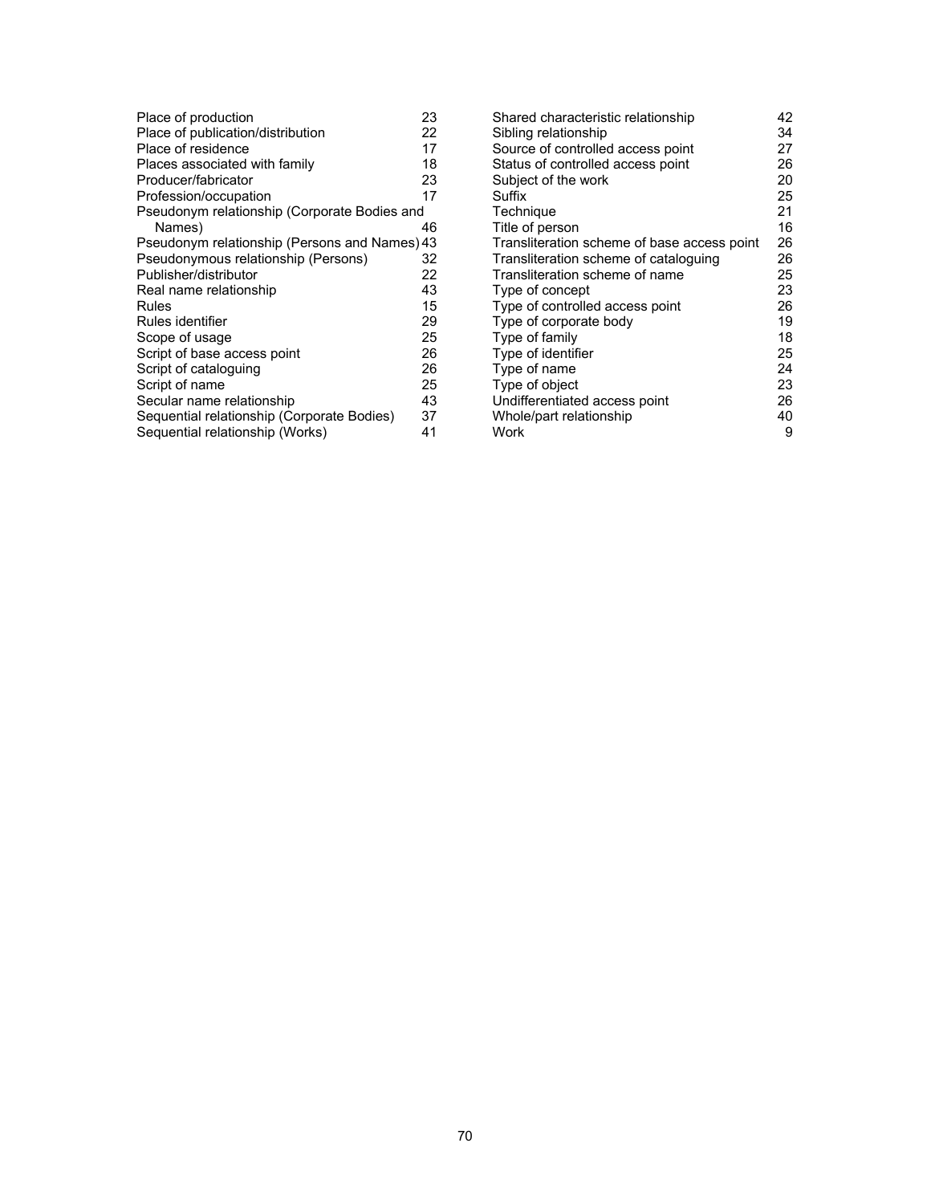Place of production 23
Place of publication/distribution 22
Place of residence 17
Places associated with family 18
Producer/fabricator 23
Profession/occupation 17
Pseudonym relationship (Corporate Bodies and Names) 46
Pseudonym relationship (Persons and Names) 43
Pseudonymous relationship (Persons) 32
Publisher/distributor 22
Real name relationship 43
Rules 15
Rules identifier 29
Scope of usage 25
Script of base access point 26
Script of cataloguing 26
Script of name 25
Secular name relationship 43
Sequential relationship (Corporate Bodies) 37
Sequential relationship (Works) 41
Shared characteristic relationship 42
Sibling relationship 34
Source of controlled access point 27
Status of controlled access point 26
Subject of the work 20
Suffix 25
Technique 21
Title of person 16
Transliteration scheme of base access point 26
Transliteration scheme of cataloguing 26
Transliteration scheme of name 25
Type of concept 23
Type of controlled access point 26
Type of corporate body 19
Type of family 18
Type of identifier 25
Type of name 24
Type of object 23
Undifferentiated access point 26
Whole/part relationship 40
Work 9